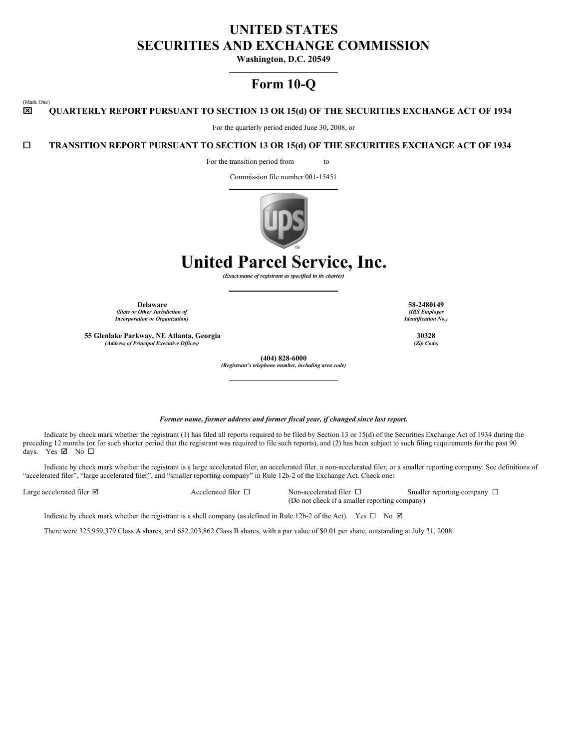# UNITED STATES
# SECURITIES AND EXCHANGE COMMISSION

**Washington, D.C. 20549**

## Form 10-Q

(Mark One)

☒ **QUARTERLY REPORT PURSUANT TO SECTION 13 OR 15(d) OF THE SECURITIES EXCHANGE ACT OF 1934**

For the quarterly period ended June 30, 2008, or

☐ **TRANSITION REPORT PURSUANT TO SECTION 13 OR 15(d) OF THE SECURITIES EXCHANGE ACT OF 1934**

For the transition period from to

Commission file number 001-15451

# United Parcel Service, Inc.

***(Exact name of registrant as specified in its charter)***

| | |
|---|---|
| **Delaware** | **58-2480149** |
| ***(State or Other Jurisdiction of Incorporation or Organization)*** | ***(IRS Employer Identification No.)*** |
| **55 Glenlake Parkway, NE Atlanta, Georgia** | **30328** |
| ***(Address of Principal Executive Offices)*** | ***(Zip Code)*** |

**(404) 828-6000**

***(Registrant's telephone number, including area code)***

***Former name, former address and former fiscal year, if changed since last report.***

Indicate by check mark whether the registrant (1) has filed all reports required to be filed by Section 13 or 15(d) of the Securities Exchange Act of 1934 during the preceding 12 months (or for such shorter period that the registrant was required to file such reports), and (2) has been subject to such filing requirements for the past 90 days. Yes ☑ No ☐

Indicate by check mark whether the registrant is a large accelerated filer, an accelerated filer, a non-accelerated filer, or a smaller reporting company. See definitions of "accelerated filer", "large accelerated filer", and "smaller reporting company" in Rule 12b-2 of the Exchange Act. Check one:

Large accelerated filer ☑ Accelerated filer ☐ Non-accelerated filer ☐ (Do not check if a smaller reporting company) Smaller reporting company ☐

Indicate by check mark whether the registrant is a shell company (as defined in Rule 12b-2 of the Act). Yes ☐ No ☑

There were 325,959,379 Class A shares, and 682,203,862 Class B shares, with a par value of $0.01 per share, outstanding at July 31, 2008.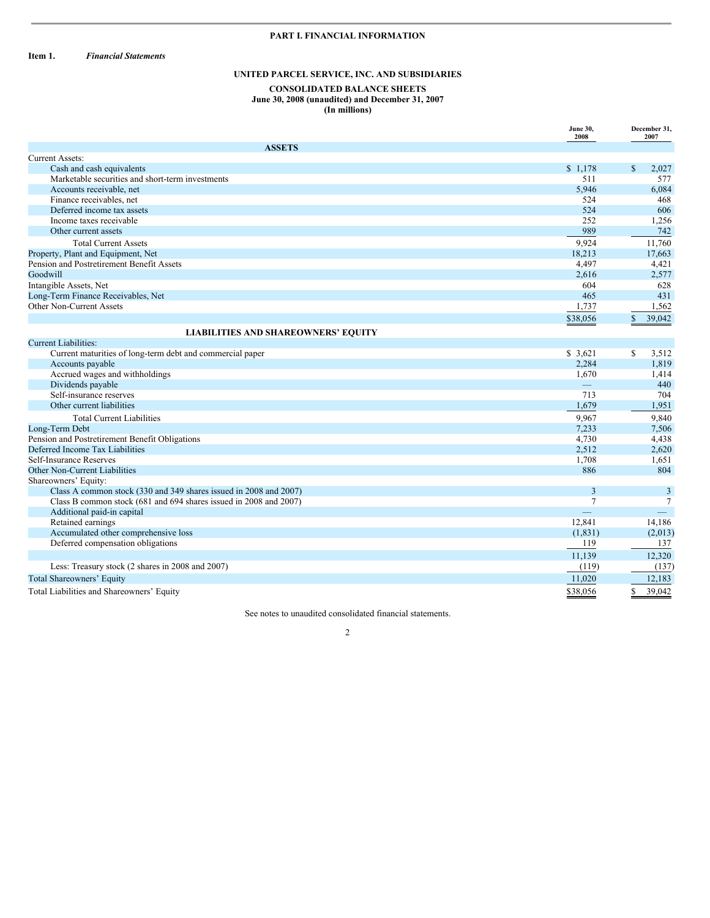# PART I. FINANCIAL INFORMATION

**Item 1.** ***Financial Statements***

## UNITED PARCEL SERVICE, INC. AND SUBSIDIARIES

### CONSOLIDATED BALANCE SHEETS
**June 30, 2008 (unaudited) and December 31, 2007**
**(In millions)**

| | June 30, 2008 | December 31, 2007 |
|---|---|---|
| **ASSETS** | | |
| Current Assets: | | |
| Cash and cash equivalents | $ 1,178 | $ 2,027 |
| Marketable securities and short-term investments | 511 | 577 |
| Accounts receivable, net | 5,946 | 6,084 |
| Finance receivables, net | 524 | 468 |
| Deferred income tax assets | 524 | 606 |
| Income taxes receivable | 252 | 1,256 |
| Other current assets | 989 | 742 |
| Total Current Assets | 9,924 | 11,760 |
| Property, Plant and Equipment, Net | 18,213 | 17,663 |
| Pension and Postretirement Benefit Assets | 4,497 | 4,421 |
| Goodwill | 2,616 | 2,577 |
| Intangible Assets, Net | 604 | 628 |
| Long-Term Finance Receivables, Net | 465 | 431 |
| Other Non-Current Assets | 1,737 | 1,562 |
| | $38,056 | $ 39,042 |
| **LIABILITIES AND SHAREOWNERS' EQUITY** | | |
| Current Liabilities: | | |
| Current maturities of long-term debt and commercial paper | $ 3,621 | $ 3,512 |
| Accounts payable | 2,284 | 1,819 |
| Accrued wages and withholdings | 1,670 | 1,414 |
| Dividends payable | — | 440 |
| Self-insurance reserves | 713 | 704 |
| Other current liabilities | 1,679 | 1,951 |
| Total Current Liabilities | 9,967 | 9,840 |
| Long-Term Debt | 7,233 | 7,506 |
| Pension and Postretirement Benefit Obligations | 4,730 | 4,438 |
| Deferred Income Tax Liabilities | 2,512 | 2,620 |
| Self-Insurance Reserves | 1,708 | 1,651 |
| Other Non-Current Liabilities | 886 | 804 |
| Shareowners' Equity: | | |
| Class A common stock (330 and 349 shares issued in 2008 and 2007) | 3 | 3 |
| Class B common stock (681 and 694 shares issued in 2008 and 2007) | 7 | 7 |
| Additional paid-in capital | — | — |
| Retained earnings | 12,841 | 14,186 |
| Accumulated other comprehensive loss | (1,831) | (2,013) |
| Deferred compensation obligations | 119 | 137 |
| | 11,139 | 12,320 |
| Less: Treasury stock (2 shares in 2008 and 2007) | (119) | (137) |
| Total Shareowners' Equity | 11,020 | 12,183 |
| Total Liabilities and Shareowners' Equity | $38,056 | $ 39,042 |

See notes to unaudited consolidated financial statements.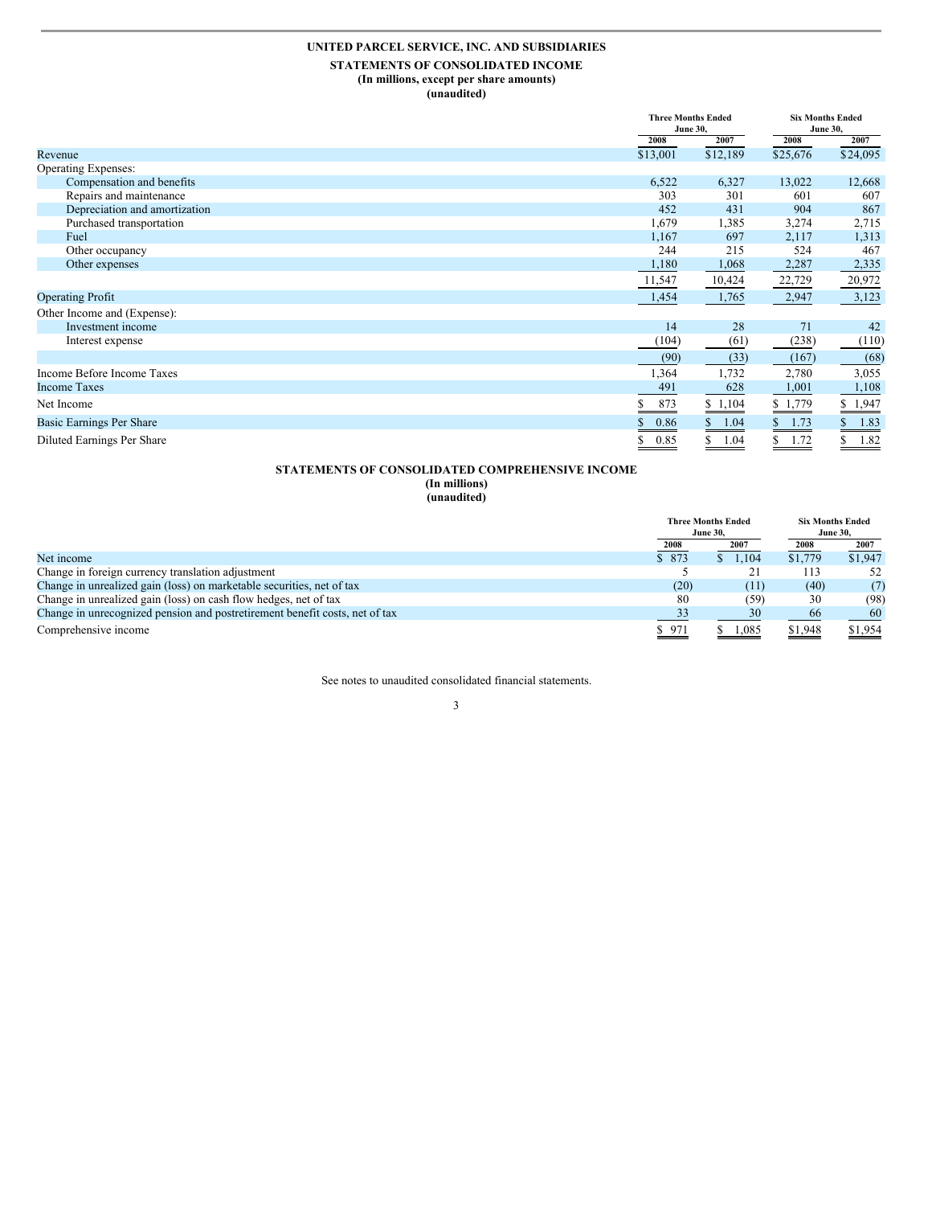# UNITED PARCEL SERVICE, INC. AND SUBSIDIARIES

## STATEMENTS OF CONSOLIDATED INCOME

**(In millions, except per share amounts)**
**(unaudited)**

| | Three Months Ended June 30, | | Six Months Ended June 30, | |
|---|---|---|---|---|
| | 2008 | 2007 | 2008 | 2007 |
| Revenue | $13,001 | $12,189 | $25,676 | $24,095 |
| Operating Expenses: | | | | |
| Compensation and benefits | 6,522 | 6,327 | 13,022 | 12,668 |
| Repairs and maintenance | 303 | 301 | 601 | 607 |
| Depreciation and amortization | 452 | 431 | 904 | 867 |
| Purchased transportation | 1,679 | 1,385 | 3,274 | 2,715 |
| Fuel | 1,167 | 697 | 2,117 | 1,313 |
| Other occupancy | 244 | 215 | 524 | 467 |
| Other expenses | 1,180 | 1,068 | 2,287 | 2,335 |
| | 11,547 | 10,424 | 22,729 | 20,972 |
| Operating Profit | 1,454 | 1,765 | 2,947 | 3,123 |
| Other Income and (Expense): | | | | |
| Investment income | 14 | 28 | 71 | 42 |
| Interest expense | (104) | (61) | (238) | (110) |
| | (90) | (33) | (167) | (68) |
| Income Before Income Taxes | 1,364 | 1,732 | 2,780 | 3,055 |
| Income Taxes | 491 | 628 | 1,001 | 1,108 |
| Net Income | $ 873 | $ 1,104 | $ 1,779 | $ 1,947 |
| Basic Earnings Per Share | $ 0.86 | $ 1.04 | $ 1.73 | $ 1.83 |
| Diluted Earnings Per Share | $ 0.85 | $ 1.04 | $ 1.72 | $ 1.82 |

## STATEMENTS OF CONSOLIDATED COMPREHENSIVE INCOME

**(In millions)**
**(unaudited)**

| | Three Months Ended June 30, | | Six Months Ended June 30, | |
|---|---|---|---|---|
| | 2008 | 2007 | 2008 | 2007 |
| Net income | $ 873 | $ 1,104 | $1,779 | $1,947 |
| Change in foreign currency translation adjustment | 5 | 21 | 113 | 52 |
| Change in unrealized gain (loss) on marketable securities, net of tax | (20) | (11) | (40) | (7) |
| Change in unrealized gain (loss) on cash flow hedges, net of tax | 80 | (59) | 30 | (98) |
| Change in unrecognized pension and postretirement benefit costs, net of tax | 33 | 30 | 66 | 60 |
| Comprehensive income | $ 971 | $ 1,085 | $1,948 | $1,954 |

See notes to unaudited consolidated financial statements.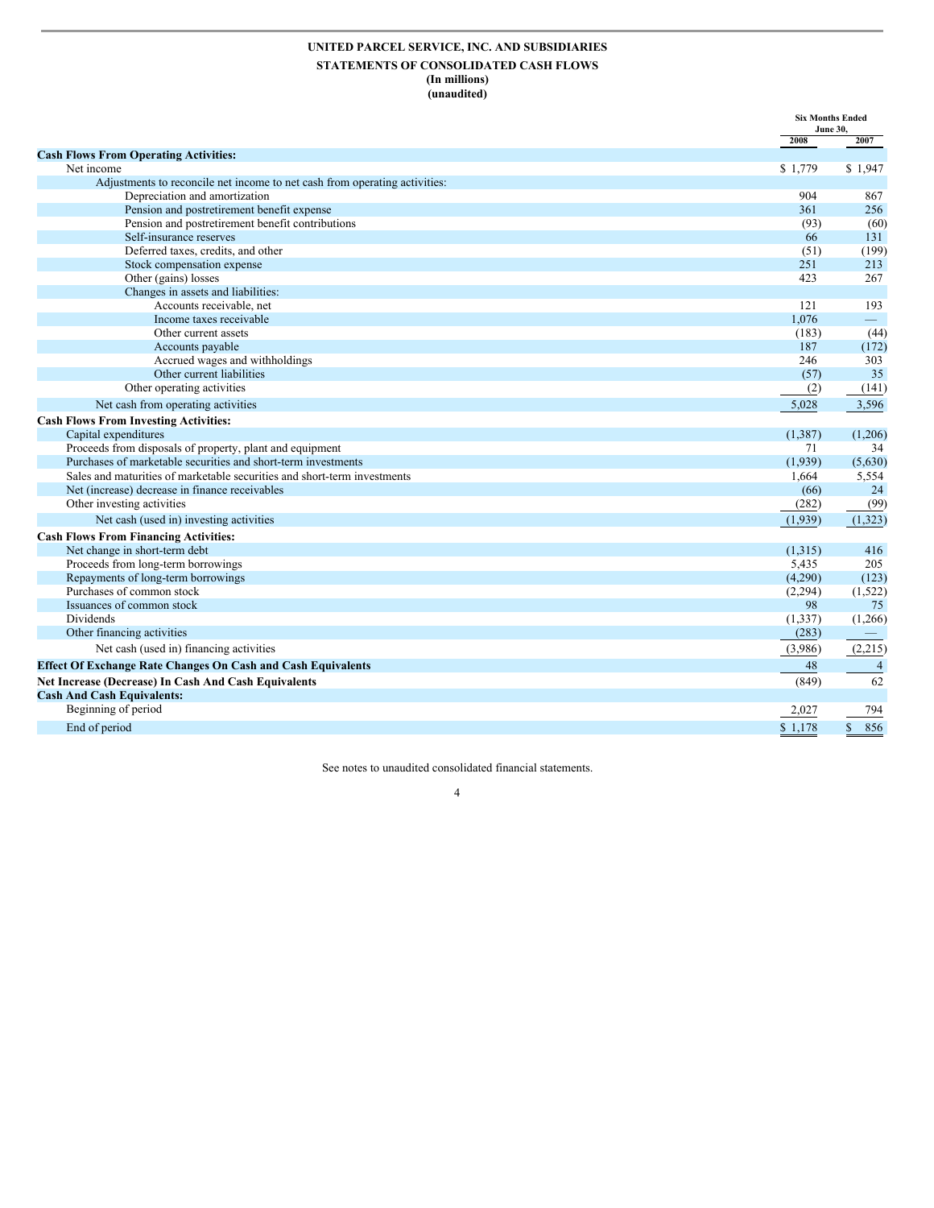**UNITED PARCEL SERVICE, INC. AND SUBSIDIARIES**

**STATEMENTS OF CONSOLIDATED CASH FLOWS**

**(In millions)**

**(unaudited)**

| | Six Months Ended June 30, | |
|---|---|---|
| | 2008 | 2007 |
| **Cash Flows From Operating Activities:** | | |
| Net income | $ 1,779 | $ 1,947 |
| Adjustments to reconcile net income to net cash from operating activities: | | |
| Depreciation and amortization | 904 | 867 |
| Pension and postretirement benefit expense | 361 | 256 |
| Pension and postretirement benefit contributions | (93) | (60) |
| Self-insurance reserves | 66 | 131 |
| Deferred taxes, credits, and other | (51) | (199) |
| Stock compensation expense | 251 | 213 |
| Other (gains) losses | 423 | 267 |
| Changes in assets and liabilities: | | |
| Accounts receivable, net | 121 | 193 |
| Income taxes receivable | 1,076 | — |
| Other current assets | (183) | (44) |
| Accounts payable | 187 | (172) |
| Accrued wages and withholdings | 246 | 303 |
| Other current liabilities | (57) | 35 |
| Other operating activities | (2) | (141) |
| Net cash from operating activities | 5,028 | 3,596 |
| **Cash Flows From Investing Activities:** | | |
| Capital expenditures | (1,387) | (1,206) |
| Proceeds from disposals of property, plant and equipment | 71 | 34 |
| Purchases of marketable securities and short-term investments | (1,939) | (5,630) |
| Sales and maturities of marketable securities and short-term investments | 1,664 | 5,554 |
| Net (increase) decrease in finance receivables | (66) | 24 |
| Other investing activities | (282) | (99) |
| Net cash (used in) investing activities | (1,939) | (1,323) |
| **Cash Flows From Financing Activities:** | | |
| Net change in short-term debt | (1,315) | 416 |
| Proceeds from long-term borrowings | 5,435 | 205 |
| Repayments of long-term borrowings | (4,290) | (123) |
| Purchases of common stock | (2,294) | (1,522) |
| Issuances of common stock | 98 | 75 |
| Dividends | (1,337) | (1,266) |
| Other financing activities | (283) | — |
| Net cash (used in) financing activities | (3,986) | (2,215) |
| **Effect Of Exchange Rate Changes On Cash and Cash Equivalents** | 48 | 4 |
| **Net Increase (Decrease) In Cash And Cash Equivalents** | (849) | 62 |
| **Cash And Cash Equivalents:** | | |
| Beginning of period | 2,027 | 794 |
| End of period | $ 1,178 | $ 856 |

See notes to unaudited consolidated financial statements.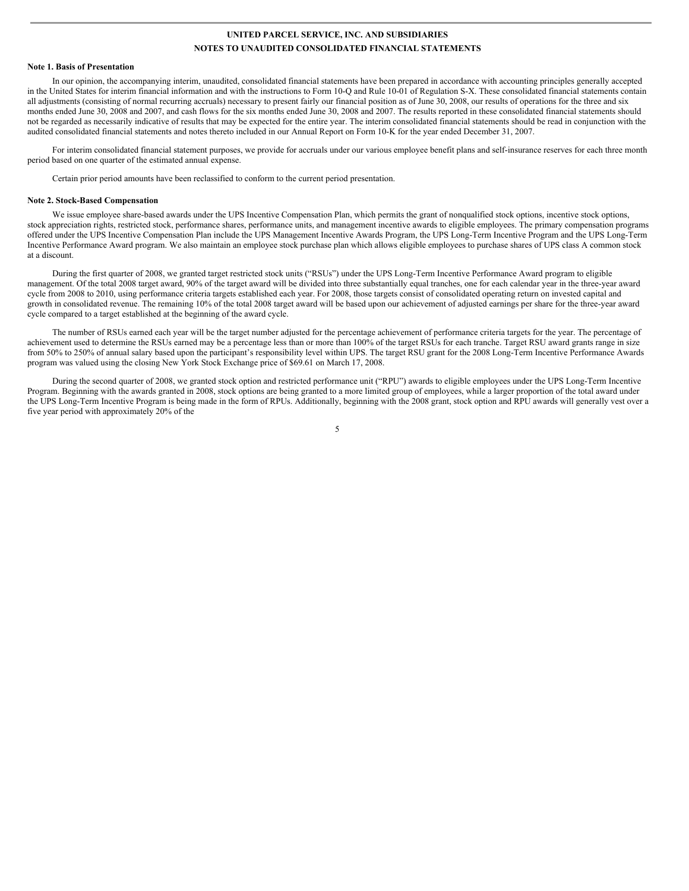**UNITED PARCEL SERVICE, INC. AND SUBSIDIARIES**

**NOTES TO UNAUDITED CONSOLIDATED FINANCIAL STATEMENTS**

### Note 1. Basis of Presentation

In our opinion, the accompanying interim, unaudited, consolidated financial statements have been prepared in accordance with accounting principles generally accepted in the United States for interim financial information and with the instructions to Form 10-Q and Rule 10-01 of Regulation S-X. These consolidated financial statements contain all adjustments (consisting of normal recurring accruals) necessary to present fairly our financial position as of June 30, 2008, our results of operations for the three and six months ended June 30, 2008 and 2007, and cash flows for the six months ended June 30, 2008 and 2007. The results reported in these consolidated financial statements should not be regarded as necessarily indicative of results that may be expected for the entire year. The interim consolidated financial statements should be read in conjunction with the audited consolidated financial statements and notes thereto included in our Annual Report on Form 10-K for the year ended December 31, 2007.

For interim consolidated financial statement purposes, we provide for accruals under our various employee benefit plans and self-insurance reserves for each three month period based on one quarter of the estimated annual expense.

Certain prior period amounts have been reclassified to conform to the current period presentation.

### Note 2. Stock-Based Compensation

We issue employee share-based awards under the UPS Incentive Compensation Plan, which permits the grant of nonqualified stock options, incentive stock options, stock appreciation rights, restricted stock, performance shares, performance units, and management incentive awards to eligible employees. The primary compensation programs offered under the UPS Incentive Compensation Plan include the UPS Management Incentive Awards Program, the UPS Long-Term Incentive Program and the UPS Long-Term Incentive Performance Award program. We also maintain an employee stock purchase plan which allows eligible employees to purchase shares of UPS class A common stock at a discount.

During the first quarter of 2008, we granted target restricted stock units ("RSUs") under the UPS Long-Term Incentive Performance Award program to eligible management. Of the total 2008 target award, 90% of the target award will be divided into three substantially equal tranches, one for each calendar year in the three-year award cycle from 2008 to 2010, using performance criteria targets established each year. For 2008, those targets consist of consolidated operating return on invested capital and growth in consolidated revenue. The remaining 10% of the total 2008 target award will be based upon our achievement of adjusted earnings per share for the three-year award cycle compared to a target established at the beginning of the award cycle.

The number of RSUs earned each year will be the target number adjusted for the percentage achievement of performance criteria targets for the year. The percentage of achievement used to determine the RSUs earned may be a percentage less than or more than 100% of the target RSUs for each tranche. Target RSU award grants range in size from 50% to 250% of annual salary based upon the participant's responsibility level within UPS. The target RSU grant for the 2008 Long-Term Incentive Performance Awards program was valued using the closing New York Stock Exchange price of $69.61 on March 17, 2008.

During the second quarter of 2008, we granted stock option and restricted performance unit ("RPU") awards to eligible employees under the UPS Long-Term Incentive Program. Beginning with the awards granted in 2008, stock options are being granted to a more limited group of employees, while a larger proportion of the total award under the UPS Long-Term Incentive Program is being made in the form of RPUs. Additionally, beginning with the 2008 grant, stock option and RPU awards will generally vest over a five year period with approximately 20% of the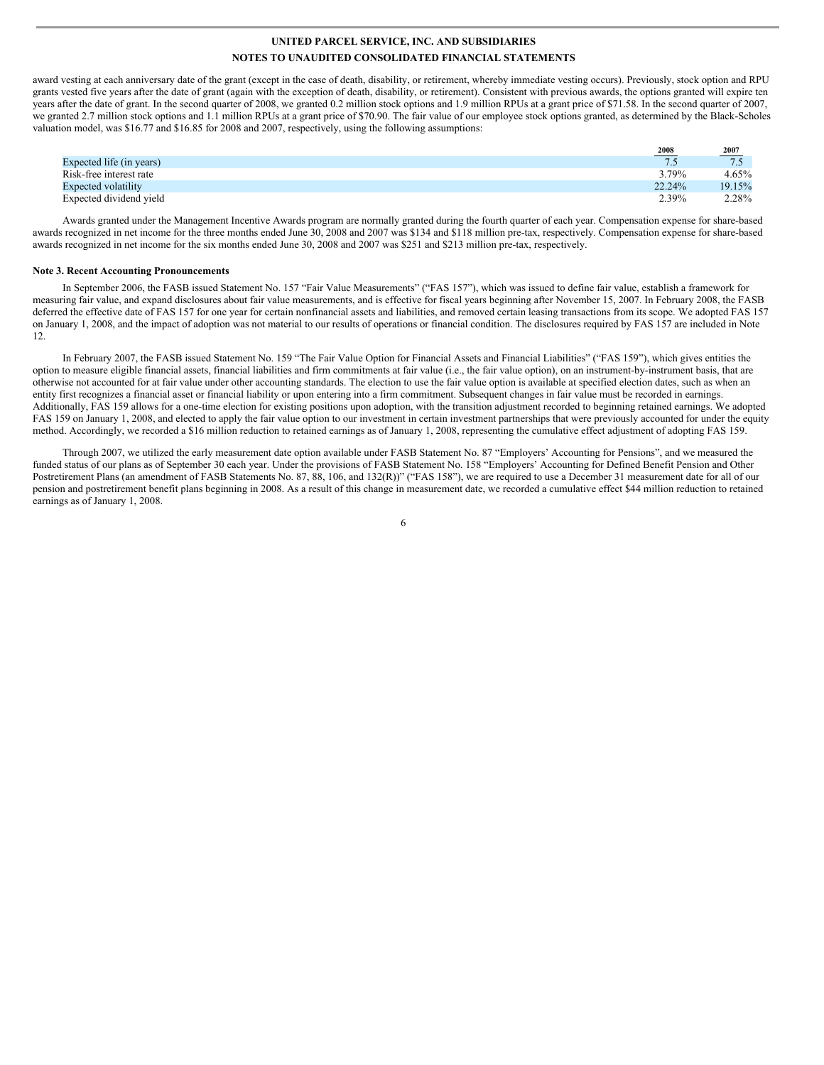award vesting at each anniversary date of the grant (except in the case of death, disability, or retirement, whereby immediate vesting occurs). Previously, stock option and RPU grants vested five years after the date of grant (again with the exception of death, disability, or retirement). Consistent with previous awards, the options granted will expire ten years after the date of grant. In the second quarter of 2008, we granted 0.2 million stock options and 1.9 million RPUs at a grant price of $71.58. In the second quarter of 2007, we granted 2.7 million stock options and 1.1 million RPUs at a grant price of $70.90. The fair value of our employee stock options granted, as determined by the Black-Scholes valuation model, was $16.77 and $16.85 for 2008 and 2007, respectively, using the following assumptions:

| | 2008 | 2007 |
|---|---|---|
| Expected life (in years) | 7.5 | 7.5 |
| Risk-free interest rate | 3.79% | 4.65% |
| Expected volatility | 22.24% | 19.15% |
| Expected dividend yield | 2.39% | 2.28% |

Awards granted under the Management Incentive Awards program are normally granted during the fourth quarter of each year. Compensation expense for share-based awards recognized in net income for the three months ended June 30, 2008 and 2007 was $134 and $118 million pre-tax, respectively. Compensation expense for share-based awards recognized in net income for the six months ended June 30, 2008 and 2007 was $251 and $213 million pre-tax, respectively.

**Note 3. Recent Accounting Pronouncements**

In September 2006, the FASB issued Statement No. 157 "Fair Value Measurements" ("FAS 157"), which was issued to define fair value, establish a framework for measuring fair value, and expand disclosures about fair value measurements, and is effective for fiscal years beginning after November 15, 2007. In February 2008, the FASB deferred the effective date of FAS 157 for one year for certain nonfinancial assets and liabilities, and removed certain leasing transactions from its scope. We adopted FAS 157 on January 1, 2008, and the impact of adoption was not material to our results of operations or financial condition. The disclosures required by FAS 157 are included in Note 12.

In February 2007, the FASB issued Statement No. 159 "The Fair Value Option for Financial Assets and Financial Liabilities" ("FAS 159"), which gives entities the option to measure eligible financial assets, financial liabilities and firm commitments at fair value (i.e., the fair value option), on an instrument-by-instrument basis, that are otherwise not accounted for at fair value under other accounting standards. The election to use the fair value option is available at specified election dates, such as when an entity first recognizes a financial asset or financial liability or upon entering into a firm commitment. Subsequent changes in fair value must be recorded in earnings. Additionally, FAS 159 allows for a one-time election for existing positions upon adoption, with the transition adjustment recorded to beginning retained earnings. We adopted FAS 159 on January 1, 2008, and elected to apply the fair value option to our investment in certain investment partnerships that were previously accounted for under the equity method. Accordingly, we recorded a $16 million reduction to retained earnings as of January 1, 2008, representing the cumulative effect adjustment of adopting FAS 159.

Through 2007, we utilized the early measurement date option available under FASB Statement No. 87 "Employers' Accounting for Pensions", and we measured the funded status of our plans as of September 30 each year. Under the provisions of FASB Statement No. 158 "Employers' Accounting for Defined Benefit Pension and Other Postretirement Plans (an amendment of FASB Statements No. 87, 88, 106, and 132(R))" ("FAS 158"), we are required to use a December 31 measurement date for all of our pension and postretirement benefit plans beginning in 2008. As a result of this change in measurement date, we recorded a cumulative effect $44 million reduction to retained earnings as of January 1, 2008.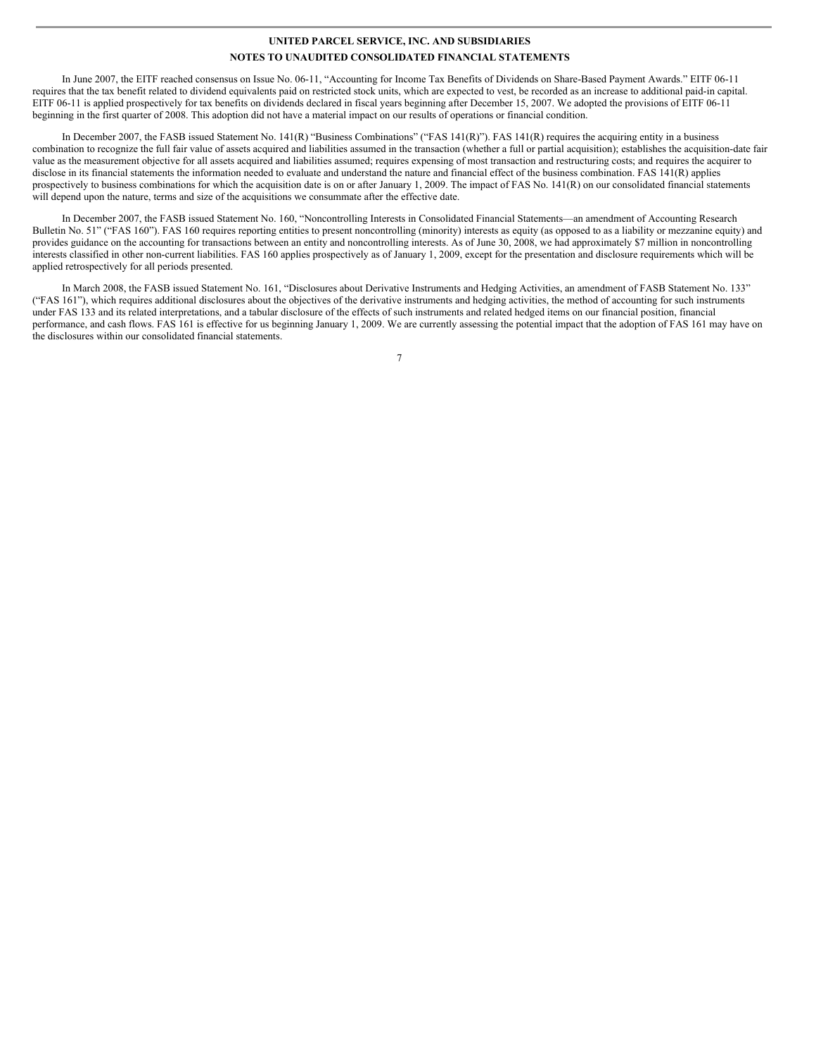**UNITED PARCEL SERVICE, INC. AND SUBSIDIARIES**

**NOTES TO UNAUDITED CONSOLIDATED FINANCIAL STATEMENTS**

In June 2007, the EITF reached consensus on Issue No. 06-11, "Accounting for Income Tax Benefits of Dividends on Share-Based Payment Awards." EITF 06-11 requires that the tax benefit related to dividend equivalents paid on restricted stock units, which are expected to vest, be recorded as an increase to additional paid-in capital. EITF 06-11 is applied prospectively for tax benefits on dividends declared in fiscal years beginning after December 15, 2007. We adopted the provisions of EITF 06-11 beginning in the first quarter of 2008. This adoption did not have a material impact on our results of operations or financial condition.

In December 2007, the FASB issued Statement No. 141(R) "Business Combinations" ("FAS 141(R)"). FAS 141(R) requires the acquiring entity in a business combination to recognize the full fair value of assets acquired and liabilities assumed in the transaction (whether a full or partial acquisition); establishes the acquisition-date fair value as the measurement objective for all assets acquired and liabilities assumed; requires expensing of most transaction and restructuring costs; and requires the acquirer to disclose in its financial statements the information needed to evaluate and understand the nature and financial effect of the business combination. FAS 141(R) applies prospectively to business combinations for which the acquisition date is on or after January 1, 2009. The impact of FAS No. 141(R) on our consolidated financial statements will depend upon the nature, terms and size of the acquisitions we consummate after the effective date.

In December 2007, the FASB issued Statement No. 160, "Noncontrolling Interests in Consolidated Financial Statements—an amendment of Accounting Research Bulletin No. 51" ("FAS 160"). FAS 160 requires reporting entities to present noncontrolling (minority) interests as equity (as opposed to as a liability or mezzanine equity) and provides guidance on the accounting for transactions between an entity and noncontrolling interests. As of June 30, 2008, we had approximately $7 million in noncontrolling interests classified in other non-current liabilities. FAS 160 applies prospectively as of January 1, 2009, except for the presentation and disclosure requirements which will be applied retrospectively for all periods presented.

In March 2008, the FASB issued Statement No. 161, "Disclosures about Derivative Instruments and Hedging Activities, an amendment of FASB Statement No. 133" ("FAS 161"), which requires additional disclosures about the objectives of the derivative instruments and hedging activities, the method of accounting for such instruments under FAS 133 and its related interpretations, and a tabular disclosure of the effects of such instruments and related hedged items on our financial position, financial performance, and cash flows. FAS 161 is effective for us beginning January 1, 2009. We are currently assessing the potential impact that the adoption of FAS 161 may have on the disclosures within our consolidated financial statements.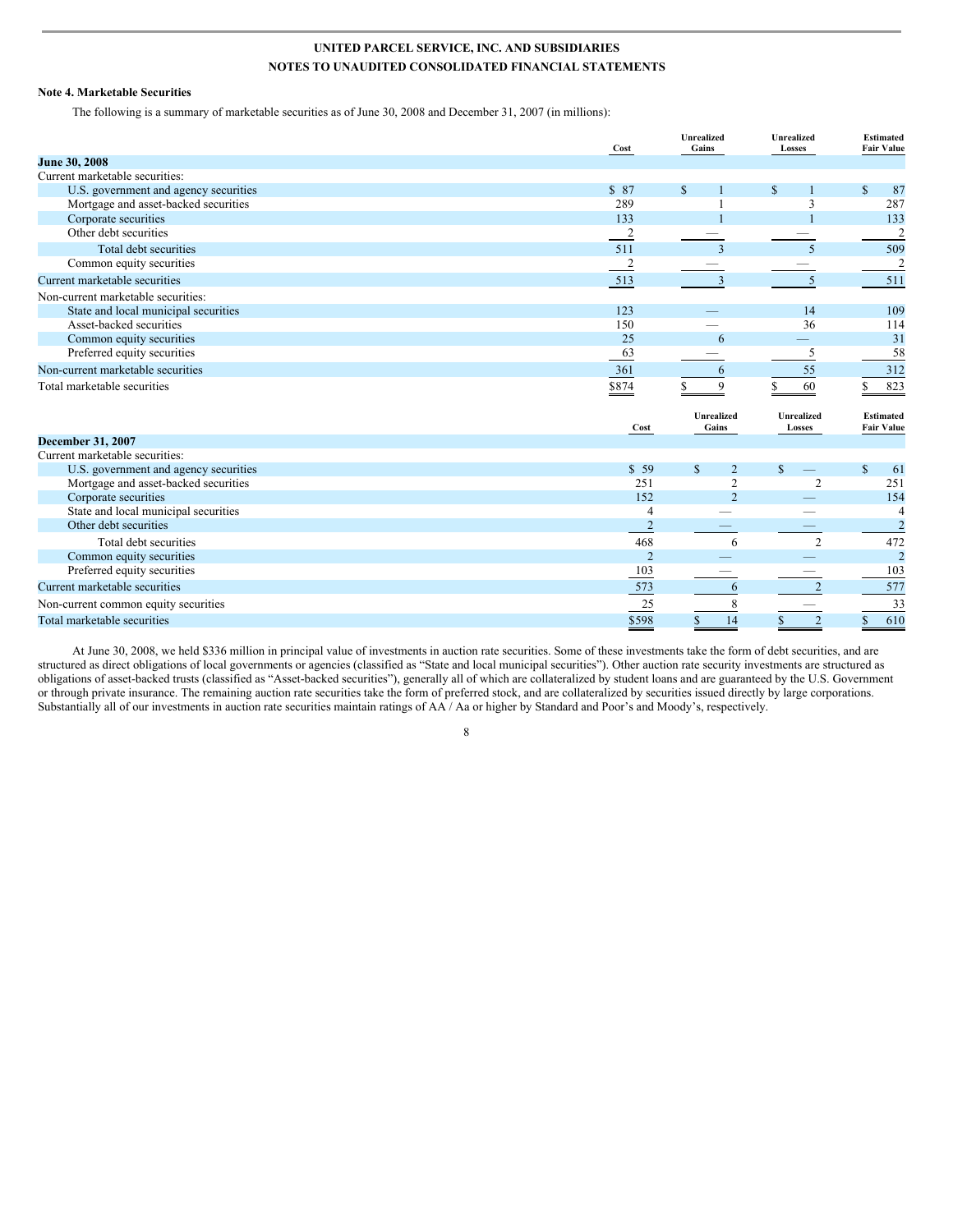**UNITED PARCEL SERVICE, INC. AND SUBSIDIARIES**

**NOTES TO UNAUDITED CONSOLIDATED FINANCIAL STATEMENTS**

**Note 4. Marketable Securities**

The following is a summary of marketable securities as of June 30, 2008 and December 31, 2007 (in millions):

| | Cost | Unrealized Gains | Unrealized Losses | Estimated Fair Value |
|---|---|---|---|---|
| **June 30, 2008** | | | | |
| Current marketable securities: | | | | |
| U.S. government and agency securities | $ 87 | $ 1 | $ 1 | $ 87 |
| Mortgage and asset-backed securities | 289 | 1 | 3 | 287 |
| Corporate securities | 133 | 1 | 1 | 133 |
| Other debt securities | 2 | — | — | 2 |
| Total debt securities | 511 | 3 | 5 | 509 |
| Common equity securities | 2 | — | — | 2 |
| Current marketable securities | 513 | 3 | 5 | 511 |
| Non-current marketable securities: | | | | |
| State and local municipal securities | 123 | — | 14 | 109 |
| Asset-backed securities | 150 | — | 36 | 114 |
| Common equity securities | 25 | 6 | — | 31 |
| Preferred equity securities | 63 | — | 5 | 58 |
| Non-current marketable securities | 361 | 6 | 55 | 312 |
| Total marketable securities | $874 | $ 9 | $ 60 | $ 823 |

| | Cost | Unrealized Gains | Unrealized Losses | Estimated Fair Value |
|---|---|---|---|---|
| **December 31, 2007** | | | | |
| Current marketable securities: | | | | |
| U.S. government and agency securities | $ 59 | $ 2 | $ — | $ 61 |
| Mortgage and asset-backed securities | 251 | 2 | 2 | 251 |
| Corporate securities | 152 | 2 | — | 154 |
| State and local municipal securities | 4 | — | — | 4 |
| Other debt securities | 2 | — | — | 2 |
| Total debt securities | 468 | 6 | 2 | 472 |
| Common equity securities | 2 | — | — | 2 |
| Preferred equity securities | 103 | — | — | 103 |
| Current marketable securities | 573 | 6 | 2 | 577 |
| Non-current common equity securities | 25 | 8 | — | 33 |
| Total marketable securities | $598 | $ 14 | $ 2 | $ 610 |

At June 30, 2008, we held $336 million in principal value of investments in auction rate securities. Some of these investments take the form of debt securities, and are structured as direct obligations of local governments or agencies (classified as "State and local municipal securities"). Other auction rate security investments are structured as obligations of asset-backed trusts (classified as "Asset-backed securities"), generally all of which are collateralized by student loans and are guaranteed by the U.S. Government or through private insurance. The remaining auction rate securities take the form of preferred stock, and are collateralized by securities issued directly by large corporations. Substantially all of our investments in auction rate securities maintain ratings of AA / Aa or higher by Standard and Poor's and Moody's, respectively.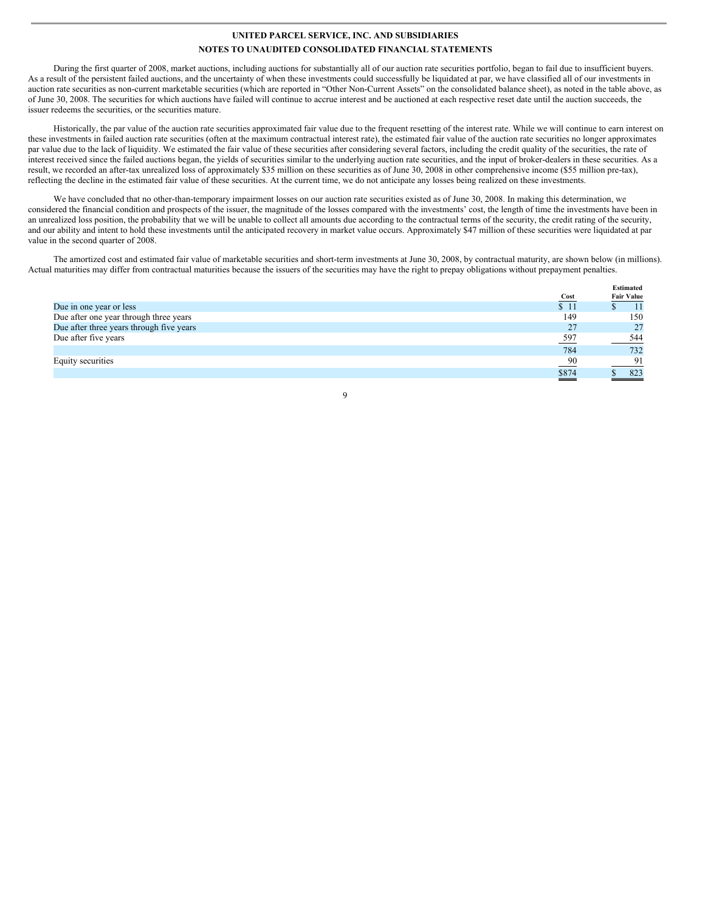**UNITED PARCEL SERVICE, INC. AND SUBSIDIARIES**

**NOTES TO UNAUDITED CONSOLIDATED FINANCIAL STATEMENTS**

During the first quarter of 2008, market auctions, including auctions for substantially all of our auction rate securities portfolio, began to fail due to insufficient buyers. As a result of the persistent failed auctions, and the uncertainty of when these investments could successfully be liquidated at par, we have classified all of our investments in auction rate securities as non-current marketable securities (which are reported in "Other Non-Current Assets" on the consolidated balance sheet), as noted in the table above, as of June 30, 2008. The securities for which auctions have failed will continue to accrue interest and be auctioned at each respective reset date until the auction succeeds, the issuer redeems the securities, or the securities mature.

Historically, the par value of the auction rate securities approximated fair value due to the frequent resetting of the interest rate. While we will continue to earn interest on these investments in failed auction rate securities (often at the maximum contractual interest rate), the estimated fair value of the auction rate securities no longer approximates par value due to the lack of liquidity. We estimated the fair value of these securities after considering several factors, including the credit quality of the securities, the rate of interest received since the failed auctions began, the yields of securities similar to the underlying auction rate securities, and the input of broker-dealers in these securities. As a result, we recorded an after-tax unrealized loss of approximately $35 million on these securities as of June 30, 2008 in other comprehensive income ($55 million pre-tax), reflecting the decline in the estimated fair value of these securities. At the current time, we do not anticipate any losses being realized on these investments.

We have concluded that no other-than-temporary impairment losses on our auction rate securities existed as of June 30, 2008. In making this determination, we considered the financial condition and prospects of the issuer, the magnitude of the losses compared with the investments' cost, the length of time the investments have been in an unrealized loss position, the probability that we will be unable to collect all amounts due according to the contractual terms of the security, the credit rating of the security, and our ability and intent to hold these investments until the anticipated recovery in market value occurs. Approximately $47 million of these securities were liquidated at par value in the second quarter of 2008.

The amortized cost and estimated fair value of marketable securities and short-term investments at June 30, 2008, by contractual maturity, are shown below (in millions). Actual maturities may differ from contractual maturities because the issuers of the securities may have the right to prepay obligations without prepayment penalties.

| | Cost | Estimated Fair Value |
|---|---|---|
| Due in one year or less | $ 11 | $ 11 |
| Due after one year through three years | 149 | 150 |
| Due after three years through five years | 27 | 27 |
| Due after five years | 597 | 544 |
| | 784 | 732 |
| Equity securities | 90 | 91 |
| | $874 | $ 823 |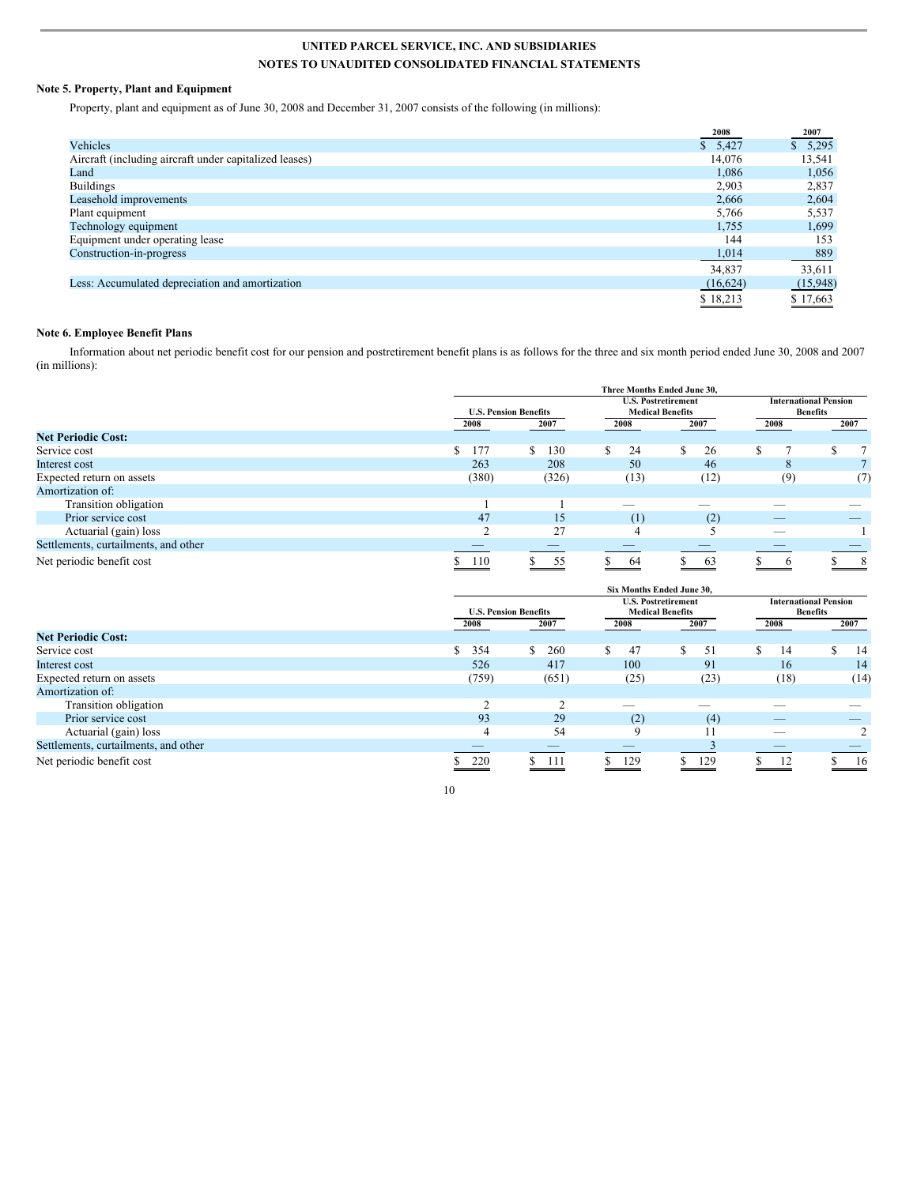**UNITED PARCEL SERVICE, INC. AND SUBSIDIARIES**

**NOTES TO UNAUDITED CONSOLIDATED FINANCIAL STATEMENTS**

### Note 5. Property, Plant and Equipment

Property, plant and equipment as of June 30, 2008 and December 31, 2007 consists of the following (in millions):

| | 2008 | 2007 |
|---|---|---|
| Vehicles | $ 5,427 | $ 5,295 |
| Aircraft (including aircraft under capitalized leases) | 14,076 | 13,541 |
| Land | 1,086 | 1,056 |
| Buildings | 2,903 | 2,837 |
| Leasehold improvements | 2,666 | 2,604 |
| Plant equipment | 5,766 | 5,537 |
| Technology equipment | 1,755 | 1,699 |
| Equipment under operating lease | 144 | 153 |
| Construction-in-progress | 1,014 | 889 |
| | 34,837 | 33,611 |
| Less: Accumulated depreciation and amortization | (16,624) | (15,948) |
| | $ 18,213 | $ 17,663 |

### Note 6. Employee Benefit Plans

Information about net periodic benefit cost for our pension and postretirement benefit plans is as follows for the three and six month period ended June 30, 2008 and 2007 (in millions):

| | Three Months Ended June 30, | | | | | |
|---|---|---|---|---|---|---|
| | U.S. Pension Benefits | | U.S. Postretirement Medical Benefits | | International Pension Benefits | |
| | 2008 | 2007 | 2008 | 2007 | 2008 | 2007 |
| **Net Periodic Cost:** | | | | | | |
| Service cost | $ 177 | $ 130 | $ 24 | $ 26 | $ 7 | $ 7 |
| Interest cost | 263 | 208 | 50 | 46 | 8 | 7 |
| Expected return on assets | (380) | (326) | (13) | (12) | (9) | (7) |
| Amortization of: | | | | | | |
| Transition obligation | 1 | 1 | — | — | — | — |
| Prior service cost | 47 | 15 | (1) | (2) | — | — |
| Actuarial (gain) loss | 2 | 27 | 4 | 5 | — | 1 |
| Settlements, curtailments, and other | — | — | — | — | — | — |
| Net periodic benefit cost | $ 110 | $ 55 | $ 64 | $ 63 | $ 6 | $ 8 |

| | Six Months Ended June 30, | | | | | |
|---|---|---|---|---|---|---|
| | U.S. Pension Benefits | | U.S. Postretirement Medical Benefits | | International Pension Benefits | |
| | 2008 | 2007 | 2008 | 2007 | 2008 | 2007 |
| **Net Periodic Cost:** | | | | | | |
| Service cost | $ 354 | $ 260 | $ 47 | $ 51 | $ 14 | $ 14 |
| Interest cost | 526 | 417 | 100 | 91 | 16 | 14 |
| Expected return on assets | (759) | (651) | (25) | (23) | (18) | (14) |
| Amortization of: | | | | | | |
| Transition obligation | 2 | 2 | — | — | — | — |
| Prior service cost | 93 | 29 | (2) | (4) | — | — |
| Actuarial (gain) loss | 4 | 54 | 9 | 11 | — | 2 |
| Settlements, curtailments, and other | — | — | — | 3 | — | — |
| Net periodic benefit cost | $ 220 | $ 111 | $ 129 | $ 129 | $ 12 | $ 16 |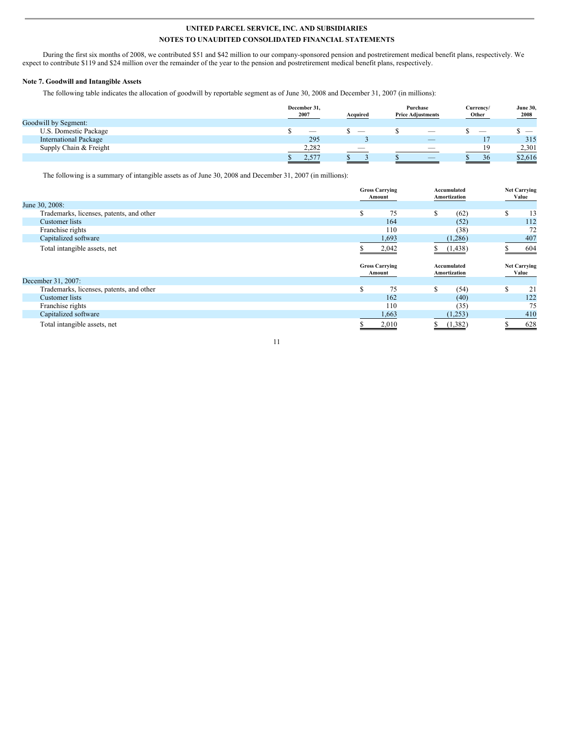During the first six months of 2008, we contributed $51 and $42 million to our company-sponsored pension and postretirement medical benefit plans, respectively. We expect to contribute $119 and $24 million over the remainder of the year to the pension and postretirement medical benefit plans, respectively.

**Note 7. Goodwill and Intangible Assets**

The following table indicates the allocation of goodwill by reportable segment as of June 30, 2008 and December 31, 2007 (in millions):

| | December 31, 2007 | Acquired | Purchase Price Adjustments | Currency/ Other | June 30, 2008 |
|---|---|---|---|---|---|
| Goodwill by Segment: | | | | | |
| U.S. Domestic Package | $ — | $ — | $ — | $ — | $ — |
| International Package | 295 | 3 | — | 17 | 315 |
| Supply Chain & Freight | 2,282 | — | — | 19 | 2,301 |
| | $ 2,577 | $ 3 | $ — | $ 36 | $2,616 |

The following is a summary of intangible assets as of June 30, 2008 and December 31, 2007 (in millions):

| | Gross Carrying Amount | Accumulated Amortization | Net Carrying Value |
|---|---|---|---|
| June 30, 2008: | | | |
| Trademarks, licenses, patents, and other | $ 75 | $ (62) | $ 13 |
| Customer lists | 164 | (52) | 112 |
| Franchise rights | 110 | (38) | 72 |
| Capitalized software | 1,693 | (1,286) | 407 |
| Total intangible assets, net | $ 2,042 | $ (1,438) | $ 604 |

| | Gross Carrying Amount | Accumulated Amortization | Net Carrying Value |
|---|---|---|---|
| December 31, 2007: | | | |
| Trademarks, licenses, patents, and other | $ 75 | $ (54) | $ 21 |
| Customer lists | 162 | (40) | 122 |
| Franchise rights | 110 | (35) | 75 |
| Capitalized software | 1,663 | (1,253) | 410 |
| Total intangible assets, net | $ 2,010 | $ (1,382) | $ 628 |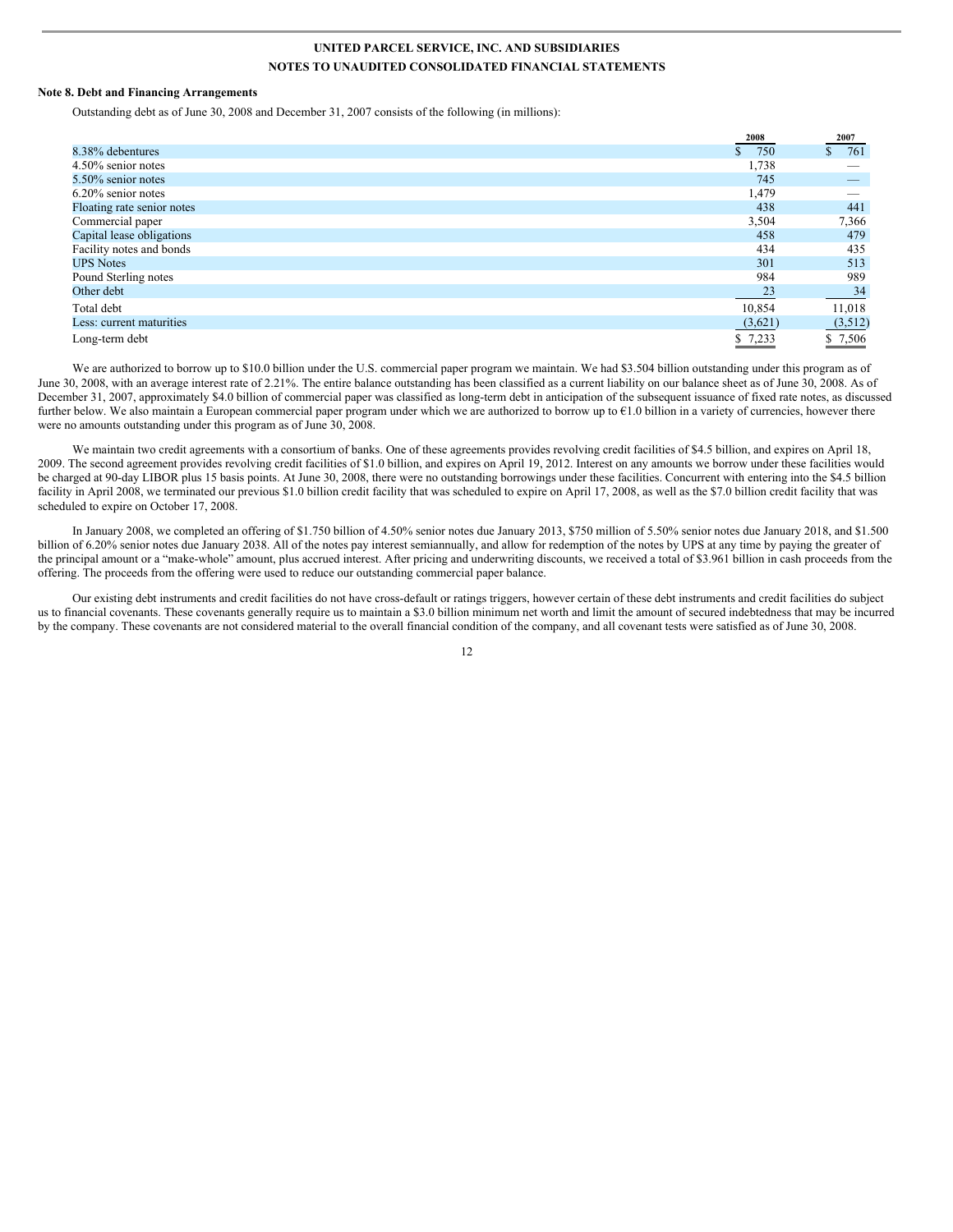**UNITED PARCEL SERVICE, INC. AND SUBSIDIARIES**

**NOTES TO UNAUDITED CONSOLIDATED FINANCIAL STATEMENTS**

**Note 8. Debt and Financing Arrangements**

Outstanding debt as of June 30, 2008 and December 31, 2007 consists of the following (in millions):

| | 2008 | 2007 |
|---|---|---|
| 8.38% debentures | $ 750 | $ 761 |
| 4.50% senior notes | 1,738 | — |
| 5.50% senior notes | 745 | — |
| 6.20% senior notes | 1,479 | — |
| Floating rate senior notes | 438 | 441 |
| Commercial paper | 3,504 | 7,366 |
| Capital lease obligations | 458 | 479 |
| Facility notes and bonds | 434 | 435 |
| UPS Notes | 301 | 513 |
| Pound Sterling notes | 984 | 989 |
| Other debt | 23 | 34 |
| Total debt | 10,854 | 11,018 |
| Less: current maturities | (3,621) | (3,512) |
| Long-term debt | $ 7,233 | $ 7,506 |

We are authorized to borrow up to $10.0 billion under the U.S. commercial paper program we maintain. We had $3.504 billion outstanding under this program as of June 30, 2008, with an average interest rate of 2.21%. The entire balance outstanding has been classified as a current liability on our balance sheet as of June 30, 2008. As of December 31, 2007, approximately $4.0 billion of commercial paper was classified as long-term debt in anticipation of the subsequent issuance of fixed rate notes, as discussed further below. We also maintain a European commercial paper program under which we are authorized to borrow up to €1.0 billion in a variety of currencies, however there were no amounts outstanding under this program as of June 30, 2008.

We maintain two credit agreements with a consortium of banks. One of these agreements provides revolving credit facilities of $4.5 billion, and expires on April 18, 2009. The second agreement provides revolving credit facilities of $1.0 billion, and expires on April 19, 2012. Interest on any amounts we borrow under these facilities would be charged at 90-day LIBOR plus 15 basis points. At June 30, 2008, there were no outstanding borrowings under these facilities. Concurrent with entering into the $4.5 billion facility in April 2008, we terminated our previous $1.0 billion credit facility that was scheduled to expire on April 17, 2008, as well as the $7.0 billion credit facility that was scheduled to expire on October 17, 2008.

In January 2008, we completed an offering of $1.750 billion of 4.50% senior notes due January 2013, $750 million of 5.50% senior notes due January 2018, and $1.500 billion of 6.20% senior notes due January 2038. All of the notes pay interest semiannually, and allow for redemption of the notes by UPS at any time by paying the greater of the principal amount or a "make-whole" amount, plus accrued interest. After pricing and underwriting discounts, we received a total of $3.961 billion in cash proceeds from the offering. The proceeds from the offering were used to reduce our outstanding commercial paper balance.

Our existing debt instruments and credit facilities do not have cross-default or ratings triggers, however certain of these debt instruments and credit facilities do subject us to financial covenants. These covenants generally require us to maintain a $3.0 billion minimum net worth and limit the amount of secured indebtedness that may be incurred by the company. These covenants are not considered material to the overall financial condition of the company, and all covenant tests were satisfied as of June 30, 2008.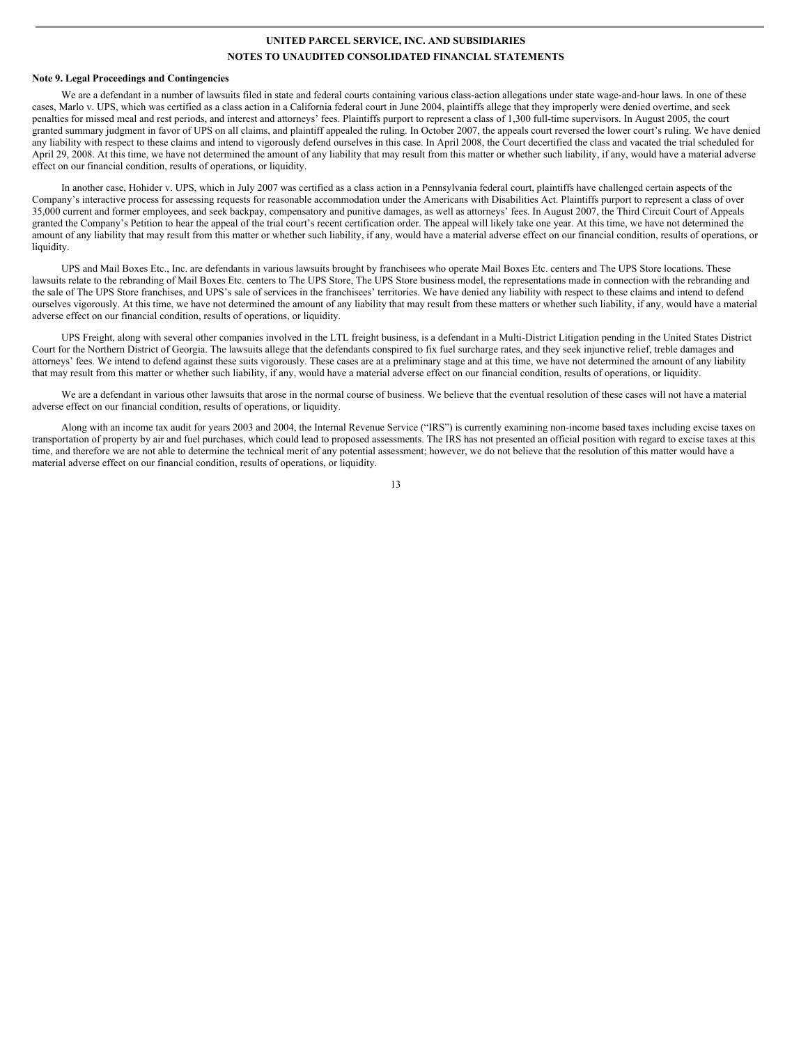UNITED PARCEL SERVICE, INC. AND SUBSIDIARIES

NOTES TO UNAUDITED CONSOLIDATED FINANCIAL STATEMENTS

**Note 9. Legal Proceedings and Contingencies**

We are a defendant in a number of lawsuits filed in state and federal courts containing various class-action allegations under state wage-and-hour laws. In one of these cases, Marlo v. UPS, which was certified as a class action in a California federal court in June 2004, plaintiffs allege that they improperly were denied overtime, and seek penalties for missed meal and rest periods, and interest and attorneys' fees. Plaintiffs purport to represent a class of 1,300 full-time supervisors. In August 2005, the court granted summary judgment in favor of UPS on all claims, and plaintiff appealed the ruling. In October 2007, the appeals court reversed the lower court's ruling. We have denied any liability with respect to these claims and intend to vigorously defend ourselves in this case. In April 2008, the Court decertified the class and vacated the trial scheduled for April 29, 2008. At this time, we have not determined the amount of any liability that may result from this matter or whether such liability, if any, would have a material adverse effect on our financial condition, results of operations, or liquidity.

In another case, Hohider v. UPS, which in July 2007 was certified as a class action in a Pennsylvania federal court, plaintiffs have challenged certain aspects of the Company's interactive process for assessing requests for reasonable accommodation under the Americans with Disabilities Act. Plaintiffs purport to represent a class of over 35,000 current and former employees, and seek backpay, compensatory and punitive damages, as well as attorneys' fees. In August 2007, the Third Circuit Court of Appeals granted the Company's Petition to hear the appeal of the trial court's recent certification order. The appeal will likely take one year. At this time, we have not determined the amount of any liability that may result from this matter or whether such liability, if any, would have a material adverse effect on our financial condition, results of operations, or liquidity.

UPS and Mail Boxes Etc., Inc. are defendants in various lawsuits brought by franchisees who operate Mail Boxes Etc. centers and The UPS Store locations. These lawsuits relate to the rebranding of Mail Boxes Etc. centers to The UPS Store, The UPS Store business model, the representations made in connection with the rebranding and the sale of The UPS Store franchises, and UPS's sale of services in the franchisees' territories. We have denied any liability with respect to these claims and intend to defend ourselves vigorously. At this time, we have not determined the amount of any liability that may result from these matters or whether such liability, if any, would have a material adverse effect on our financial condition, results of operations, or liquidity.

UPS Freight, along with several other companies involved in the LTL freight business, is a defendant in a Multi-District Litigation pending in the United States District Court for the Northern District of Georgia. The lawsuits allege that the defendants conspired to fix fuel surcharge rates, and they seek injunctive relief, treble damages and attorneys' fees. We intend to defend against these suits vigorously. These cases are at a preliminary stage and at this time, we have not determined the amount of any liability that may result from this matter or whether such liability, if any, would have a material adverse effect on our financial condition, results of operations, or liquidity.

We are a defendant in various other lawsuits that arose in the normal course of business. We believe that the eventual resolution of these cases will not have a material adverse effect on our financial condition, results of operations, or liquidity.

Along with an income tax audit for years 2003 and 2004, the Internal Revenue Service ("IRS") is currently examining non-income based taxes including excise taxes on transportation of property by air and fuel purchases, which could lead to proposed assessments. The IRS has not presented an official position with regard to excise taxes at this time, and therefore we are not able to determine the technical merit of any potential assessment; however, we do not believe that the resolution of this matter would have a material adverse effect on our financial condition, results of operations, or liquidity.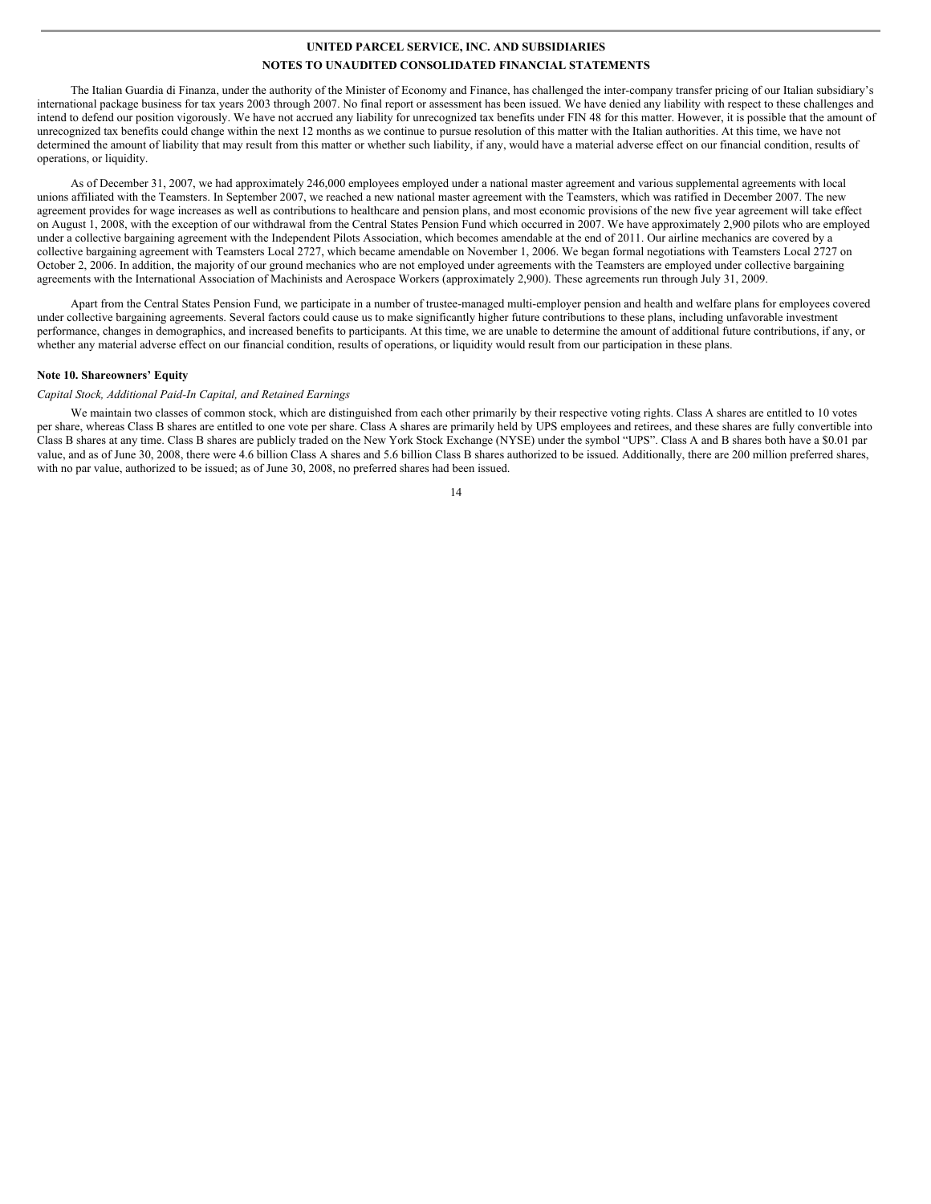The Italian Guardia di Finanza, under the authority of the Minister of Economy and Finance, has challenged the inter-company transfer pricing of our Italian subsidiary's international package business for tax years 2003 through 2007. No final report or assessment has been issued. We have denied any liability with respect to these challenges and intend to defend our position vigorously. We have not accrued any liability for unrecognized tax benefits under FIN 48 for this matter. However, it is possible that the amount of unrecognized tax benefits could change within the next 12 months as we continue to pursue resolution of this matter with the Italian authorities. At this time, we have not determined the amount of liability that may result from this matter or whether such liability, if any, would have a material adverse effect on our financial condition, results of operations, or liquidity.

As of December 31, 2007, we had approximately 246,000 employees employed under a national master agreement and various supplemental agreements with local unions affiliated with the Teamsters. In September 2007, we reached a new national master agreement with the Teamsters, which was ratified in December 2007. The new agreement provides for wage increases as well as contributions to healthcare and pension plans, and most economic provisions of the new five year agreement will take effect on August 1, 2008, with the exception of our withdrawal from the Central States Pension Fund which occurred in 2007. We have approximately 2,900 pilots who are employed under a collective bargaining agreement with the Independent Pilots Association, which becomes amendable at the end of 2011. Our airline mechanics are covered by a collective bargaining agreement with Teamsters Local 2727, which became amendable on November 1, 2006. We began formal negotiations with Teamsters Local 2727 on October 2, 2006. In addition, the majority of our ground mechanics who are not employed under agreements with the Teamsters are employed under collective bargaining agreements with the International Association of Machinists and Aerospace Workers (approximately 2,900). These agreements run through July 31, 2009.

Apart from the Central States Pension Fund, we participate in a number of trustee-managed multi-employer pension and health and welfare plans for employees covered under collective bargaining agreements. Several factors could cause us to make significantly higher future contributions to these plans, including unfavorable investment performance, changes in demographics, and increased benefits to participants. At this time, we are unable to determine the amount of additional future contributions, if any, or whether any material adverse effect on our financial condition, results of operations, or liquidity would result from our participation in these plans.

## Note 10. Shareowners' Equity

*Capital Stock, Additional Paid-In Capital, and Retained Earnings*

We maintain two classes of common stock, which are distinguished from each other primarily by their respective voting rights. Class A shares are entitled to 10 votes per share, whereas Class B shares are entitled to one vote per share. Class A shares are primarily held by UPS employees and retirees, and these shares are fully convertible into Class B shares at any time. Class B shares are publicly traded on the New York Stock Exchange (NYSE) under the symbol "UPS". Class A and B shares both have a $0.01 par value, and as of June 30, 2008, there were 4.6 billion Class A shares and 5.6 billion Class B shares authorized to be issued. Additionally, there are 200 million preferred shares, with no par value, authorized to be issued; as of June 30, 2008, no preferred shares had been issued.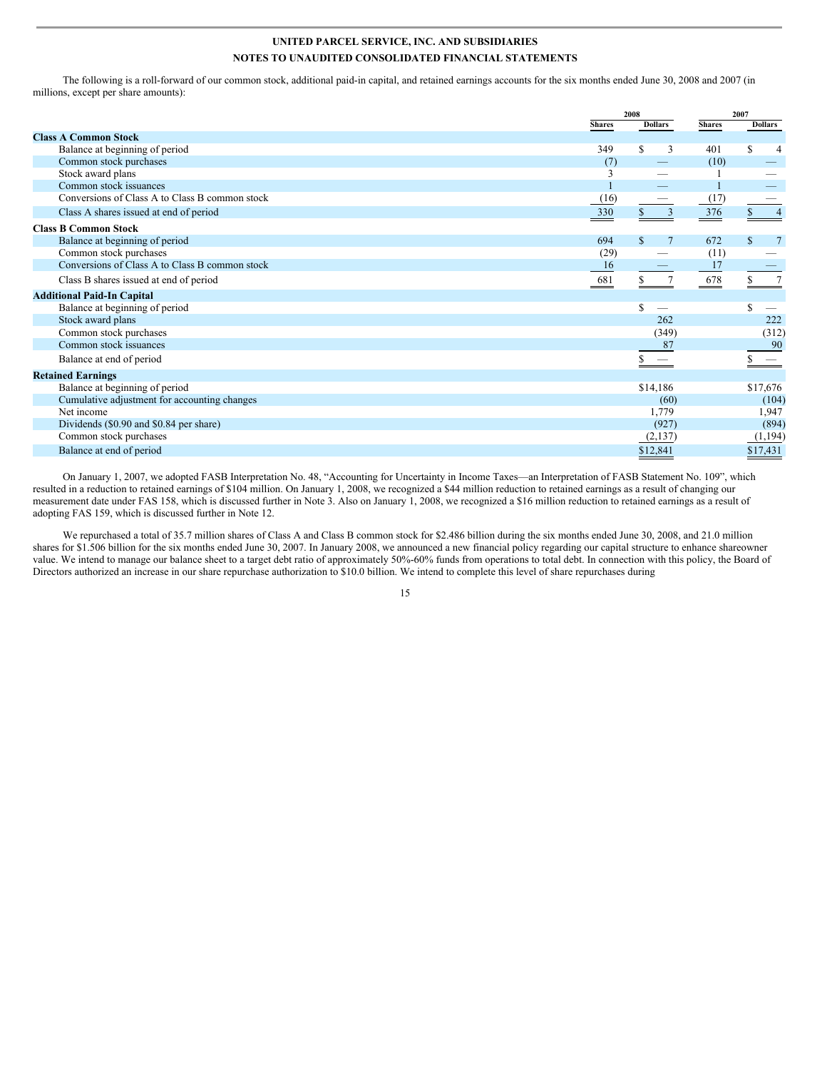**UNITED PARCEL SERVICE, INC. AND SUBSIDIARIES**

**NOTES TO UNAUDITED CONSOLIDATED FINANCIAL STATEMENTS**

The following is a roll-forward of our common stock, additional paid-in capital, and retained earnings accounts for the six months ended June 30, 2008 and 2007 (in millions, except per share amounts):

| | 2008 | | 2007 | |
|---|---|---|---|---|
| | Shares | Dollars | Shares | Dollars |
| **Class A Common Stock** | | | | |
| Balance at beginning of period | 349 | $ 3 | 401 | $ 4 |
| Common stock purchases | (7) | — | (10) | — |
| Stock award plans | 3 | — | 1 | — |
| Common stock issuances | 1 | — | 1 | — |
| Conversions of Class A to Class B common stock | (16) | — | (17) | — |
| Class A shares issued at end of period | 330 | $ 3 | 376 | $ 4 |
| **Class B Common Stock** | | | | |
| Balance at beginning of period | 694 | $ 7 | 672 | $ 7 |
| Common stock purchases | (29) | — | (11) | — |
| Conversions of Class A to Class B common stock | 16 | — | 17 | — |
| Class B shares issued at end of period | 681 | $ 7 | 678 | $ 7 |
| **Additional Paid-In Capital** | | | | |
| Balance at beginning of period | | $ — | | $ — |
| Stock award plans | | 262 | | 222 |
| Common stock purchases | | (349) | | (312) |
| Common stock issuances | | 87 | | 90 |
| Balance at end of period | | $ — | | $ — |
| **Retained Earnings** | | | | |
| Balance at beginning of period | | $14,186 | | $17,676 |
| Cumulative adjustment for accounting changes | | (60) | | (104) |
| Net income | | 1,779 | | 1,947 |
| Dividends ($0.90 and $0.84 per share) | | (927) | | (894) |
| Common stock purchases | | (2,137) | | (1,194) |
| Balance at end of period | | $12,841 | | $17,431 |

On January 1, 2007, we adopted FASB Interpretation No. 48, "Accounting for Uncertainty in Income Taxes—an Interpretation of FASB Statement No. 109", which resulted in a reduction to retained earnings of $104 million. On January 1, 2008, we recognized a $44 million reduction to retained earnings as a result of changing our measurement date under FAS 158, which is discussed further in Note 3. Also on January 1, 2008, we recognized a $16 million reduction to retained earnings as a result of adopting FAS 159, which is discussed further in Note 12.

We repurchased a total of 35.7 million shares of Class A and Class B common stock for $2.486 billion during the six months ended June 30, 2008, and 21.0 million shares for $1.506 billion for the six months ended June 30, 2007. In January 2008, we announced a new financial policy regarding our capital structure to enhance shareowner value. We intend to manage our balance sheet to a target debt ratio of approximately 50%-60% funds from operations to total debt. In connection with this policy, the Board of Directors authorized an increase in our share repurchase authorization to $10.0 billion. We intend to complete this level of share repurchases during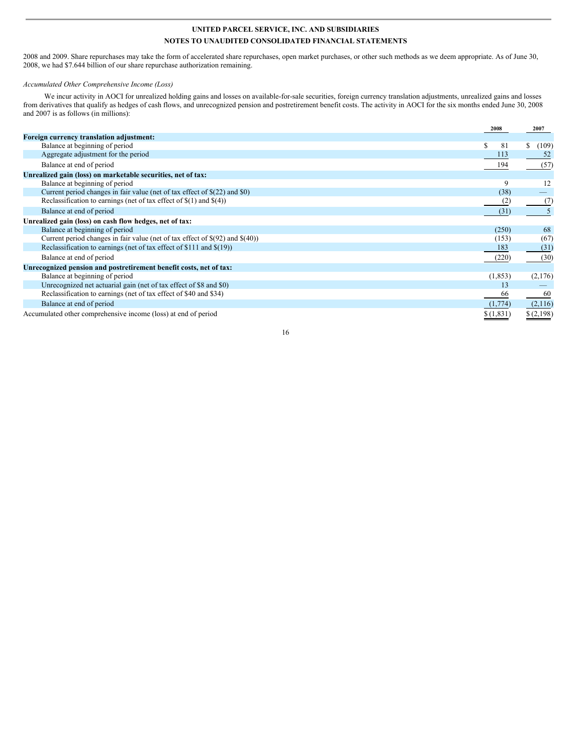2008 and 2009. Share repurchases may take the form of accelerated share repurchases, open market purchases, or other such methods as we deem appropriate. As of June 30, 2008, we had $7.644 billion of our share repurchase authorization remaining.

*Accumulated Other Comprehensive Income (Loss)*

We incur activity in AOCI for unrealized holding gains and losses on available-for-sale securities, foreign currency translation adjustments, unrealized gains and losses from derivatives that qualify as hedges of cash flows, and unrecognized pension and postretirement benefit costs. The activity in AOCI for the six months ended June 30, 2008 and 2007 is as follows (in millions):

| | 2008 | 2007 |
|---|---|---|
| **Foreign currency translation adjustment:** | | |
| Balance at beginning of period | $ 81 | $ (109) |
| Aggregate adjustment for the period | 113 | 52 |
| Balance at end of period | 194 | (57) |
| **Unrealized gain (loss) on marketable securities, net of tax:** | | |
| Balance at beginning of period | 9 | 12 |
| Current period changes in fair value (net of tax effect of $(22) and $0) | (38) | — |
| Reclassification to earnings (net of tax effect of $(1) and $(4)) | (2) | (7) |
| Balance at end of period | (31) | 5 |
| **Unrealized gain (loss) on cash flow hedges, net of tax:** | | |
| Balance at beginning of period | (250) | 68 |
| Current period changes in fair value (net of tax effect of $(92) and $(40)) | (153) | (67) |
| Reclassification to earnings (net of tax effect of $111 and $(19)) | 183 | (31) |
| Balance at end of period | (220) | (30) |
| **Unrecognized pension and postretirement benefit costs, net of tax:** | | |
| Balance at beginning of period | (1,853) | (2,176) |
| Unrecognized net actuarial gain (net of tax effect of $8 and $0) | 13 | — |
| Reclassification to earnings (net of tax effect of $40 and $34) | 66 | 60 |
| Balance at end of period | (1,774) | (2,116) |
| Accumulated other comprehensive income (loss) at end of period | $ (1,831) | $ (2,198) |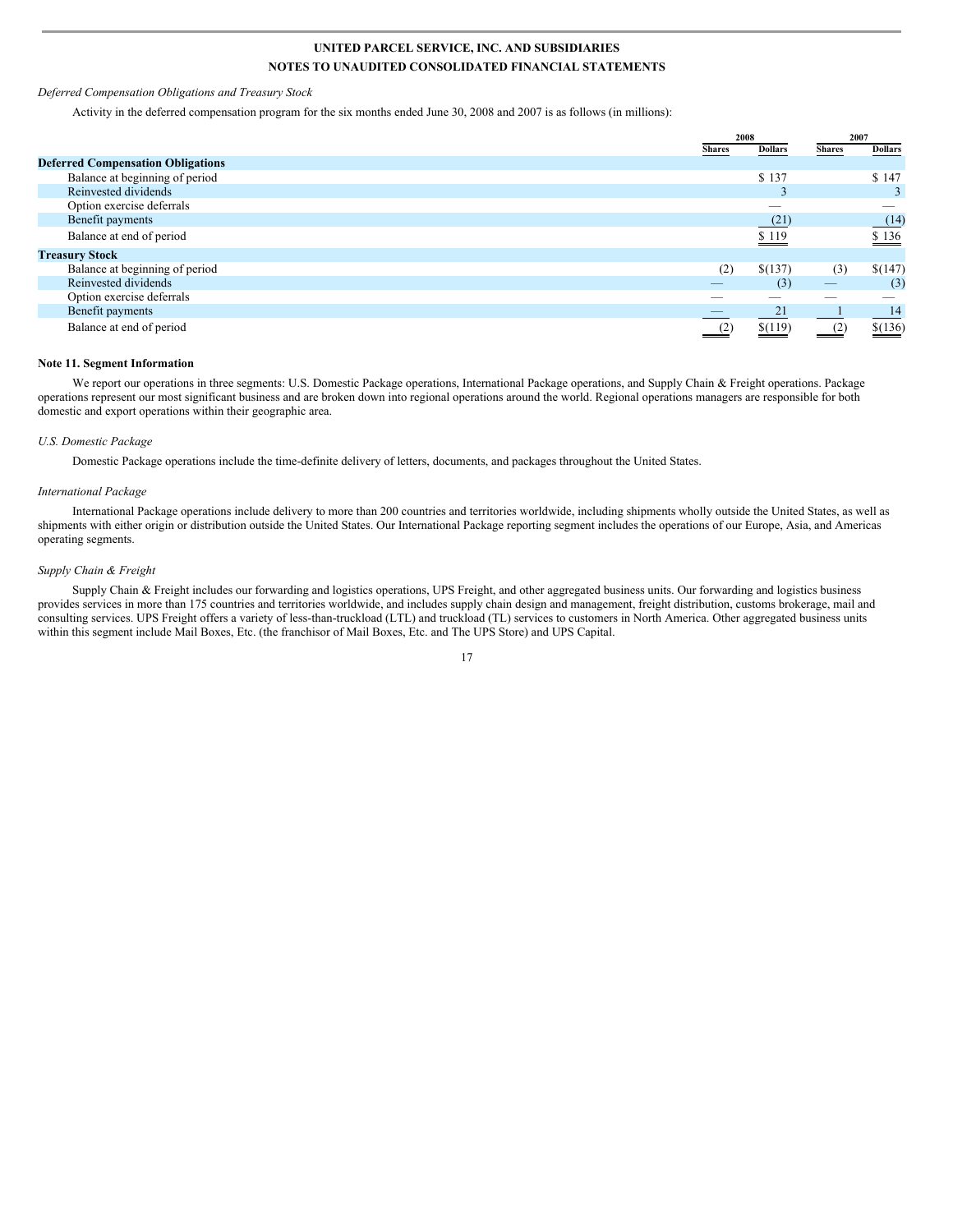*Deferred Compensation Obligations and Treasury Stock*

Activity in the deferred compensation program for the six months ended June 30, 2008 and 2007 is as follows (in millions):

| | 2008 | | 2007 | |
|---|---|---|---|---|
| | Shares | Dollars | Shares | Dollars |
| **Deferred Compensation Obligations** | | | | |
| Balance at beginning of period | | $ 137 | | $ 147 |
| Reinvested dividends | | 3 | | 3 |
| Option exercise deferrals | | — | | — |
| Benefit payments | | (21) | | (14) |
| Balance at end of period | | $ 119 | | $ 136 |
| **Treasury Stock** | | | | |
| Balance at beginning of period | (2) | $(137) | (3) | $(147) |
| Reinvested dividends | — | (3) | — | (3) |
| Option exercise deferrals | — | — | — | — |
| Benefit payments | — | 21 | 1 | 14 |
| Balance at end of period | (2) | $(119) | (2) | $(136) |

**Note 11. Segment Information**

We report our operations in three segments: U.S. Domestic Package operations, International Package operations, and Supply Chain & Freight operations. Package operations represent our most significant business and are broken down into regional operations around the world. Regional operations managers are responsible for both domestic and export operations within their geographic area.

*U.S. Domestic Package*

Domestic Package operations include the time-definite delivery of letters, documents, and packages throughout the United States.

*International Package*

International Package operations include delivery to more than 200 countries and territories worldwide, including shipments wholly outside the United States, as well as shipments with either origin or distribution outside the United States. Our International Package reporting segment includes the operations of our Europe, Asia, and Americas operating segments.

*Supply Chain & Freight*

Supply Chain & Freight includes our forwarding and logistics operations, UPS Freight, and other aggregated business units. Our forwarding and logistics business provides services in more than 175 countries and territories worldwide, and includes supply chain design and management, freight distribution, customs brokerage, mail and consulting services. UPS Freight offers a variety of less-than-truckload (LTL) and truckload (TL) services to customers in North America. Other aggregated business units within this segment include Mail Boxes, Etc. (the franchisor of Mail Boxes, Etc. and The UPS Store) and UPS Capital.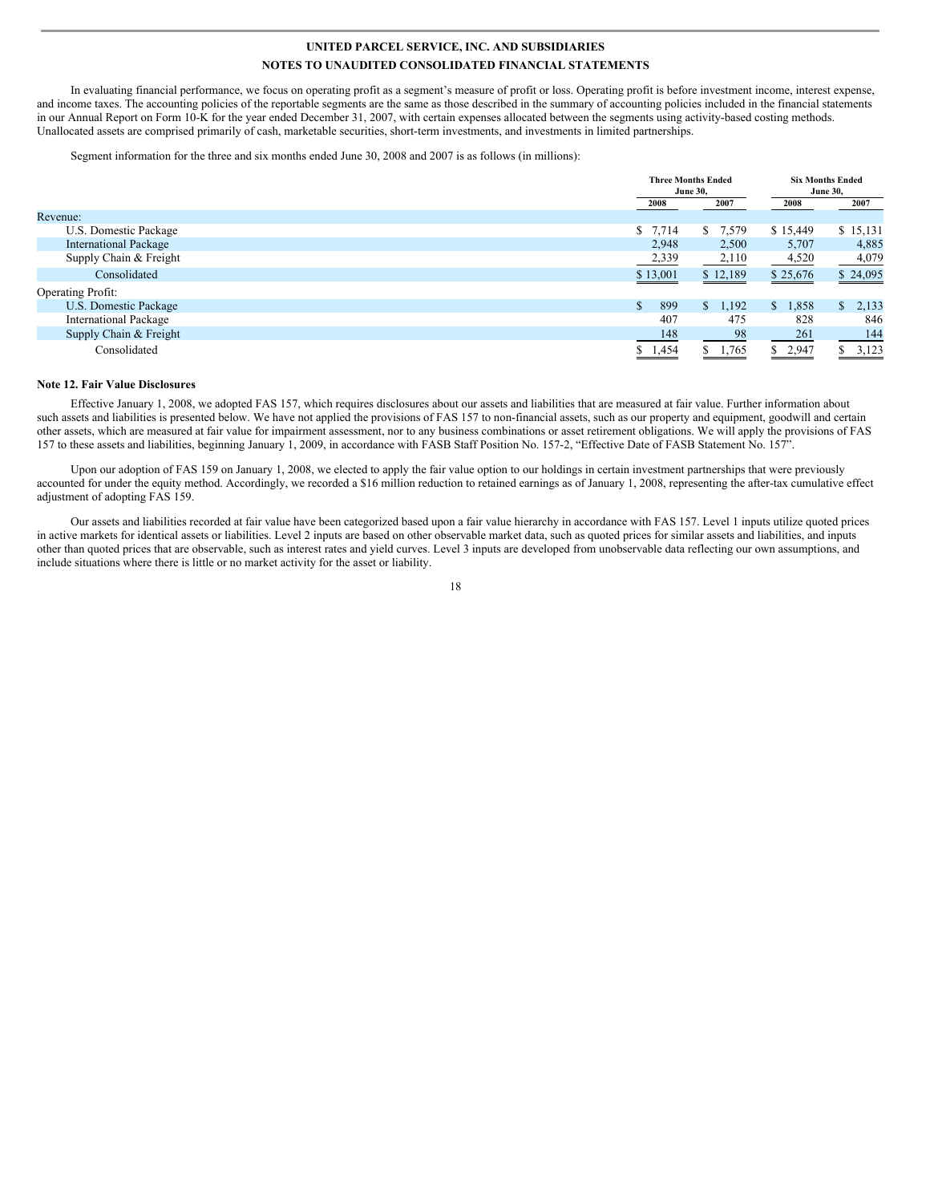In evaluating financial performance, we focus on operating profit as a segment's measure of profit or loss. Operating profit is before investment income, interest expense, and income taxes. The accounting policies of the reportable segments are the same as those described in the summary of accounting policies included in the financial statements in our Annual Report on Form 10-K for the year ended December 31, 2007, with certain expenses allocated between the segments using activity-based costing methods. Unallocated assets are comprised primarily of cash, marketable securities, short-term investments, and investments in limited partnerships.

Segment information for the three and six months ended June 30, 2008 and 2007 is as follows (in millions):

| | Three Months Ended June 30, | | Six Months Ended June 30, | |
|---|---|---|---|---|
| | 2008 | 2007 | 2008 | 2007 |
| Revenue: | | | | |
| U.S. Domestic Package | $ 7,714 | $ 7,579 | $ 15,449 | $ 15,131 |
| International Package | 2,948 | 2,500 | 5,707 | 4,885 |
| Supply Chain & Freight | 2,339 | 2,110 | 4,520 | 4,079 |
| Consolidated | $ 13,001 | $ 12,189 | $ 25,676 | $ 24,095 |
| Operating Profit: | | | | |
| U.S. Domestic Package | $ 899 | $ 1,192 | $ 1,858 | $ 2,133 |
| International Package | 407 | 475 | 828 | 846 |
| Supply Chain & Freight | 148 | 98 | 261 | 144 |
| Consolidated | $ 1,454 | $ 1,765 | $ 2,947 | $ 3,123 |

**Note 12. Fair Value Disclosures**

Effective January 1, 2008, we adopted FAS 157, which requires disclosures about our assets and liabilities that are measured at fair value. Further information about such assets and liabilities is presented below. We have not applied the provisions of FAS 157 to non-financial assets, such as our property and equipment, goodwill and certain other assets, which are measured at fair value for impairment assessment, nor to any business combinations or asset retirement obligations. We will apply the provisions of FAS 157 to these assets and liabilities, beginning January 1, 2009, in accordance with FASB Staff Position No. 157-2, "Effective Date of FASB Statement No. 157".

Upon our adoption of FAS 159 on January 1, 2008, we elected to apply the fair value option to our holdings in certain investment partnerships that were previously accounted for under the equity method. Accordingly, we recorded a $16 million reduction to retained earnings as of January 1, 2008, representing the after-tax cumulative effect adjustment of adopting FAS 159.

Our assets and liabilities recorded at fair value have been categorized based upon a fair value hierarchy in accordance with FAS 157. Level 1 inputs utilize quoted prices in active markets for identical assets or liabilities. Level 2 inputs are based on other observable market data, such as quoted prices for similar assets and liabilities, and inputs other than quoted prices that are observable, such as interest rates and yield curves. Level 3 inputs are developed from unobservable data reflecting our own assumptions, and include situations where there is little or no market activity for the asset or liability.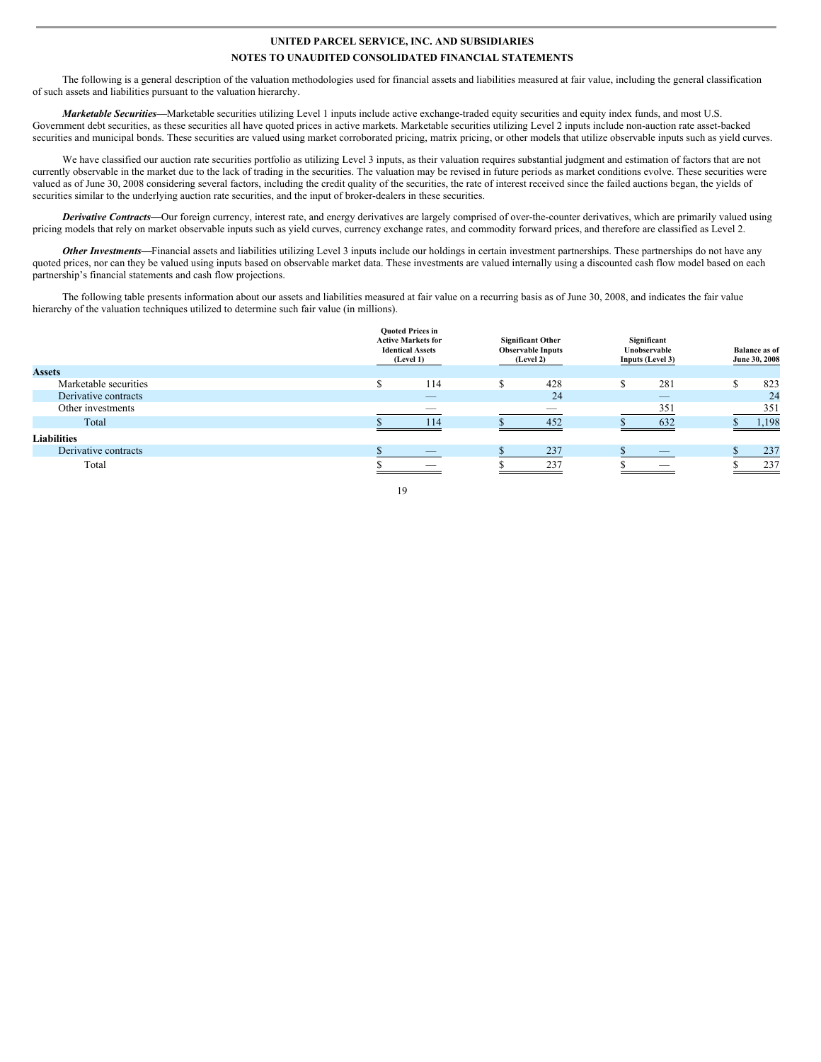**UNITED PARCEL SERVICE, INC. AND SUBSIDIARIES**

**NOTES TO UNAUDITED CONSOLIDATED FINANCIAL STATEMENTS**

The following is a general description of the valuation methodologies used for financial assets and liabilities measured at fair value, including the general classification of such assets and liabilities pursuant to the valuation hierarchy.

***Marketable Securities***—Marketable securities utilizing Level 1 inputs include active exchange-traded equity securities and equity index funds, and most U.S. Government debt securities, as these securities all have quoted prices in active markets. Marketable securities utilizing Level 2 inputs include non-auction rate asset-backed securities and municipal bonds. These securities are valued using market corroborated pricing, matrix pricing, or other models that utilize observable inputs such as yield curves.

We have classified our auction rate securities portfolio as utilizing Level 3 inputs, as their valuation requires substantial judgment and estimation of factors that are not currently observable in the market due to the lack of trading in the securities. The valuation may be revised in future periods as market conditions evolve. These securities were valued as of June 30, 2008 considering several factors, including the credit quality of the securities, the rate of interest received since the failed auctions began, the yields of securities similar to the underlying auction rate securities, and the input of broker-dealers in these securities.

***Derivative Contracts***—Our foreign currency, interest rate, and energy derivatives are largely comprised of over-the-counter derivatives, which are primarily valued using pricing models that rely on market observable inputs such as yield curves, currency exchange rates, and commodity forward prices, and therefore are classified as Level 2.

***Other Investments***—Financial assets and liabilities utilizing Level 3 inputs include our holdings in certain investment partnerships. These partnerships do not have any quoted prices, nor can they be valued using inputs based on observable market data. These investments are valued internally using a discounted cash flow model based on each partnership's financial statements and cash flow projections.

The following table presents information about our assets and liabilities measured at fair value on a recurring basis as of June 30, 2008, and indicates the fair value hierarchy of the valuation techniques utilized to determine such fair value (in millions).

| | Quoted Prices in Active Markets for Identical Assets (Level 1) | Significant Other Observable Inputs (Level 2) | Significant Unobservable Inputs (Level 3) | Balance as of June 30, 2008 |
|---|---|---|---|---|
| **Assets** | | | | |
| Marketable securities | $ 114 | $ 428 | $ 281 | $ 823 |
| Derivative contracts | — | 24 | — | 24 |
| Other investments | — | — | 351 | 351 |
| Total | $ 114 | $ 452 | $ 632 | $ 1,198 |
| **Liabilities** | | | | |
| Derivative contracts | $ — | $ 237 | $ — | $ 237 |
| Total | $ — | $ 237 | $ — | $ 237 |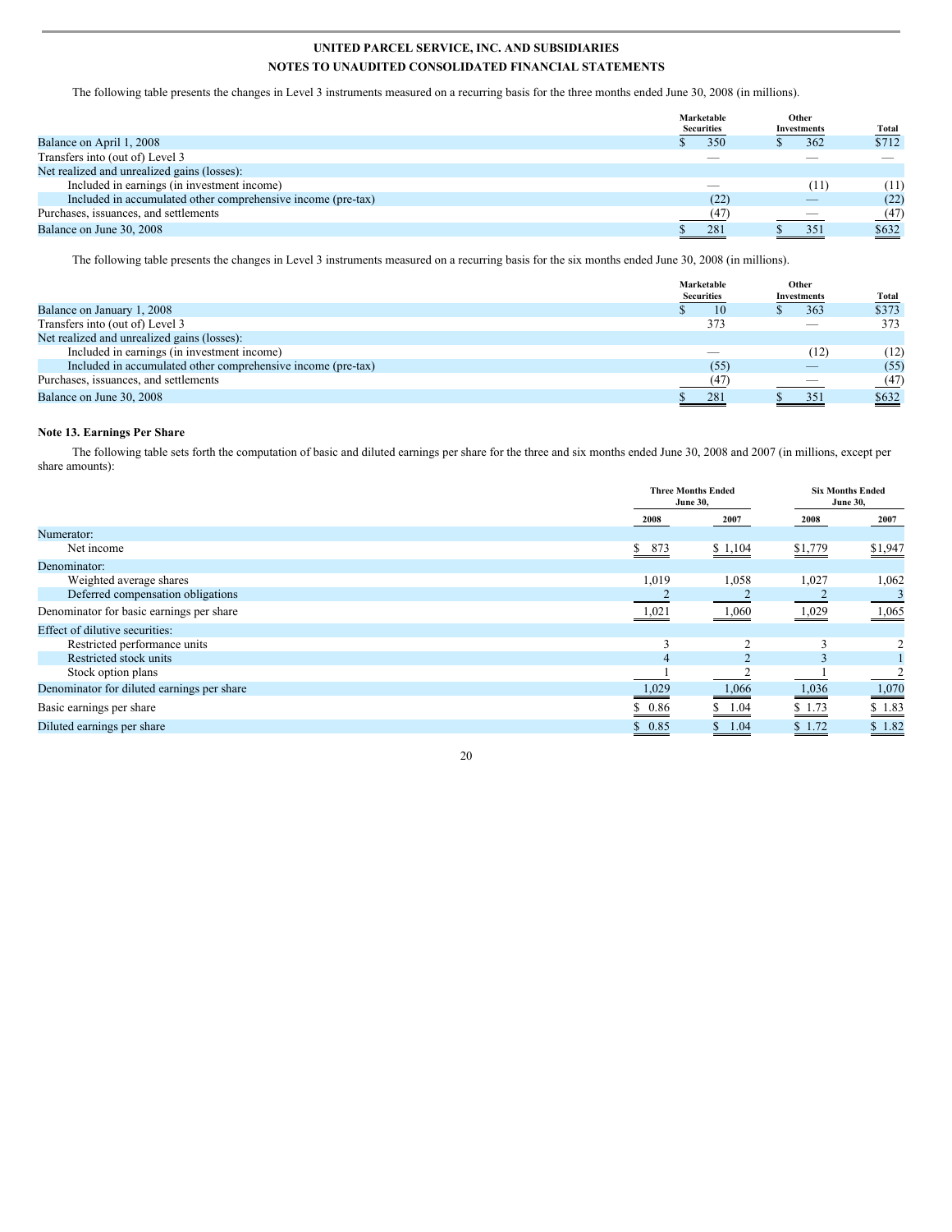**UNITED PARCEL SERVICE, INC. AND SUBSIDIARIES**
**NOTES TO UNAUDITED CONSOLIDATED FINANCIAL STATEMENTS**

The following table presents the changes in Level 3 instruments measured on a recurring basis for the three months ended June 30, 2008 (in millions).

| | Marketable Securities | Other Investments | Total |
|---|---|---|---|
| Balance on April 1, 2008 | $ 350 | $ 362 | $712 |
| Transfers into (out of) Level 3 | — | — | — |
| Net realized and unrealized gains (losses): | | | |
| Included in earnings (in investment income) | — | (11) | (11) |
| Included in accumulated other comprehensive income (pre-tax) | (22) | — | (22) |
| Purchases, issuances, and settlements | (47) | — | (47) |
| Balance on June 30, 2008 | $ 281 | $ 351 | $632 |

The following table presents the changes in Level 3 instruments measured on a recurring basis for the six months ended June 30, 2008 (in millions).

| | Marketable Securities | Other Investments | Total |
|---|---|---|---|
| Balance on January 1, 2008 | $ 10 | $ 363 | $373 |
| Transfers into (out of) Level 3 | 373 | — | 373 |
| Net realized and unrealized gains (losses): | | | |
| Included in earnings (in investment income) | — | (12) | (12) |
| Included in accumulated other comprehensive income (pre-tax) | (55) | — | (55) |
| Purchases, issuances, and settlements | (47) | — | (47) |
| Balance on June 30, 2008 | $ 281 | $ 351 | $632 |

**Note 13. Earnings Per Share**

The following table sets forth the computation of basic and diluted earnings per share for the three and six months ended June 30, 2008 and 2007 (in millions, except per share amounts):

| | Three Months Ended June 30, | | Six Months Ended June 30, | |
|---|---|---|---|---|
| | 2008 | 2007 | 2008 | 2007 |
| Numerator: | | | | |
| Net income | $ 873 | $ 1,104 | $1,779 | $1,947 |
| Denominator: | | | | |
| Weighted average shares | 1,019 | 1,058 | 1,027 | 1,062 |
| Deferred compensation obligations | 2 | 2 | 2 | 3 |
| Denominator for basic earnings per share | 1,021 | 1,060 | 1,029 | 1,065 |
| Effect of dilutive securities: | | | | |
| Restricted performance units | 3 | 2 | 3 | 2 |
| Restricted stock units | 4 | 2 | 3 | 1 |
| Stock option plans | 1 | 2 | 1 | 2 |
| Denominator for diluted earnings per share | 1,029 | 1,066 | 1,036 | 1,070 |
| Basic earnings per share | $ 0.86 | $ 1.04 | $ 1.73 | $ 1.83 |
| Diluted earnings per share | $ 0.85 | $ 1.04 | $ 1.72 | $ 1.82 |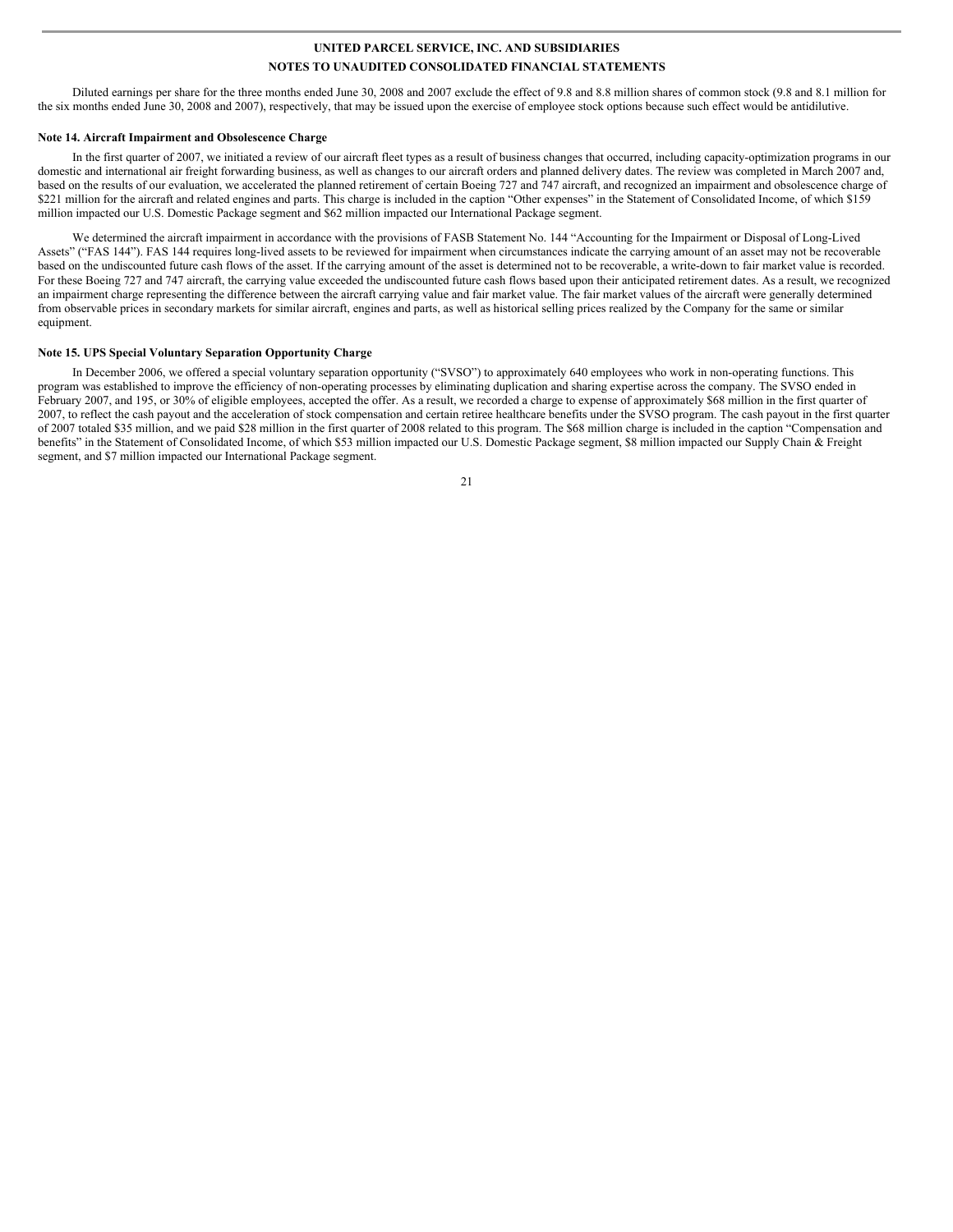Diluted earnings per share for the three months ended June 30, 2008 and 2007 exclude the effect of 9.8 and 8.8 million shares of common stock (9.8 and 8.1 million for the six months ended June 30, 2008 and 2007), respectively, that may be issued upon the exercise of employee stock options because such effect would be antidilutive.

**Note 14. Aircraft Impairment and Obsolescence Charge**

In the first quarter of 2007, we initiated a review of our aircraft fleet types as a result of business changes that occurred, including capacity-optimization programs in our domestic and international air freight forwarding business, as well as changes to our aircraft orders and planned delivery dates. The review was completed in March 2007 and, based on the results of our evaluation, we accelerated the planned retirement of certain Boeing 727 and 747 aircraft, and recognized an impairment and obsolescence charge of $221 million for the aircraft and related engines and parts. This charge is included in the caption "Other expenses" in the Statement of Consolidated Income, of which $159 million impacted our U.S. Domestic Package segment and $62 million impacted our International Package segment.

We determined the aircraft impairment in accordance with the provisions of FASB Statement No. 144 "Accounting for the Impairment or Disposal of Long-Lived Assets" ("FAS 144"). FAS 144 requires long-lived assets to be reviewed for impairment when circumstances indicate the carrying amount of an asset may not be recoverable based on the undiscounted future cash flows of the asset. If the carrying amount of the asset is determined not to be recoverable, a write-down to fair market value is recorded. For these Boeing 727 and 747 aircraft, the carrying value exceeded the undiscounted future cash flows based upon their anticipated retirement dates. As a result, we recognized an impairment charge representing the difference between the aircraft carrying value and fair market value. The fair market values of the aircraft were generally determined from observable prices in secondary markets for similar aircraft, engines and parts, as well as historical selling prices realized by the Company for the same or similar equipment.

**Note 15. UPS Special Voluntary Separation Opportunity Charge**

In December 2006, we offered a special voluntary separation opportunity ("SVSO") to approximately 640 employees who work in non-operating functions. This program was established to improve the efficiency of non-operating processes by eliminating duplication and sharing expertise across the company. The SVSO ended in February 2007, and 195, or 30% of eligible employees, accepted the offer. As a result, we recorded a charge to expense of approximately $68 million in the first quarter of 2007, to reflect the cash payout and the acceleration of stock compensation and certain retiree healthcare benefits under the SVSO program. The cash payout in the first quarter of 2007 totaled $35 million, and we paid $28 million in the first quarter of 2008 related to this program. The $68 million charge is included in the caption "Compensation and benefits" in the Statement of Consolidated Income, of which $53 million impacted our U.S. Domestic Package segment, $8 million impacted our Supply Chain & Freight segment, and $7 million impacted our International Package segment.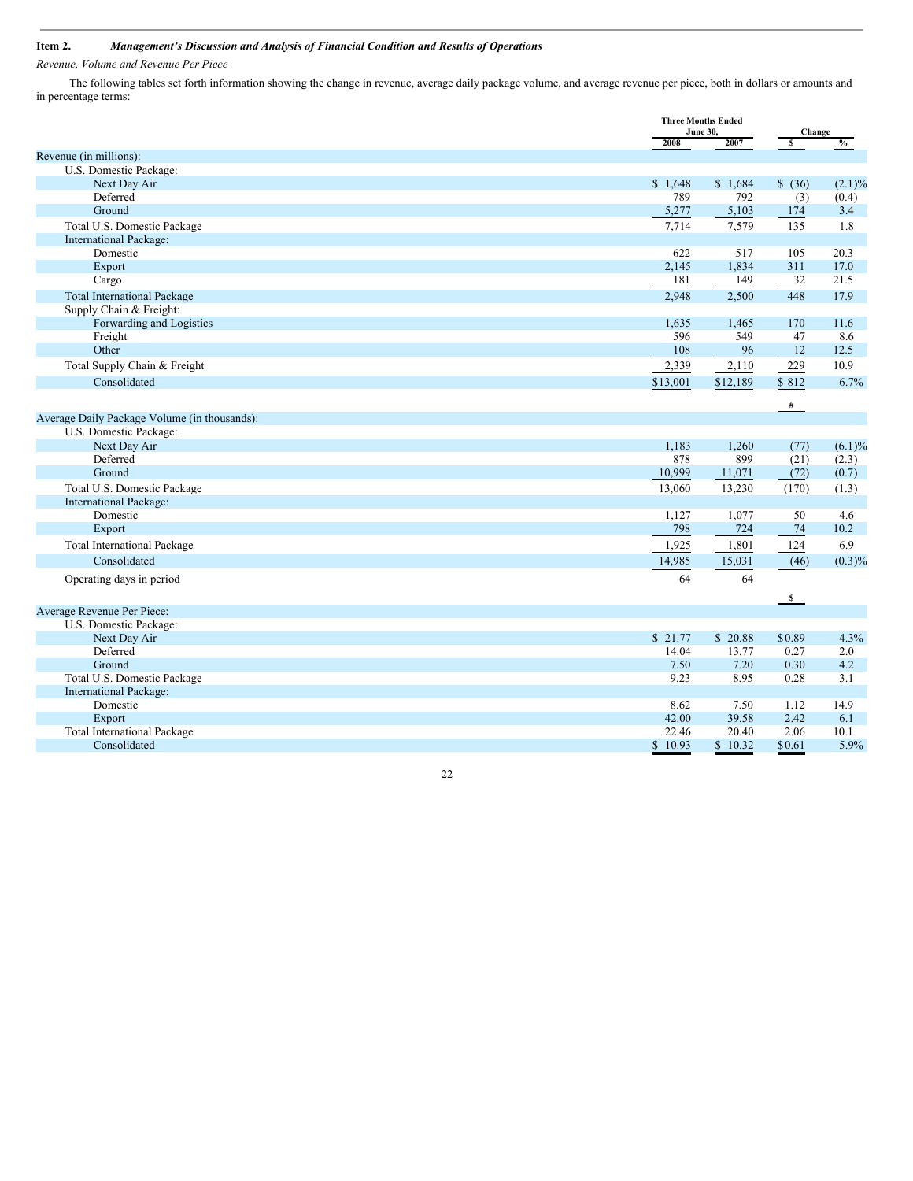## Item 2. *Management's Discussion and Analysis of Financial Condition and Results of Operations*

*Revenue, Volume and Revenue Per Piece*

The following tables set forth information showing the change in revenue, average daily package volume, and average revenue per piece, both in dollars or amounts and in percentage terms:

| | Three Months Ended June 30, | | Change | |
|---|---|---|---|---|
| | 2008 | 2007 | $ | % |
| **Revenue (in millions):** | | | | |
| U.S. Domestic Package: | | | | |
| Next Day Air | $ 1,648 | $ 1,684 | $ (36) | (2.1)% |
| Deferred | 789 | 792 | (3) | (0.4) |
| Ground | 5,277 | 5,103 | 174 | 3.4 |
| Total U.S. Domestic Package | 7,714 | 7,579 | 135 | 1.8 |
| International Package: | | | | |
| Domestic | 622 | 517 | 105 | 20.3 |
| Export | 2,145 | 1,834 | 311 | 17.0 |
| Cargo | 181 | 149 | 32 | 21.5 |
| Total International Package | 2,948 | 2,500 | 448 | 17.9 |
| Supply Chain & Freight: | | | | |
| Forwarding and Logistics | 1,635 | 1,465 | 170 | 11.6 |
| Freight | 596 | 549 | 47 | 8.6 |
| Other | 108 | 96 | 12 | 12.5 |
| Total Supply Chain & Freight | 2,339 | 2,110 | 229 | 10.9 |
| Consolidated | $13,001 | $12,189 | $ 812 | 6.7% |
| | | | # | |
| **Average Daily Package Volume (in thousands):** | | | | |
| U.S. Domestic Package: | | | | |
| Next Day Air | 1,183 | 1,260 | (77) | (6.1)% |
| Deferred | 878 | 899 | (21) | (2.3) |
| Ground | 10,999 | 11,071 | (72) | (0.7) |
| Total U.S. Domestic Package | 13,060 | 13,230 | (170) | (1.3) |
| International Package: | | | | |
| Domestic | 1,127 | 1,077 | 50 | 4.6 |
| Export | 798 | 724 | 74 | 10.2 |
| Total International Package | 1,925 | 1,801 | 124 | 6.9 |
| Consolidated | 14,985 | 15,031 | (46) | (0.3)% |
| Operating days in period | 64 | 64 | | |
| | | | $ | |
| **Average Revenue Per Piece:** | | | | |
| U.S. Domestic Package: | | | | |
| Next Day Air | $ 21.77 | $ 20.88 | $0.89 | 4.3% |
| Deferred | 14.04 | 13.77 | 0.27 | 2.0 |
| Ground | 7.50 | 7.20 | 0.30 | 4.2 |
| Total U.S. Domestic Package | 9.23 | 8.95 | 0.28 | 3.1 |
| International Package: | | | | |
| Domestic | 8.62 | 7.50 | 1.12 | 14.9 |
| Export | 42.00 | 39.58 | 2.42 | 6.1 |
| Total International Package | 22.46 | 20.40 | 2.06 | 10.1 |
| Consolidated | $ 10.93 | $ 10.32 | $0.61 | 5.9% |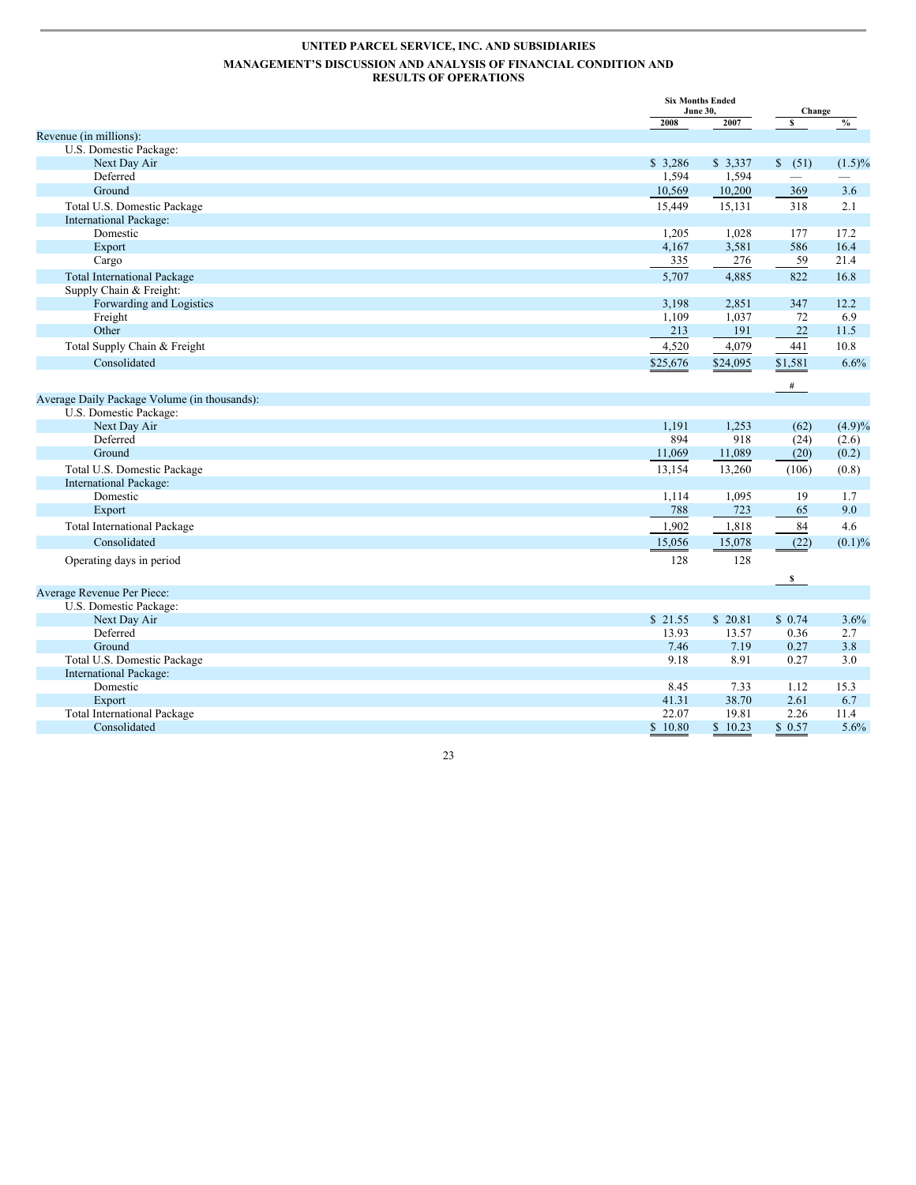**UNITED PARCEL SERVICE, INC. AND SUBSIDIARIES**

**MANAGEMENT'S DISCUSSION AND ANALYSIS OF FINANCIAL CONDITION AND RESULTS OF OPERATIONS**

| | Six Months Ended June 30, | | Change | |
|---|---|---|---|---|
| | 2008 | 2007 | $ | % |
| Revenue (in millions): | | | | |
| U.S. Domestic Package: | | | | |
| Next Day Air | $ 3,286 | $ 3,337 | $ (51) | (1.5)% |
| Deferred | 1,594 | 1,594 | — | — |
| Ground | 10,569 | 10,200 | 369 | 3.6 |
| Total U.S. Domestic Package | 15,449 | 15,131 | 318 | 2.1 |
| International Package: | | | | |
| Domestic | 1,205 | 1,028 | 177 | 17.2 |
| Export | 4,167 | 3,581 | 586 | 16.4 |
| Cargo | 335 | 276 | 59 | 21.4 |
| Total International Package | 5,707 | 4,885 | 822 | 16.8 |
| Supply Chain & Freight: | | | | |
| Forwarding and Logistics | 3,198 | 2,851 | 347 | 12.2 |
| Freight | 1,109 | 1,037 | 72 | 6.9 |
| Other | 213 | 191 | 22 | 11.5 |
| Total Supply Chain & Freight | 4,520 | 4,079 | 441 | 10.8 |
| Consolidated | $25,676 | $24,095 | $1,581 | 6.6% |
| | | | # | |
| Average Daily Package Volume (in thousands): | | | | |
| U.S. Domestic Package: | | | | |
| Next Day Air | 1,191 | 1,253 | (62) | (4.9)% |
| Deferred | 894 | 918 | (24) | (2.6) |
| Ground | 11,069 | 11,089 | (20) | (0.2) |
| Total U.S. Domestic Package | 13,154 | 13,260 | (106) | (0.8) |
| International Package: | | | | |
| Domestic | 1,114 | 1,095 | 19 | 1.7 |
| Export | 788 | 723 | 65 | 9.0 |
| Total International Package | 1,902 | 1,818 | 84 | 4.6 |
| Consolidated | 15,056 | 15,078 | (22) | (0.1)% |
| Operating days in period | 128 | 128 | | |
| | | | $ | |
| Average Revenue Per Piece: | | | | |
| U.S. Domestic Package: | | | | |
| Next Day Air | $ 21.55 | $ 20.81 | $ 0.74 | 3.6% |
| Deferred | 13.93 | 13.57 | 0.36 | 2.7 |
| Ground | 7.46 | 7.19 | 0.27 | 3.8 |
| Total U.S. Domestic Package | 9.18 | 8.91 | 0.27 | 3.0 |
| International Package: | | | | |
| Domestic | 8.45 | 7.33 | 1.12 | 15.3 |
| Export | 41.31 | 38.70 | 2.61 | 6.7 |
| Total International Package | 22.07 | 19.81 | 2.26 | 11.4 |
| Consolidated | $ 10.80 | $ 10.23 | $ 0.57 | 5.6% |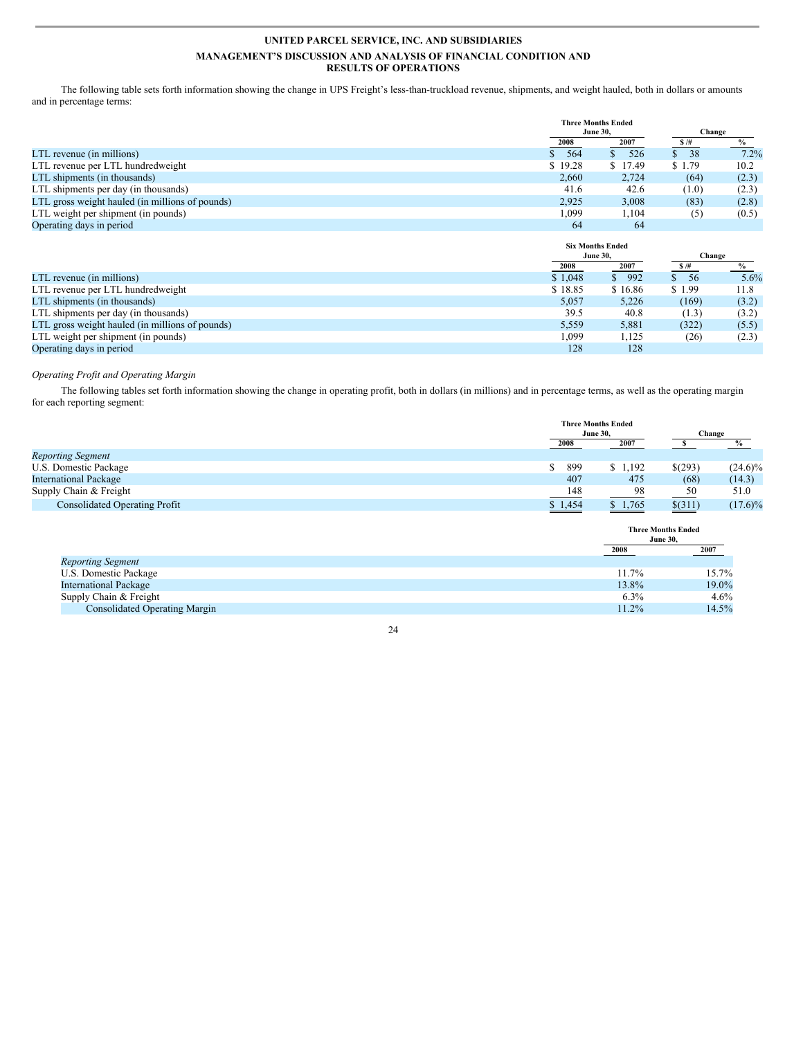The following table sets forth information showing the change in UPS Freight's less-than-truckload revenue, shipments, and weight hauled, both in dollars or amounts and in percentage terms:

| | Three Months Ended June 30, | | Change | |
|---|---|---|---|---|
| | 2008 | 2007 | $ /# | % |
| LTL revenue (in millions) | $ 564 | $ 526 | $ 38 | 7.2% |
| LTL revenue per LTL hundredweight | $ 19.28 | $ 17.49 | $ 1.79 | 10.2 |
| LTL shipments (in thousands) | 2,660 | 2,724 | (64) | (2.3) |
| LTL shipments per day (in thousands) | 41.6 | 42.6 | (1.0) | (2.3) |
| LTL gross weight hauled (in millions of pounds) | 2,925 | 3,008 | (83) | (2.8) |
| LTL weight per shipment (in pounds) | 1,099 | 1,104 | (5) | (0.5) |
| Operating days in period | 64 | 64 | | |

| | Six Months Ended June 30, | | Change | |
|---|---|---|---|---|
| | 2008 | 2007 | $ /# | % |
| LTL revenue (in millions) | $ 1,048 | $ 992 | $ 56 | 5.6% |
| LTL revenue per LTL hundredweight | $ 18.85 | $ 16.86 | $ 1.99 | 11.8 |
| LTL shipments (in thousands) | 5,057 | 5,226 | (169) | (3.2) |
| LTL shipments per day (in thousands) | 39.5 | 40.8 | (1.3) | (3.2) |
| LTL gross weight hauled (in millions of pounds) | 5,559 | 5,881 | (322) | (5.5) |
| LTL weight per shipment (in pounds) | 1,099 | 1,125 | (26) | (2.3) |
| Operating days in period | 128 | 128 | | |

*Operating Profit and Operating Margin*

The following tables set forth information showing the change in operating profit, both in dollars (in millions) and in percentage terms, as well as the operating margin for each reporting segment:

| | Three Months Ended June 30, | | Change | |
|---|---|---|---|---|
| | 2008 | 2007 | $ | % |
| *Reporting Segment* | | | | |
| U.S. Domestic Package | $ 899 | $ 1,192 | $(293) | (24.6)% |
| International Package | 407 | 475 | (68) | (14.3) |
| Supply Chain & Freight | 148 | 98 | 50 | 51.0 |
| Consolidated Operating Profit | $ 1,454 | $ 1,765 | $(311) | (17.6)% |

| | Three Months Ended June 30, | |
|---|---|---|
| | 2008 | 2007 |
| *Reporting Segment* | | |
| U.S. Domestic Package | 11.7% | 15.7% |
| International Package | 13.8% | 19.0% |
| Supply Chain & Freight | 6.3% | 4.6% |
| Consolidated Operating Margin | 11.2% | 14.5% |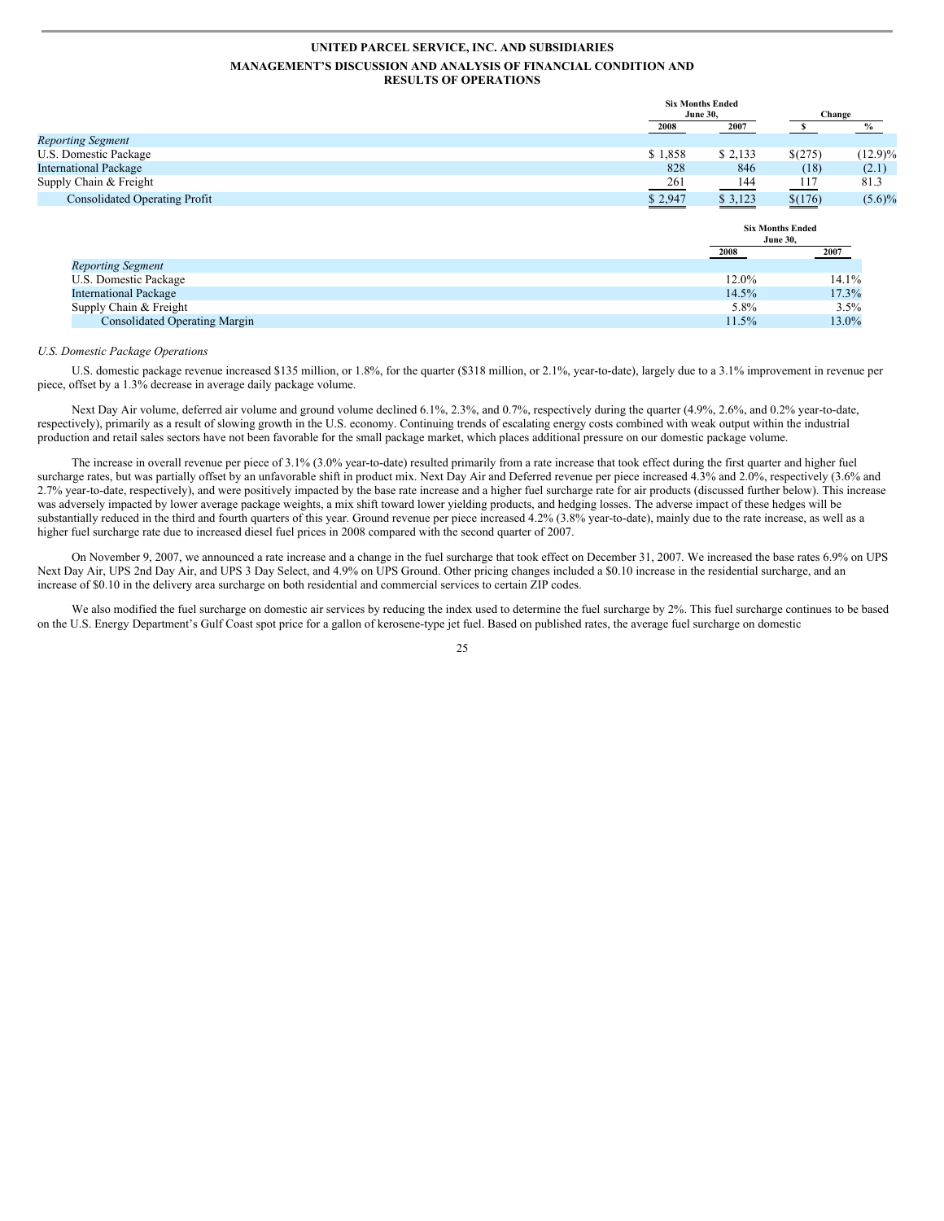**UNITED PARCEL SERVICE, INC. AND SUBSIDIARIES**

**MANAGEMENT'S DISCUSSION AND ANALYSIS OF FINANCIAL CONDITION AND RESULTS OF OPERATIONS**

| | Six Months Ended June 30, | | Change | |
|---|---|---|---|---|
| | 2008 | 2007 | $ | % |
| *Reporting Segment* | | | | |
| U.S. Domestic Package | $ 1,858 | $ 2,133 | $(275) | (12.9)% |
| International Package | 828 | 846 | (18) | (2.1) |
| Supply Chain & Freight | 261 | 144 | 117 | 81.3 |
| Consolidated Operating Profit | $ 2,947 | $ 3,123 | $(176) | (5.6)% |

| | Six Months Ended June 30, | |
|---|---|---|
| | 2008 | 2007 |
| *Reporting Segment* | | |
| U.S. Domestic Package | 12.0% | 14.1% |
| International Package | 14.5% | 17.3% |
| Supply Chain & Freight | 5.8% | 3.5% |
| Consolidated Operating Margin | 11.5% | 13.0% |

*U.S. Domestic Package Operations*

U.S. domestic package revenue increased $135 million, or 1.8%, for the quarter ($318 million, or 2.1%, year-to-date), largely due to a 3.1% improvement in revenue per piece, offset by a 1.3% decrease in average daily package volume.

Next Day Air volume, deferred air volume and ground volume declined 6.1%, 2.3%, and 0.7%, respectively during the quarter (4.9%, 2.6%, and 0.2% year-to-date, respectively), primarily as a result of slowing growth in the U.S. economy. Continuing trends of escalating energy costs combined with weak output within the industrial production and retail sales sectors have not been favorable for the small package market, which places additional pressure on our domestic package volume.

The increase in overall revenue per piece of 3.1% (3.0% year-to-date) resulted primarily from a rate increase that took effect during the first quarter and higher fuel surcharge rates, but was partially offset by an unfavorable shift in product mix. Next Day Air and Deferred revenue per piece increased 4.3% and 2.0%, respectively (3.6% and 2.7% year-to-date, respectively), and were positively impacted by the base rate increase and a higher fuel surcharge rate for air products (discussed further below). This increase was adversely impacted by lower average package weights, a mix shift toward lower yielding products, and hedging losses. The adverse impact of these hedges will be substantially reduced in the third and fourth quarters of this year. Ground revenue per piece increased 4.2% (3.8% year-to-date), mainly due to the rate increase, as well as a higher fuel surcharge rate due to increased diesel fuel prices in 2008 compared with the second quarter of 2007.

On November 9, 2007, we announced a rate increase and a change in the fuel surcharge that took effect on December 31, 2007. We increased the base rates 6.9% on UPS Next Day Air, UPS 2nd Day Air, and UPS 3 Day Select, and 4.9% on UPS Ground. Other pricing changes included a $0.10 increase in the residential surcharge, and an increase of $0.10 in the delivery area surcharge on both residential and commercial services to certain ZIP codes.

We also modified the fuel surcharge on domestic air services by reducing the index used to determine the fuel surcharge by 2%. This fuel surcharge continues to be based on the U.S. Energy Department's Gulf Coast spot price for a gallon of kerosene-type jet fuel. Based on published rates, the average fuel surcharge on domestic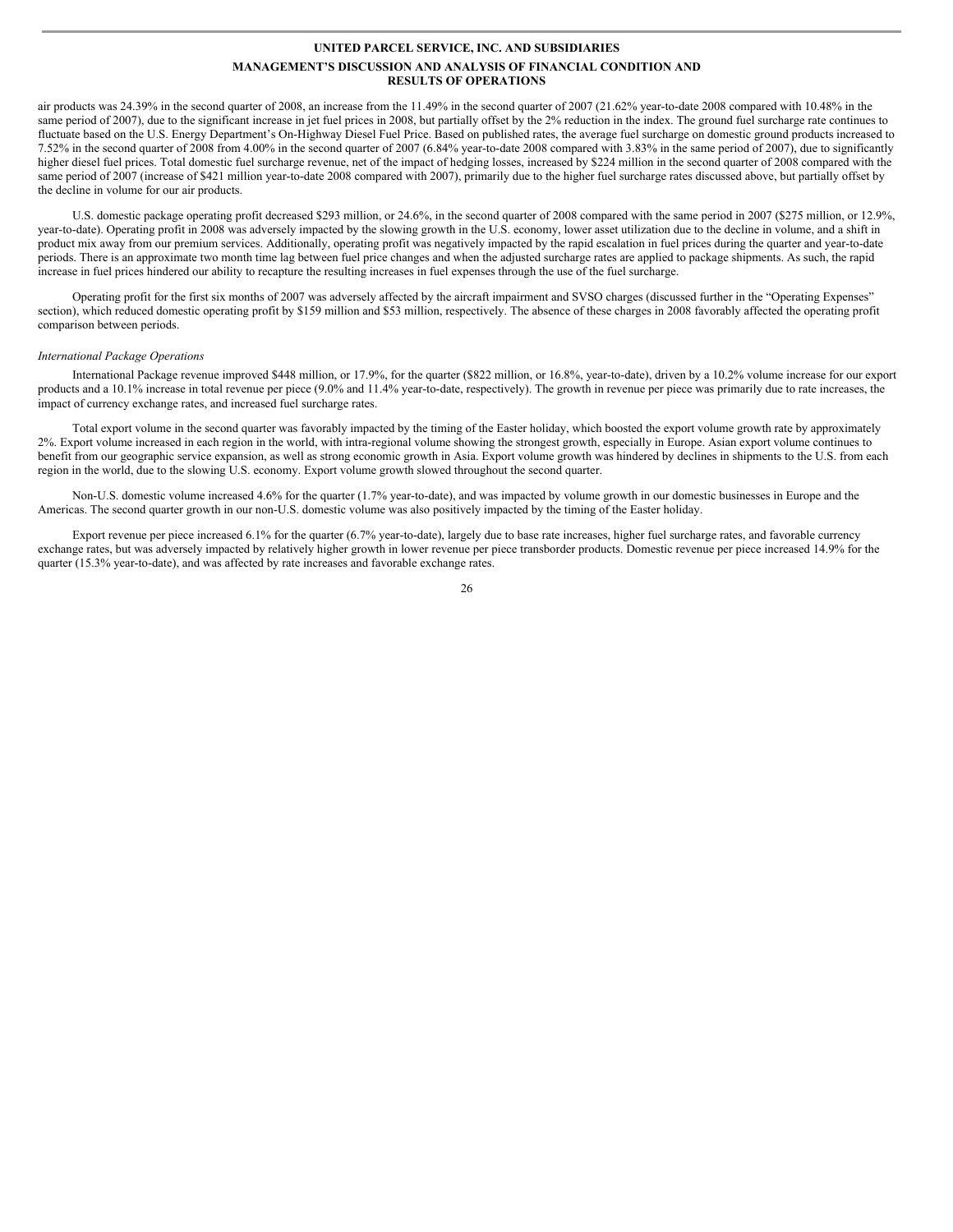air products was 24.39% in the second quarter of 2008, an increase from the 11.49% in the second quarter of 2007 (21.62% year-to-date 2008 compared with 10.48% in the same period of 2007), due to the significant increase in jet fuel prices in 2008, but partially offset by the 2% reduction in the index. The ground fuel surcharge rate continues to fluctuate based on the U.S. Energy Department's On-Highway Diesel Fuel Price. Based on published rates, the average fuel surcharge on domestic ground products increased to 7.52% in the second quarter of 2008 from 4.00% in the second quarter of 2007 (6.84% year-to-date 2008 compared with 3.83% in the same period of 2007), due to significantly higher diesel fuel prices. Total domestic fuel surcharge revenue, net of the impact of hedging losses, increased by $224 million in the second quarter of 2008 compared with the same period of 2007 (increase of $421 million year-to-date 2008 compared with 2007), primarily due to the higher fuel surcharge rates discussed above, but partially offset by the decline in volume for our air products.

U.S. domestic package operating profit decreased $293 million, or 24.6%, in the second quarter of 2008 compared with the same period in 2007 ($275 million, or 12.9%, year-to-date). Operating profit in 2008 was adversely impacted by the slowing growth in the U.S. economy, lower asset utilization due to the decline in volume, and a shift in product mix away from our premium services. Additionally, operating profit was negatively impacted by the rapid escalation in fuel prices during the quarter and year-to-date periods. There is an approximate two month time lag between fuel price changes and when the adjusted surcharge rates are applied to package shipments. As such, the rapid increase in fuel prices hindered our ability to recapture the resulting increases in fuel expenses through the use of the fuel surcharge.

Operating profit for the first six months of 2007 was adversely affected by the aircraft impairment and SVSO charges (discussed further in the "Operating Expenses" section), which reduced domestic operating profit by $159 million and $53 million, respectively. The absence of these charges in 2008 favorably affected the operating profit comparison between periods.

*International Package Operations*

International Package revenue improved $448 million, or 17.9%, for the quarter ($822 million, or 16.8%, year-to-date), driven by a 10.2% volume increase for our export products and a 10.1% increase in total revenue per piece (9.0% and 11.4% year-to-date, respectively). The growth in revenue per piece was primarily due to rate increases, the impact of currency exchange rates, and increased fuel surcharge rates.

Total export volume in the second quarter was favorably impacted by the timing of the Easter holiday, which boosted the export volume growth rate by approximately 2%. Export volume increased in each region in the world, with intra-regional volume showing the strongest growth, especially in Europe. Asian export volume continues to benefit from our geographic service expansion, as well as strong economic growth in Asia. Export volume growth was hindered by declines in shipments to the U.S. from each region in the world, due to the slowing U.S. economy. Export volume growth slowed throughout the second quarter.

Non-U.S. domestic volume increased 4.6% for the quarter (1.7% year-to-date), and was impacted by volume growth in our domestic businesses in Europe and the Americas. The second quarter growth in our non-U.S. domestic volume was also positively impacted by the timing of the Easter holiday.

Export revenue per piece increased 6.1% for the quarter (6.7% year-to-date), largely due to base rate increases, higher fuel surcharge rates, and favorable currency exchange rates, but was adversely impacted by relatively higher growth in lower revenue per piece transborder products. Domestic revenue per piece increased 14.9% for the quarter (15.3% year-to-date), and was affected by rate increases and favorable exchange rates.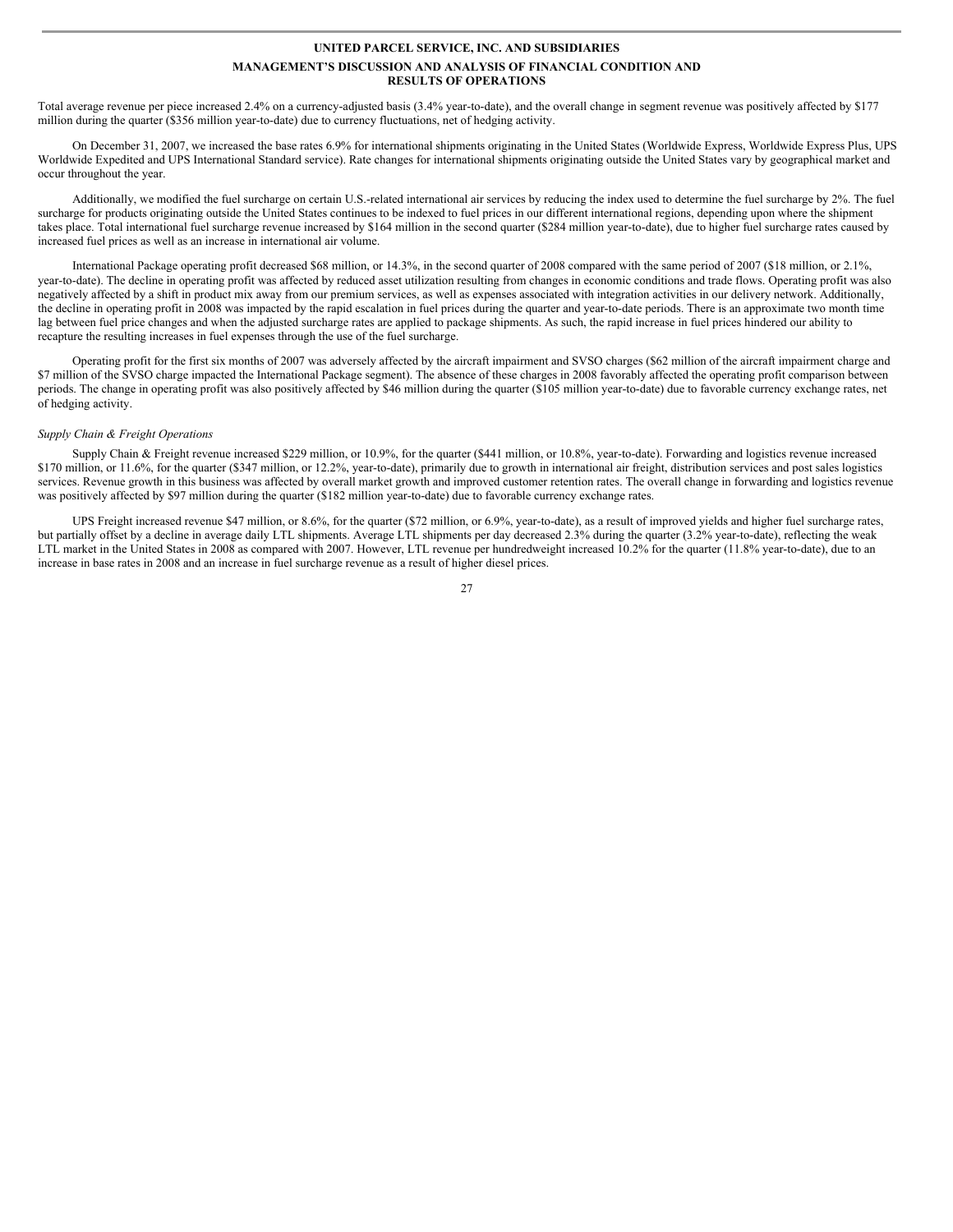Total average revenue per piece increased 2.4% on a currency-adjusted basis (3.4% year-to-date), and the overall change in segment revenue was positively affected by $177 million during the quarter ($356 million year-to-date) due to currency fluctuations, net of hedging activity.

On December 31, 2007, we increased the base rates 6.9% for international shipments originating in the United States (Worldwide Express, Worldwide Express Plus, UPS Worldwide Expedited and UPS International Standard service). Rate changes for international shipments originating outside the United States vary by geographical market and occur throughout the year.

Additionally, we modified the fuel surcharge on certain U.S.-related international air services by reducing the index used to determine the fuel surcharge by 2%. The fuel surcharge for products originating outside the United States continues to be indexed to fuel prices in our different international regions, depending upon where the shipment takes place. Total international fuel surcharge revenue increased by $164 million in the second quarter ($284 million year-to-date), due to higher fuel surcharge rates caused by increased fuel prices as well as an increase in international air volume.

International Package operating profit decreased $68 million, or 14.3%, in the second quarter of 2008 compared with the same period of 2007 ($18 million, or 2.1%, year-to-date). The decline in operating profit was affected by reduced asset utilization resulting from changes in economic conditions and trade flows. Operating profit was also negatively affected by a shift in product mix away from our premium services, as well as expenses associated with integration activities in our delivery network. Additionally, the decline in operating profit in 2008 was impacted by the rapid escalation in fuel prices during the quarter and year-to-date periods. There is an approximate two month time lag between fuel price changes and when the adjusted surcharge rates are applied to package shipments. As such, the rapid increase in fuel prices hindered our ability to recapture the resulting increases in fuel expenses through the use of the fuel surcharge.

Operating profit for the first six months of 2007 was adversely affected by the aircraft impairment and SVSO charges ($62 million of the aircraft impairment charge and $7 million of the SVSO charge impacted the International Package segment). The absence of these charges in 2008 favorably affected the operating profit comparison between periods. The change in operating profit was also positively affected by $46 million during the quarter ($105 million year-to-date) due to favorable currency exchange rates, net of hedging activity.

*Supply Chain & Freight Operations*

Supply Chain & Freight revenue increased $229 million, or 10.9%, for the quarter ($441 million, or 10.8%, year-to-date). Forwarding and logistics revenue increased $170 million, or 11.6%, for the quarter ($347 million, or 12.2%, year-to-date), primarily due to growth in international air freight, distribution services and post sales logistics services. Revenue growth in this business was affected by overall market growth and improved customer retention rates. The overall change in forwarding and logistics revenue was positively affected by $97 million during the quarter ($182 million year-to-date) due to favorable currency exchange rates.

UPS Freight increased revenue $47 million, or 8.6%, for the quarter ($72 million, or 6.9%, year-to-date), as a result of improved yields and higher fuel surcharge rates, but partially offset by a decline in average daily LTL shipments. Average LTL shipments per day decreased 2.3% during the quarter (3.2% year-to-date), reflecting the weak LTL market in the United States in 2008 as compared with 2007. However, LTL revenue per hundredweight increased 10.2% for the quarter (11.8% year-to-date), due to an increase in base rates in 2008 and an increase in fuel surcharge revenue as a result of higher diesel prices.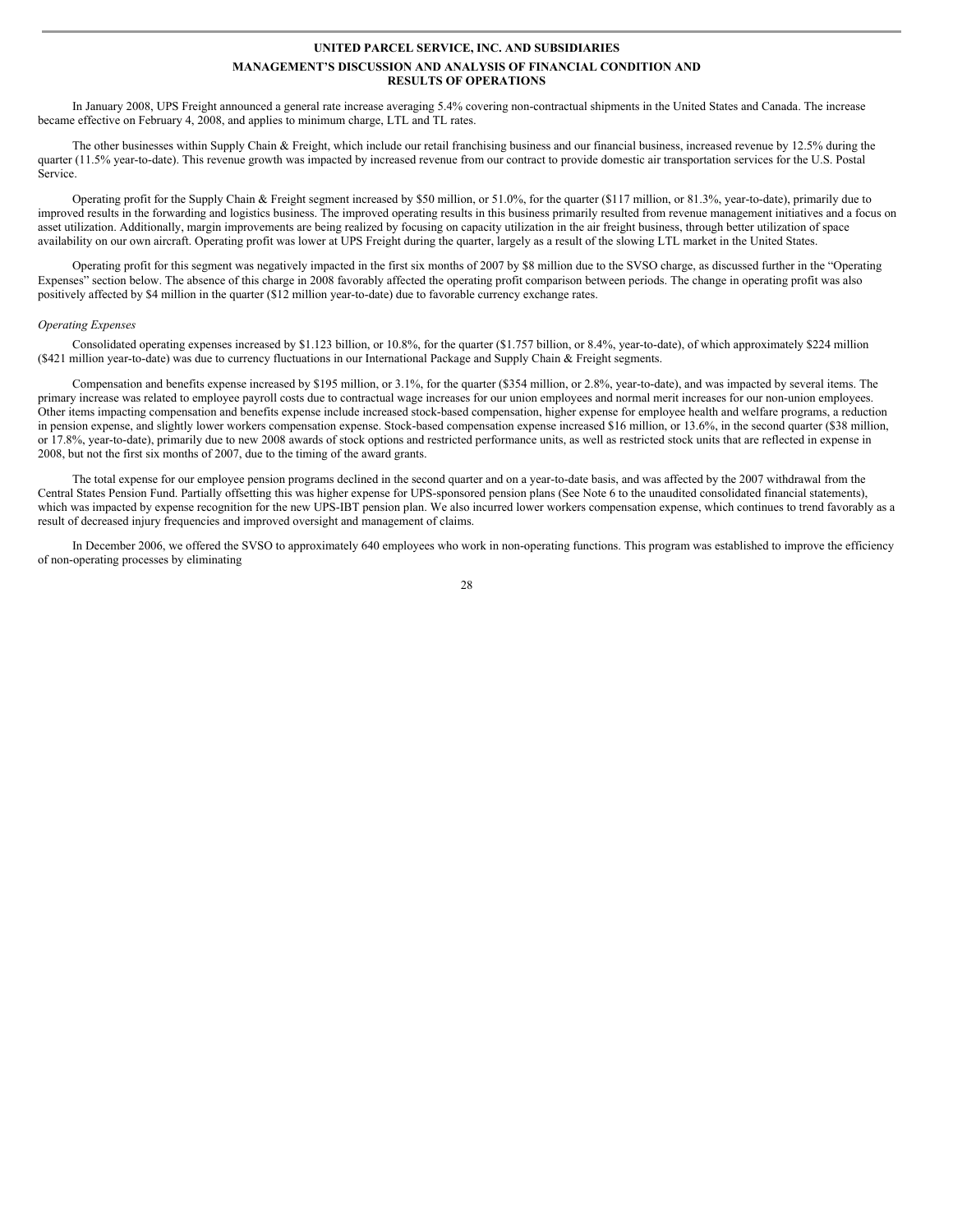In January 2008, UPS Freight announced a general rate increase averaging 5.4% covering non-contractual shipments in the United States and Canada. The increase became effective on February 4, 2008, and applies to minimum charge, LTL and TL rates.

The other businesses within Supply Chain & Freight, which include our retail franchising business and our financial business, increased revenue by 12.5% during the quarter (11.5% year-to-date). This revenue growth was impacted by increased revenue from our contract to provide domestic air transportation services for the U.S. Postal Service.

Operating profit for the Supply Chain & Freight segment increased by $50 million, or 51.0%, for the quarter ($117 million, or 81.3%, year-to-date), primarily due to improved results in the forwarding and logistics business. The improved operating results in this business primarily resulted from revenue management initiatives and a focus on asset utilization. Additionally, margin improvements are being realized by focusing on capacity utilization in the air freight business, through better utilization of space availability on our own aircraft. Operating profit was lower at UPS Freight during the quarter, largely as a result of the slowing LTL market in the United States.

Operating profit for this segment was negatively impacted in the first six months of 2007 by $8 million due to the SVSO charge, as discussed further in the "Operating Expenses" section below. The absence of this charge in 2008 favorably affected the operating profit comparison between periods. The change in operating profit was also positively affected by $4 million in the quarter ($12 million year-to-date) due to favorable currency exchange rates.

*Operating Expenses*

Consolidated operating expenses increased by $1.123 billion, or 10.8%, for the quarter ($1.757 billion, or 8.4%, year-to-date), of which approximately $224 million ($421 million year-to-date) was due to currency fluctuations in our International Package and Supply Chain & Freight segments.

Compensation and benefits expense increased by $195 million, or 3.1%, for the quarter ($354 million, or 2.8%, year-to-date), and was impacted by several items. The primary increase was related to employee payroll costs due to contractual wage increases for our union employees and normal merit increases for our non-union employees. Other items impacting compensation and benefits expense include increased stock-based compensation, higher expense for employee health and welfare programs, a reduction in pension expense, and slightly lower workers compensation expense. Stock-based compensation expense increased $16 million, or 13.6%, in the second quarter ($38 million, or 17.8%, year-to-date), primarily due to new 2008 awards of stock options and restricted performance units, as well as restricted stock units that are reflected in expense in 2008, but not the first six months of 2007, due to the timing of the award grants.

The total expense for our employee pension programs declined in the second quarter and on a year-to-date basis, and was affected by the 2007 withdrawal from the Central States Pension Fund. Partially offsetting this was higher expense for UPS-sponsored pension plans (See Note 6 to the unaudited consolidated financial statements), which was impacted by expense recognition for the new UPS-IBT pension plan. We also incurred lower workers compensation expense, which continues to trend favorably as a result of decreased injury frequencies and improved oversight and management of claims.

In December 2006, we offered the SVSO to approximately 640 employees who work in non-operating functions. This program was established to improve the efficiency of non-operating processes by eliminating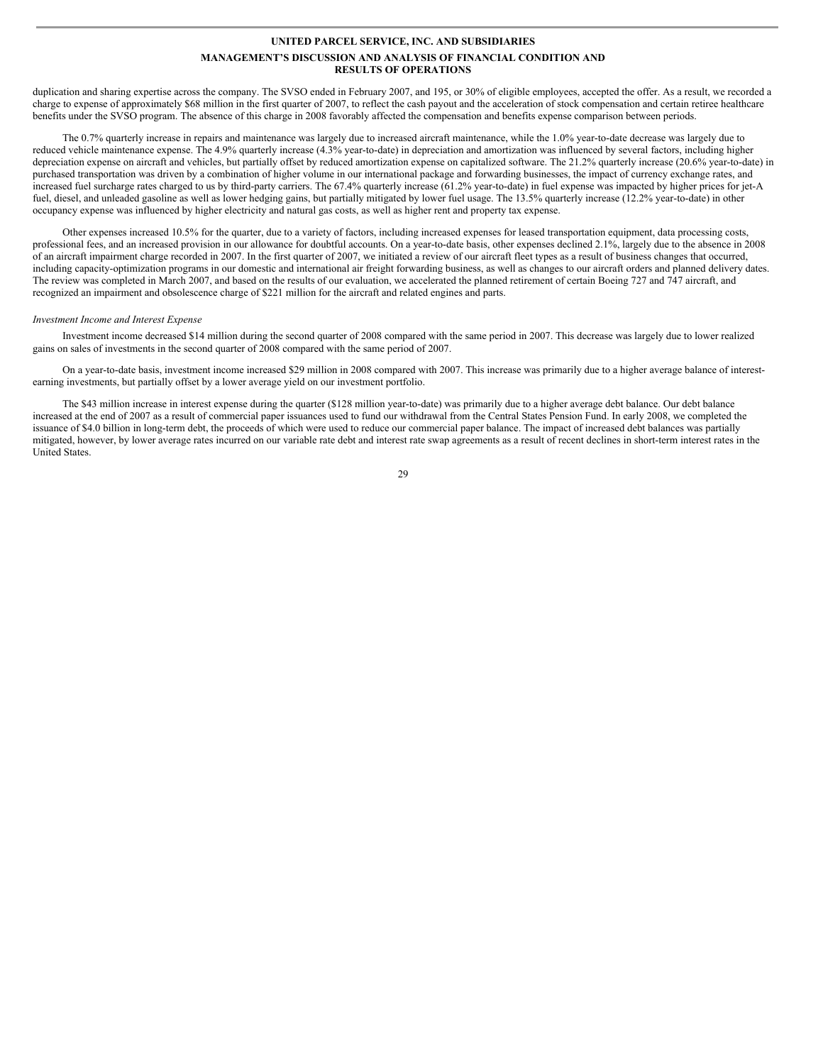duplication and sharing expertise across the company. The SVSO ended in February 2007, and 195, or 30% of eligible employees, accepted the offer. As a result, we recorded a charge to expense of approximately $68 million in the first quarter of 2007, to reflect the cash payout and the acceleration of stock compensation and certain retiree healthcare benefits under the SVSO program. The absence of this charge in 2008 favorably affected the compensation and benefits expense comparison between periods.

The 0.7% quarterly increase in repairs and maintenance was largely due to increased aircraft maintenance, while the 1.0% year-to-date decrease was largely due to reduced vehicle maintenance expense. The 4.9% quarterly increase (4.3% year-to-date) in depreciation and amortization was influenced by several factors, including higher depreciation expense on aircraft and vehicles, but partially offset by reduced amortization expense on capitalized software. The 21.2% quarterly increase (20.6% year-to-date) in purchased transportation was driven by a combination of higher volume in our international package and forwarding businesses, the impact of currency exchange rates, and increased fuel surcharge rates charged to us by third-party carriers. The 67.4% quarterly increase (61.2% year-to-date) in fuel expense was impacted by higher prices for jet-A fuel, diesel, and unleaded gasoline as well as lower hedging gains, but partially mitigated by lower fuel usage. The 13.5% quarterly increase (12.2% year-to-date) in other occupancy expense was influenced by higher electricity and natural gas costs, as well as higher rent and property tax expense.

Other expenses increased 10.5% for the quarter, due to a variety of factors, including increased expenses for leased transportation equipment, data processing costs, professional fees, and an increased provision in our allowance for doubtful accounts. On a year-to-date basis, other expenses declined 2.1%, largely due to the absence in 2008 of an aircraft impairment charge recorded in 2007. In the first quarter of 2007, we initiated a review of our aircraft fleet types as a result of business changes that occurred, including capacity-optimization programs in our domestic and international air freight forwarding business, as well as changes to our aircraft orders and planned delivery dates. The review was completed in March 2007, and based on the results of our evaluation, we accelerated the planned retirement of certain Boeing 727 and 747 aircraft, and recognized an impairment and obsolescence charge of $221 million for the aircraft and related engines and parts.

*Investment Income and Interest Expense*

Investment income decreased $14 million during the second quarter of 2008 compared with the same period in 2007. This decrease was largely due to lower realized gains on sales of investments in the second quarter of 2008 compared with the same period of 2007.

On a year-to-date basis, investment income increased $29 million in 2008 compared with 2007. This increase was primarily due to a higher average balance of interest-earning investments, but partially offset by a lower average yield on our investment portfolio.

The $43 million increase in interest expense during the quarter ($128 million year-to-date) was primarily due to a higher average debt balance. Our debt balance increased at the end of 2007 as a result of commercial paper issuances used to fund our withdrawal from the Central States Pension Fund. In early 2008, we completed the issuance of $4.0 billion in long-term debt, the proceeds of which were used to reduce our commercial paper balance. The impact of increased debt balances was partially mitigated, however, by lower average rates incurred on our variable rate debt and interest rate swap agreements as a result of recent declines in short-term interest rates in the United States.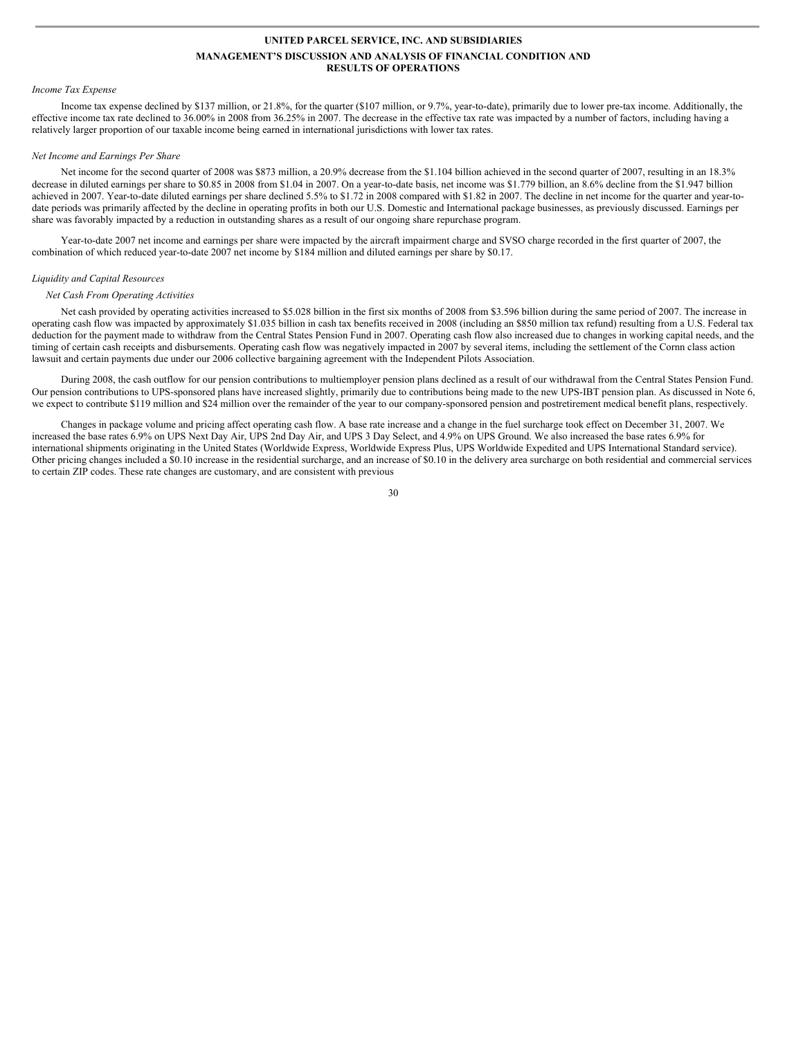*Income Tax Expense*

Income tax expense declined by $137 million, or 21.8%, for the quarter ($107 million, or 9.7%, year-to-date), primarily due to lower pre-tax income. Additionally, the effective income tax rate declined to 36.00% in 2008 from 36.25% in 2007. The decrease in the effective tax rate was impacted by a number of factors, including having a relatively larger proportion of our taxable income being earned in international jurisdictions with lower tax rates.

*Net Income and Earnings Per Share*

Net income for the second quarter of 2008 was $873 million, a 20.9% decrease from the $1.104 billion achieved in the second quarter of 2007, resulting in an 18.3% decrease in diluted earnings per share to $0.85 in 2008 from $1.04 in 2007. On a year-to-date basis, net income was $1.779 billion, an 8.6% decline from the $1.947 billion achieved in 2007. Year-to-date diluted earnings per share declined 5.5% to $1.72 in 2008 compared with $1.82 in 2007. The decline in net income for the quarter and year-to-date periods was primarily affected by the decline in operating profits in both our U.S. Domestic and International package businesses, as previously discussed. Earnings per share was favorably impacted by a reduction in outstanding shares as a result of our ongoing share repurchase program.

Year-to-date 2007 net income and earnings per share were impacted by the aircraft impairment charge and SVSO charge recorded in the first quarter of 2007, the combination of which reduced year-to-date 2007 net income by $184 million and diluted earnings per share by $0.17.

*Liquidity and Capital Resources*

*Net Cash From Operating Activities*

Net cash provided by operating activities increased to $5.028 billion in the first six months of 2008 from $3.596 billion during the same period of 2007. The increase in operating cash flow was impacted by approximately $1.035 billion in cash tax benefits received in 2008 (including an $850 million tax refund) resulting from a U.S. Federal tax deduction for the payment made to withdraw from the Central States Pension Fund in 2007. Operating cash flow also increased due to changes in working capital needs, and the timing of certain cash receipts and disbursements. Operating cash flow was negatively impacted in 2007 by several items, including the settlement of the Cornn class action lawsuit and certain payments due under our 2006 collective bargaining agreement with the Independent Pilots Association.

During 2008, the cash outflow for our pension contributions to multiemployer pension plans declined as a result of our withdrawal from the Central States Pension Fund. Our pension contributions to UPS-sponsored plans have increased slightly, primarily due to contributions being made to the new UPS-IBT pension plan. As discussed in Note 6, we expect to contribute $119 million and $24 million over the remainder of the year to our company-sponsored pension and postretirement medical benefit plans, respectively.

Changes in package volume and pricing affect operating cash flow. A base rate increase and a change in the fuel surcharge took effect on December 31, 2007. We increased the base rates 6.9% on UPS Next Day Air, UPS 2nd Day Air, and UPS 3 Day Select, and 4.9% on UPS Ground. We also increased the base rates 6.9% for international shipments originating in the United States (Worldwide Express, Worldwide Express Plus, UPS Worldwide Expedited and UPS International Standard service). Other pricing changes included a $0.10 increase in the residential surcharge, and an increase of $0.10 in the delivery area surcharge on both residential and commercial services to certain ZIP codes. These rate changes are customary, and are consistent with previous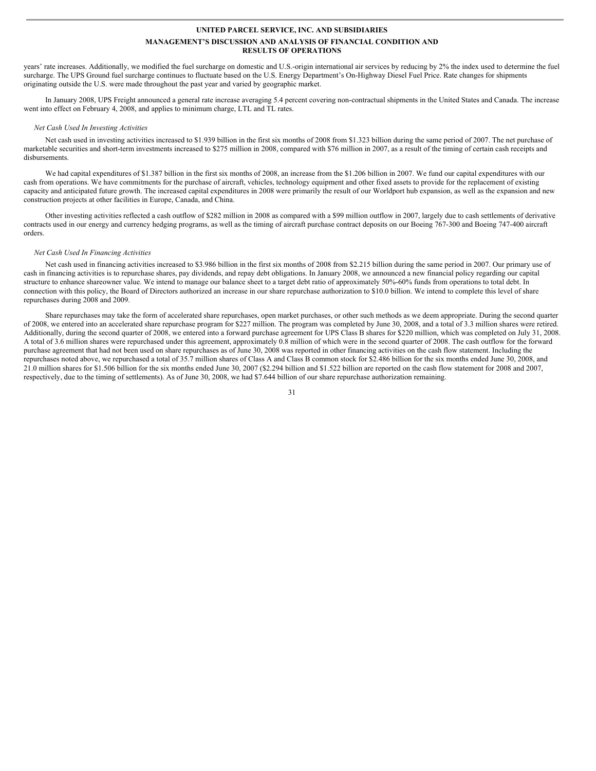years' rate increases. Additionally, we modified the fuel surcharge on domestic and U.S.-origin international air services by reducing by 2% the index used to determine the fuel surcharge. The UPS Ground fuel surcharge continues to fluctuate based on the U.S. Energy Department's On-Highway Diesel Fuel Price. Rate changes for shipments originating outside the U.S. were made throughout the past year and varied by geographic market.

In January 2008, UPS Freight announced a general rate increase averaging 5.4 percent covering non-contractual shipments in the United States and Canada. The increase went into effect on February 4, 2008, and applies to minimum charge, LTL and TL rates.

*Net Cash Used In Investing Activities*

Net cash used in investing activities increased to $1.939 billion in the first six months of 2008 from $1.323 billion during the same period of 2007. The net purchase of marketable securities and short-term investments increased to $275 million in 2008, compared with $76 million in 2007, as a result of the timing of certain cash receipts and disbursements.

We had capital expenditures of $1.387 billion in the first six months of 2008, an increase from the $1.206 billion in 2007. We fund our capital expenditures with our cash from operations. We have commitments for the purchase of aircraft, vehicles, technology equipment and other fixed assets to provide for the replacement of existing capacity and anticipated future growth. The increased capital expenditures in 2008 were primarily the result of our Worldport hub expansion, as well as the expansion and new construction projects at other facilities in Europe, Canada, and China.

Other investing activities reflected a cash outflow of $282 million in 2008 as compared with a $99 million outflow in 2007, largely due to cash settlements of derivative contracts used in our energy and currency hedging programs, as well as the timing of aircraft purchase contract deposits on our Boeing 767-300 and Boeing 747-400 aircraft orders.

*Net Cash Used In Financing Activities*

Net cash used in financing activities increased to $3.986 billion in the first six months of 2008 from $2.215 billion during the same period in 2007. Our primary use of cash in financing activities is to repurchase shares, pay dividends, and repay debt obligations. In January 2008, we announced a new financial policy regarding our capital structure to enhance shareowner value. We intend to manage our balance sheet to a target debt ratio of approximately 50%-60% funds from operations to total debt. In connection with this policy, the Board of Directors authorized an increase in our share repurchase authorization to $10.0 billion. We intend to complete this level of share repurchases during 2008 and 2009.

Share repurchases may take the form of accelerated share repurchases, open market purchases, or other such methods as we deem appropriate. During the second quarter of 2008, we entered into an accelerated share repurchase program for $227 million. The program was completed by June 30, 2008, and a total of 3.3 million shares were retired. Additionally, during the second quarter of 2008, we entered into a forward purchase agreement for UPS Class B shares for $220 million, which was completed on July 31, 2008. A total of 3.6 million shares were repurchased under this agreement, approximately 0.8 million of which were in the second quarter of 2008. The cash outflow for the forward purchase agreement that had not been used on share repurchases as of June 30, 2008 was reported in other financing activities on the cash flow statement. Including the repurchases noted above, we repurchased a total of 35.7 million shares of Class A and Class B common stock for $2.486 billion for the six months ended June 30, 2008, and 21.0 million shares for $1.506 billion for the six months ended June 30, 2007 ($2.294 billion and $1.522 billion are reported on the cash flow statement for 2008 and 2007, respectively, due to the timing of settlements). As of June 30, 2008, we had $7.644 billion of our share repurchase authorization remaining.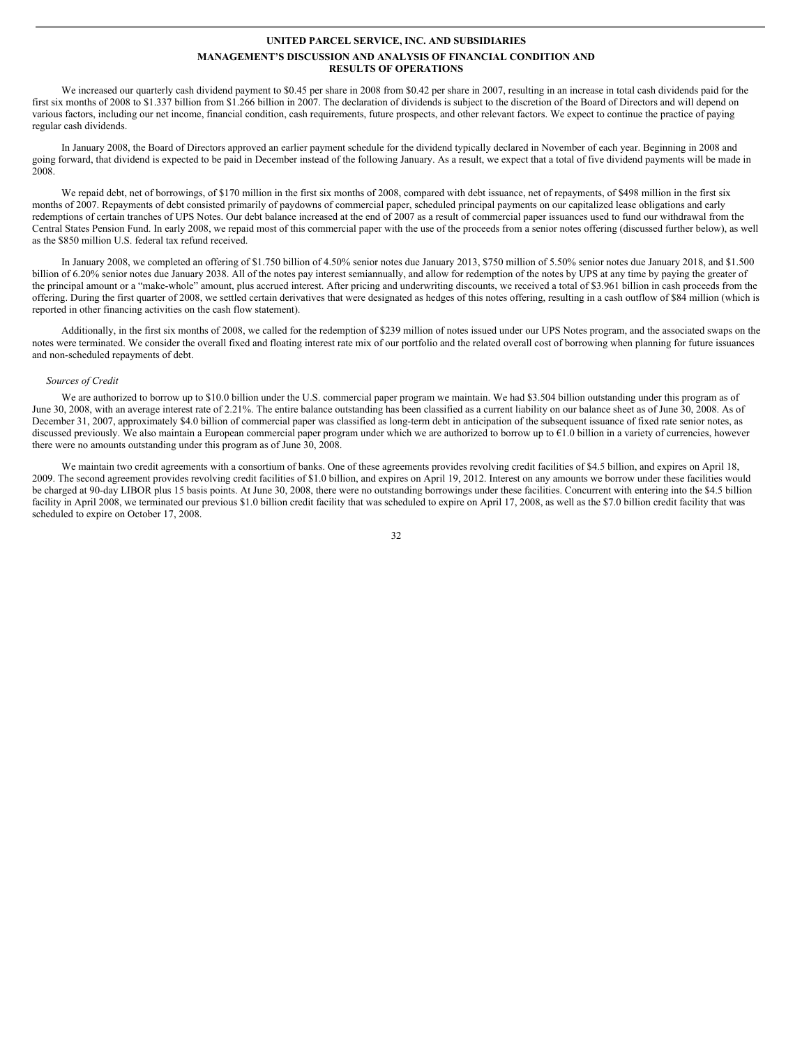We increased our quarterly cash dividend payment to $0.45 per share in 2008 from $0.42 per share in 2007, resulting in an increase in total cash dividends paid for the first six months of 2008 to $1.337 billion from $1.266 billion in 2007. The declaration of dividends is subject to the discretion of the Board of Directors and will depend on various factors, including our net income, financial condition, cash requirements, future prospects, and other relevant factors. We expect to continue the practice of paying regular cash dividends.

In January 2008, the Board of Directors approved an earlier payment schedule for the dividend typically declared in November of each year. Beginning in 2008 and going forward, that dividend is expected to be paid in December instead of the following January. As a result, we expect that a total of five dividend payments will be made in 2008.

We repaid debt, net of borrowings, of $170 million in the first six months of 2008, compared with debt issuance, net of repayments, of $498 million in the first six months of 2007. Repayments of debt consisted primarily of paydowns of commercial paper, scheduled principal payments on our capitalized lease obligations and early redemptions of certain tranches of UPS Notes. Our debt balance increased at the end of 2007 as a result of commercial paper issuances used to fund our withdrawal from the Central States Pension Fund. In early 2008, we repaid most of this commercial paper with the use of the proceeds from a senior notes offering (discussed further below), as well as the $850 million U.S. federal tax refund received.

In January 2008, we completed an offering of $1.750 billion of 4.50% senior notes due January 2013, $750 million of 5.50% senior notes due January 2018, and $1.500 billion of 6.20% senior notes due January 2038. All of the notes pay interest semiannually, and allow for redemption of the notes by UPS at any time by paying the greater of the principal amount or a "make-whole" amount, plus accrued interest. After pricing and underwriting discounts, we received a total of $3.961 billion in cash proceeds from the offering. During the first quarter of 2008, we settled certain derivatives that were designated as hedges of this notes offering, resulting in a cash outflow of $84 million (which is reported in other financing activities on the cash flow statement).

Additionally, in the first six months of 2008, we called for the redemption of $239 million of notes issued under our UPS Notes program, and the associated swaps on the notes were terminated. We consider the overall fixed and floating interest rate mix of our portfolio and the related overall cost of borrowing when planning for future issuances and non-scheduled repayments of debt.

*Sources of Credit*

We are authorized to borrow up to $10.0 billion under the U.S. commercial paper program we maintain. We had $3.504 billion outstanding under this program as of June 30, 2008, with an average interest rate of 2.21%. The entire balance outstanding has been classified as a current liability on our balance sheet as of June 30, 2008. As of December 31, 2007, approximately $4.0 billion of commercial paper was classified as long-term debt in anticipation of the subsequent issuance of fixed rate senior notes, as discussed previously. We also maintain a European commercial paper program under which we are authorized to borrow up to €1.0 billion in a variety of currencies, however there were no amounts outstanding under this program as of June 30, 2008.

We maintain two credit agreements with a consortium of banks. One of these agreements provides revolving credit facilities of $4.5 billion, and expires on April 18, 2009. The second agreement provides revolving credit facilities of $1.0 billion, and expires on April 19, 2012. Interest on any amounts we borrow under these facilities would be charged at 90-day LIBOR plus 15 basis points. At June 30, 2008, there were no outstanding borrowings under these facilities. Concurrent with entering into the $4.5 billion facility in April 2008, we terminated our previous $1.0 billion credit facility that was scheduled to expire on April 17, 2008, as well as the $7.0 billion credit facility that was scheduled to expire on October 17, 2008.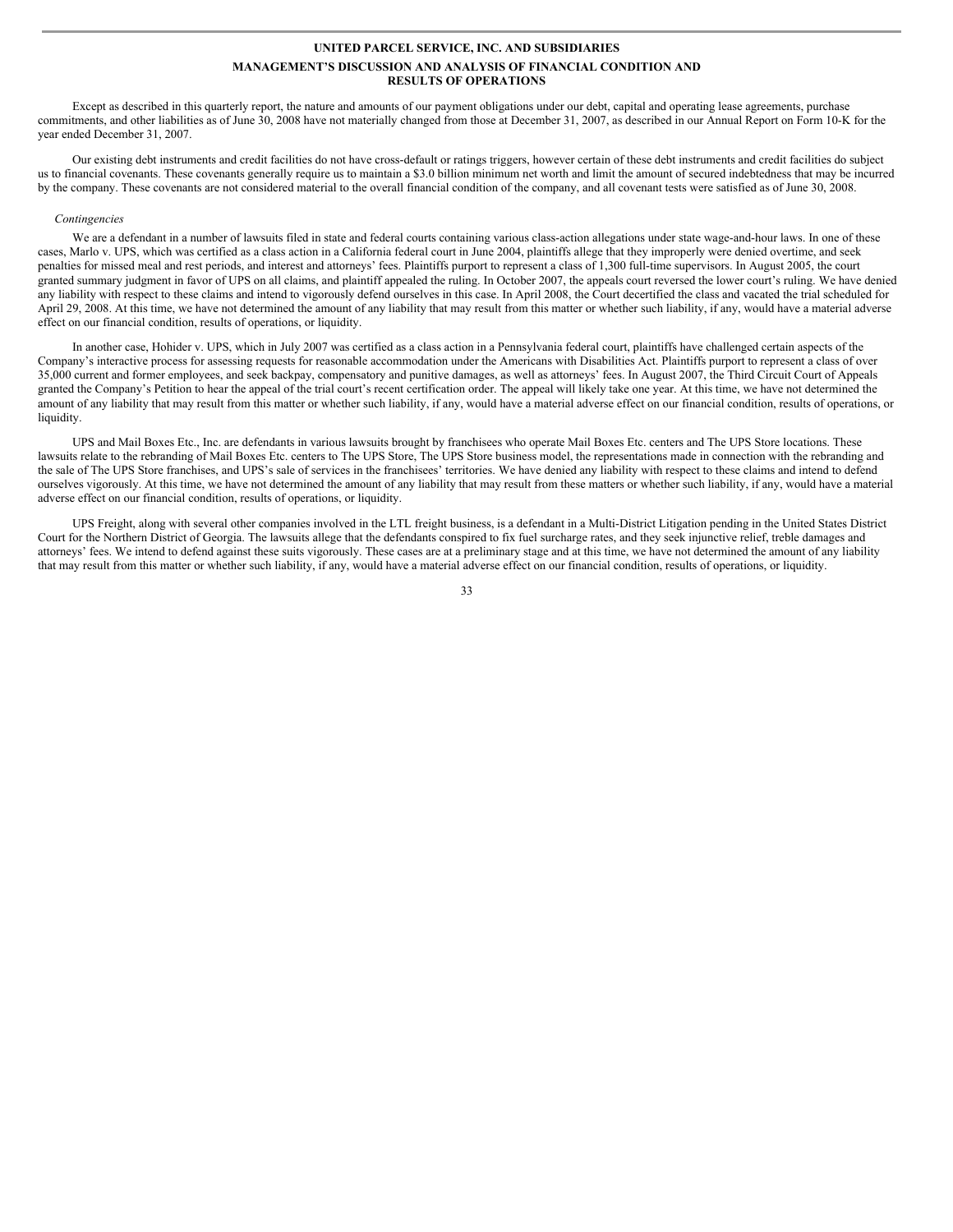Except as described in this quarterly report, the nature and amounts of our payment obligations under our debt, capital and operating lease agreements, purchase commitments, and other liabilities as of June 30, 2008 have not materially changed from those at December 31, 2007, as described in our Annual Report on Form 10-K for the year ended December 31, 2007.

Our existing debt instruments and credit facilities do not have cross-default or ratings triggers, however certain of these debt instruments and credit facilities do subject us to financial covenants. These covenants generally require us to maintain a $3.0 billion minimum net worth and limit the amount of secured indebtedness that may be incurred by the company. These covenants are not considered material to the overall financial condition of the company, and all covenant tests were satisfied as of June 30, 2008.

*Contingencies*

We are a defendant in a number of lawsuits filed in state and federal courts containing various class-action allegations under state wage-and-hour laws. In one of these cases, Marlo v. UPS, which was certified as a class action in a California federal court in June 2004, plaintiffs allege that they improperly were denied overtime, and seek penalties for missed meal and rest periods, and interest and attorneys' fees. Plaintiffs purport to represent a class of 1,300 full-time supervisors. In August 2005, the court granted summary judgment in favor of UPS on all claims, and plaintiff appealed the ruling. In October 2007, the appeals court reversed the lower court's ruling. We have denied any liability with respect to these claims and intend to vigorously defend ourselves in this case. In April 2008, the Court decertified the class and vacated the trial scheduled for April 29, 2008. At this time, we have not determined the amount of any liability that may result from this matter or whether such liability, if any, would have a material adverse effect on our financial condition, results of operations, or liquidity.

In another case, Hohider v. UPS, which in July 2007 was certified as a class action in a Pennsylvania federal court, plaintiffs have challenged certain aspects of the Company's interactive process for assessing requests for reasonable accommodation under the Americans with Disabilities Act. Plaintiffs purport to represent a class of over 35,000 current and former employees, and seek backpay, compensatory and punitive damages, as well as attorneys' fees. In August 2007, the Third Circuit Court of Appeals granted the Company's Petition to hear the appeal of the trial court's recent certification order. The appeal will likely take one year. At this time, we have not determined the amount of any liability that may result from this matter or whether such liability, if any, would have a material adverse effect on our financial condition, results of operations, or liquidity.

UPS and Mail Boxes Etc., Inc. are defendants in various lawsuits brought by franchisees who operate Mail Boxes Etc. centers and The UPS Store locations. These lawsuits relate to the rebranding of Mail Boxes Etc. centers to The UPS Store, The UPS Store business model, the representations made in connection with the rebranding and the sale of The UPS Store franchises, and UPS's sale of services in the franchisees' territories. We have denied any liability with respect to these claims and intend to defend ourselves vigorously. At this time, we have not determined the amount of any liability that may result from these matters or whether such liability, if any, would have a material adverse effect on our financial condition, results of operations, or liquidity.

UPS Freight, along with several other companies involved in the LTL freight business, is a defendant in a Multi-District Litigation pending in the United States District Court for the Northern District of Georgia. The lawsuits allege that the defendants conspired to fix fuel surcharge rates, and they seek injunctive relief, treble damages and attorneys' fees. We intend to defend against these suits vigorously. These cases are at a preliminary stage and at this time, we have not determined the amount of any liability that may result from this matter or whether such liability, if any, would have a material adverse effect on our financial condition, results of operations, or liquidity.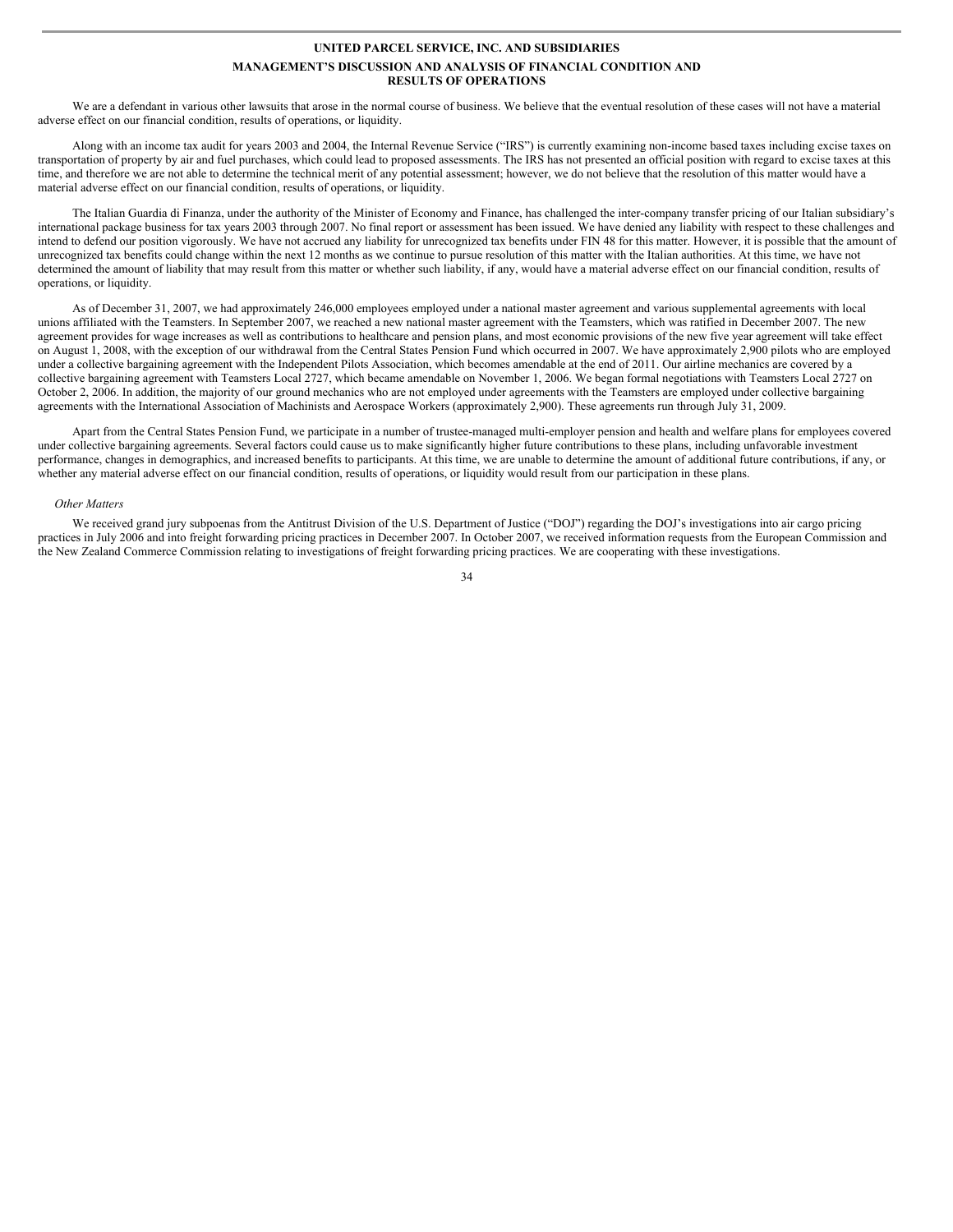We are a defendant in various other lawsuits that arose in the normal course of business. We believe that the eventual resolution of these cases will not have a material adverse effect on our financial condition, results of operations, or liquidity.

Along with an income tax audit for years 2003 and 2004, the Internal Revenue Service ("IRS") is currently examining non-income based taxes including excise taxes on transportation of property by air and fuel purchases, which could lead to proposed assessments. The IRS has not presented an official position with regard to excise taxes at this time, and therefore we are not able to determine the technical merit of any potential assessment; however, we do not believe that the resolution of this matter would have a material adverse effect on our financial condition, results of operations, or liquidity.

The Italian Guardia di Finanza, under the authority of the Minister of Economy and Finance, has challenged the inter-company transfer pricing of our Italian subsidiary's international package business for tax years 2003 through 2007. No final report or assessment has been issued. We have denied any liability with respect to these challenges and intend to defend our position vigorously. We have not accrued any liability for unrecognized tax benefits under FIN 48 for this matter. However, it is possible that the amount of unrecognized tax benefits could change within the next 12 months as we continue to pursue resolution of this matter with the Italian authorities. At this time, we have not determined the amount of liability that may result from this matter or whether such liability, if any, would have a material adverse effect on our financial condition, results of operations, or liquidity.

As of December 31, 2007, we had approximately 246,000 employees employed under a national master agreement and various supplemental agreements with local unions affiliated with the Teamsters. In September 2007, we reached a new national master agreement with the Teamsters, which was ratified in December 2007. The new agreement provides for wage increases as well as contributions to healthcare and pension plans, and most economic provisions of the new five year agreement will take effect on August 1, 2008, with the exception of our withdrawal from the Central States Pension Fund which occurred in 2007. We have approximately 2,900 pilots who are employed under a collective bargaining agreement with the Independent Pilots Association, which becomes amendable at the end of 2011. Our airline mechanics are covered by a collective bargaining agreement with Teamsters Local 2727, which became amendable on November 1, 2006. We began formal negotiations with Teamsters Local 2727 on October 2, 2006. In addition, the majority of our ground mechanics who are not employed under agreements with the Teamsters are employed under collective bargaining agreements with the International Association of Machinists and Aerospace Workers (approximately 2,900). These agreements run through July 31, 2009.

Apart from the Central States Pension Fund, we participate in a number of trustee-managed multi-employer pension and health and welfare plans for employees covered under collective bargaining agreements. Several factors could cause us to make significantly higher future contributions to these plans, including unfavorable investment performance, changes in demographics, and increased benefits to participants. At this time, we are unable to determine the amount of additional future contributions, if any, or whether any material adverse effect on our financial condition, results of operations, or liquidity would result from our participation in these plans.

*Other Matters*

We received grand jury subpoenas from the Antitrust Division of the U.S. Department of Justice ("DOJ") regarding the DOJ's investigations into air cargo pricing practices in July 2006 and into freight forwarding pricing practices in December 2007. In October 2007, we received information requests from the European Commission and the New Zealand Commerce Commission relating to investigations of freight forwarding pricing practices. We are cooperating with these investigations.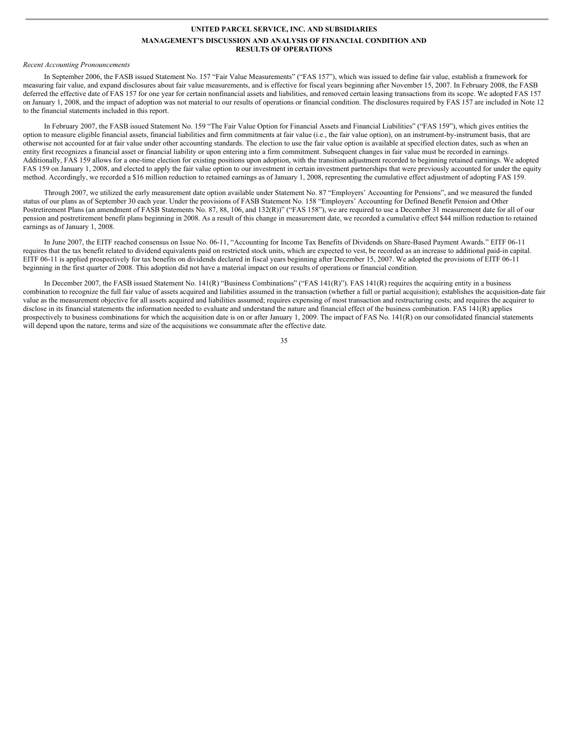## UNITED PARCEL SERVICE, INC. AND SUBSIDIARIES

## MANAGEMENT'S DISCUSSION AND ANALYSIS OF FINANCIAL CONDITION AND RESULTS OF OPERATIONS

*Recent Accounting Pronouncements*

In September 2006, the FASB issued Statement No. 157 "Fair Value Measurements" ("FAS 157"), which was issued to define fair value, establish a framework for measuring fair value, and expand disclosures about fair value measurements, and is effective for fiscal years beginning after November 15, 2007. In February 2008, the FASB deferred the effective date of FAS 157 for one year for certain nonfinancial assets and liabilities, and removed certain leasing transactions from its scope. We adopted FAS 157 on January 1, 2008, and the impact of adoption was not material to our results of operations or financial condition. The disclosures required by FAS 157 are included in Note 12 to the financial statements included in this report.

In February 2007, the FASB issued Statement No. 159 "The Fair Value Option for Financial Assets and Financial Liabilities" ("FAS 159"), which gives entities the option to measure eligible financial assets, financial liabilities and firm commitments at fair value (i.e., the fair value option), on an instrument-by-instrument basis, that are otherwise not accounted for at fair value under other accounting standards. The election to use the fair value option is available at specified election dates, such as when an entity first recognizes a financial asset or financial liability or upon entering into a firm commitment. Subsequent changes in fair value must be recorded in earnings. Additionally, FAS 159 allows for a one-time election for existing positions upon adoption, with the transition adjustment recorded to beginning retained earnings. We adopted FAS 159 on January 1, 2008, and elected to apply the fair value option to our investment in certain investment partnerships that were previously accounted for under the equity method. Accordingly, we recorded a $16 million reduction to retained earnings as of January 1, 2008, representing the cumulative effect adjustment of adopting FAS 159.

Through 2007, we utilized the early measurement date option available under Statement No. 87 "Employers' Accounting for Pensions", and we measured the funded status of our plans as of September 30 each year. Under the provisions of FASB Statement No. 158 "Employers' Accounting for Defined Benefit Pension and Other Postretirement Plans (an amendment of FASB Statements No. 87, 88, 106, and 132(R))" ("FAS 158"), we are required to use a December 31 measurement date for all of our pension and postretirement benefit plans beginning in 2008. As a result of this change in measurement date, we recorded a cumulative effect $44 million reduction to retained earnings as of January 1, 2008.

In June 2007, the EITF reached consensus on Issue No. 06-11, "Accounting for Income Tax Benefits of Dividends on Share-Based Payment Awards." EITF 06-11 requires that the tax benefit related to dividend equivalents paid on restricted stock units, which are expected to vest, be recorded as an increase to additional paid-in capital. EITF 06-11 is applied prospectively for tax benefits on dividends declared in fiscal years beginning after December 15, 2007. We adopted the provisions of EITF 06-11 beginning in the first quarter of 2008. This adoption did not have a material impact on our results of operations or financial condition.

In December 2007, the FASB issued Statement No. 141(R) "Business Combinations" ("FAS 141(R)"). FAS 141(R) requires the acquiring entity in a business combination to recognize the full fair value of assets acquired and liabilities assumed in the transaction (whether a full or partial acquisition); establishes the acquisition-date fair value as the measurement objective for all assets acquired and liabilities assumed; requires expensing of most transaction and restructuring costs; and requires the acquirer to disclose in its financial statements the information needed to evaluate and understand the nature and financial effect of the business combination. FAS 141(R) applies prospectively to business combinations for which the acquisition date is on or after January 1, 2009. The impact of FAS No. 141(R) on our consolidated financial statements will depend upon the nature, terms and size of the acquisitions we consummate after the effective date.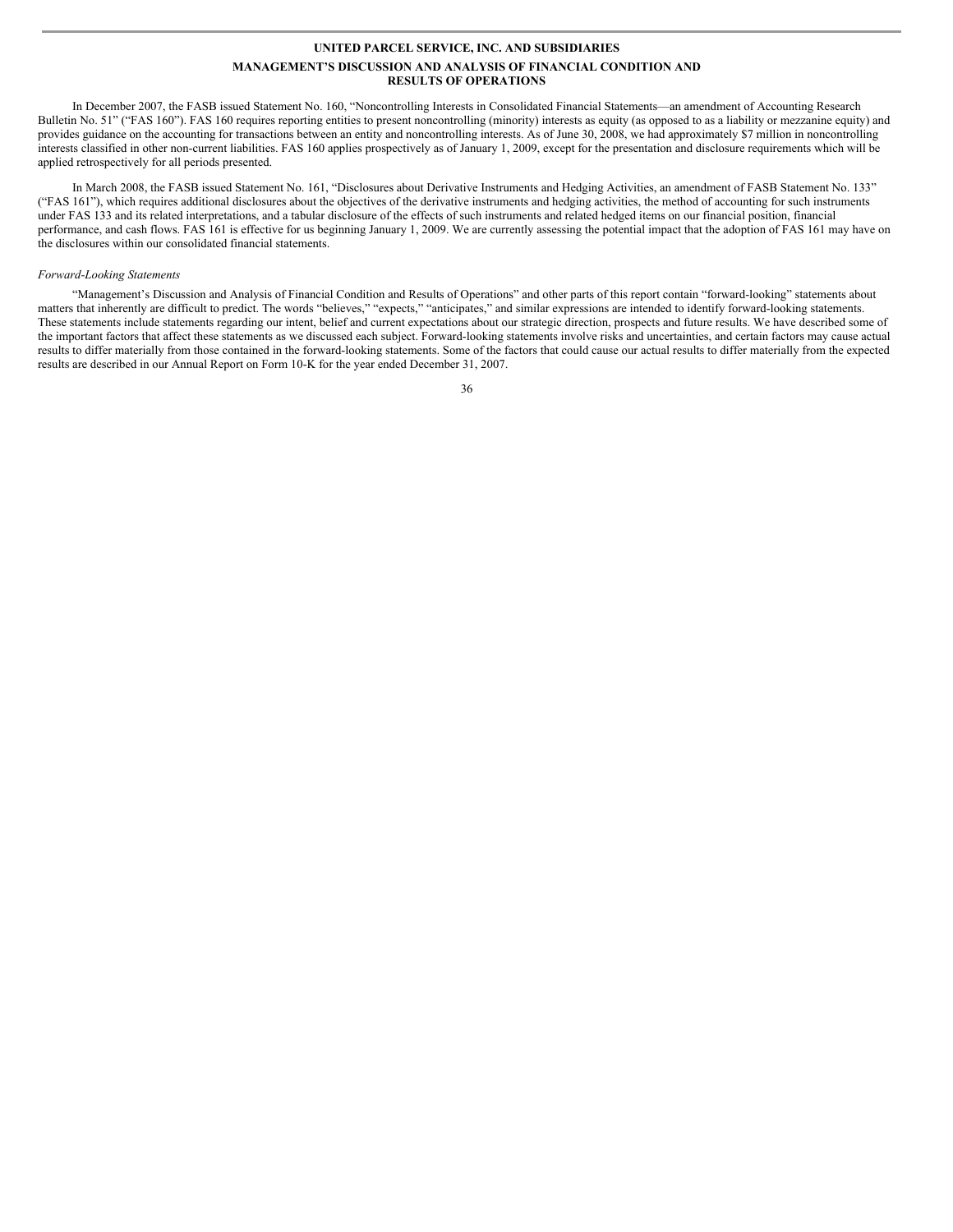In December 2007, the FASB issued Statement No. 160, "Noncontrolling Interests in Consolidated Financial Statements—an amendment of Accounting Research Bulletin No. 51" ("FAS 160"). FAS 160 requires reporting entities to present noncontrolling (minority) interests as equity (as opposed to as a liability or mezzanine equity) and provides guidance on the accounting for transactions between an entity and noncontrolling interests. As of June 30, 2008, we had approximately $7 million in noncontrolling interests classified in other non-current liabilities. FAS 160 applies prospectively as of January 1, 2009, except for the presentation and disclosure requirements which will be applied retrospectively for all periods presented.

In March 2008, the FASB issued Statement No. 161, "Disclosures about Derivative Instruments and Hedging Activities, an amendment of FASB Statement No. 133" ("FAS 161"), which requires additional disclosures about the objectives of the derivative instruments and hedging activities, the method of accounting for such instruments under FAS 133 and its related interpretations, and a tabular disclosure of the effects of such instruments and related hedged items on our financial position, financial performance, and cash flows. FAS 161 is effective for us beginning January 1, 2009. We are currently assessing the potential impact that the adoption of FAS 161 may have on the disclosures within our consolidated financial statements.

*Forward-Looking Statements*

"Management's Discussion and Analysis of Financial Condition and Results of Operations" and other parts of this report contain "forward-looking" statements about matters that inherently are difficult to predict. The words "believes," "expects," "anticipates," and similar expressions are intended to identify forward-looking statements. These statements include statements regarding our intent, belief and current expectations about our strategic direction, prospects and future results. We have described some of the important factors that affect these statements as we discussed each subject. Forward-looking statements involve risks and uncertainties, and certain factors may cause actual results to differ materially from those contained in the forward-looking statements. Some of the factors that could cause our actual results to differ materially from the expected results are described in our Annual Report on Form 10-K for the year ended December 31, 2007.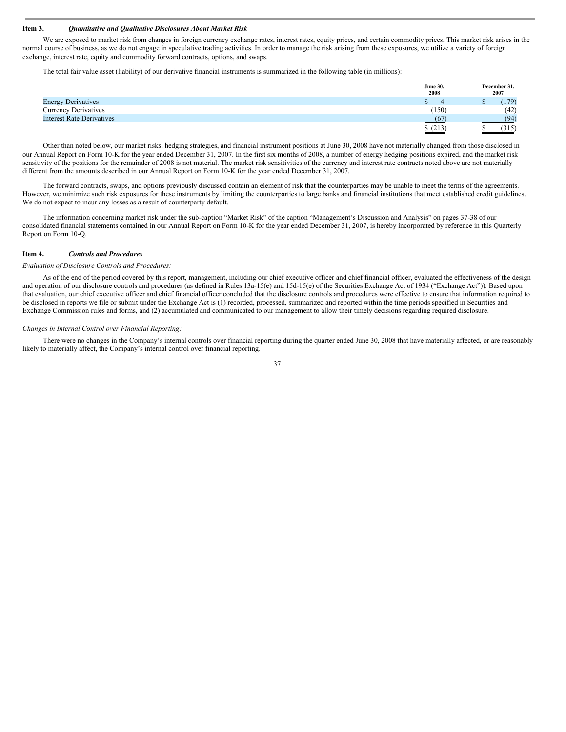**Item 3.** ***Quantitative and Qualitative Disclosures About Market Risk***

We are exposed to market risk from changes in foreign currency exchange rates, interest rates, equity prices, and certain commodity prices. This market risk arises in the normal course of business, as we do not engage in speculative trading activities. In order to manage the risk arising from these exposures, we utilize a variety of foreign exchange, interest rate, equity and commodity forward contracts, options, and swaps.

The total fair value asset (liability) of our derivative financial instruments is summarized in the following table (in millions):

| | June 30, 2008 | December 31, 2007 |
|---|---|---|
| Energy Derivatives | $ 4 | $ (179) |
| Currency Derivatives | (150) | (42) |
| Interest Rate Derivatives | (67) | (94) |
| | $ (213) | $ (315) |

Other than noted below, our market risks, hedging strategies, and financial instrument positions at June 30, 2008 have not materially changed from those disclosed in our Annual Report on Form 10-K for the year ended December 31, 2007. In the first six months of 2008, a number of energy hedging positions expired, and the market risk sensitivity of the positions for the remainder of 2008 is not material. The market risk sensitivities of the currency and interest rate contracts noted above are not materially different from the amounts described in our Annual Report on Form 10-K for the year ended December 31, 2007.

The forward contracts, swaps, and options previously discussed contain an element of risk that the counterparties may be unable to meet the terms of the agreements. However, we minimize such risk exposures for these instruments by limiting the counterparties to large banks and financial institutions that meet established credit guidelines. We do not expect to incur any losses as a result of counterparty default.

The information concerning market risk under the sub-caption "Market Risk" of the caption "Management's Discussion and Analysis" on pages 37-38 of our consolidated financial statements contained in our Annual Report on Form 10-K for the year ended December 31, 2007, is hereby incorporated by reference in this Quarterly Report on Form 10-Q.

**Item 4.** ***Controls and Procedures***

*Evaluation of Disclosure Controls and Procedures:*

As of the end of the period covered by this report, management, including our chief executive officer and chief financial officer, evaluated the effectiveness of the design and operation of our disclosure controls and procedures (as defined in Rules 13a-15(e) and 15d-15(e) of the Securities Exchange Act of 1934 ("Exchange Act")). Based upon that evaluation, our chief executive officer and chief financial officer concluded that the disclosure controls and procedures were effective to ensure that information required to be disclosed in reports we file or submit under the Exchange Act is (1) recorded, processed, summarized and reported within the time periods specified in Securities and Exchange Commission rules and forms, and (2) accumulated and communicated to our management to allow their timely decisions regarding required disclosure.

*Changes in Internal Control over Financial Reporting:*

There were no changes in the Company's internal controls over financial reporting during the quarter ended June 30, 2008 that have materially affected, or are reasonably likely to materially affect, the Company's internal control over financial reporting.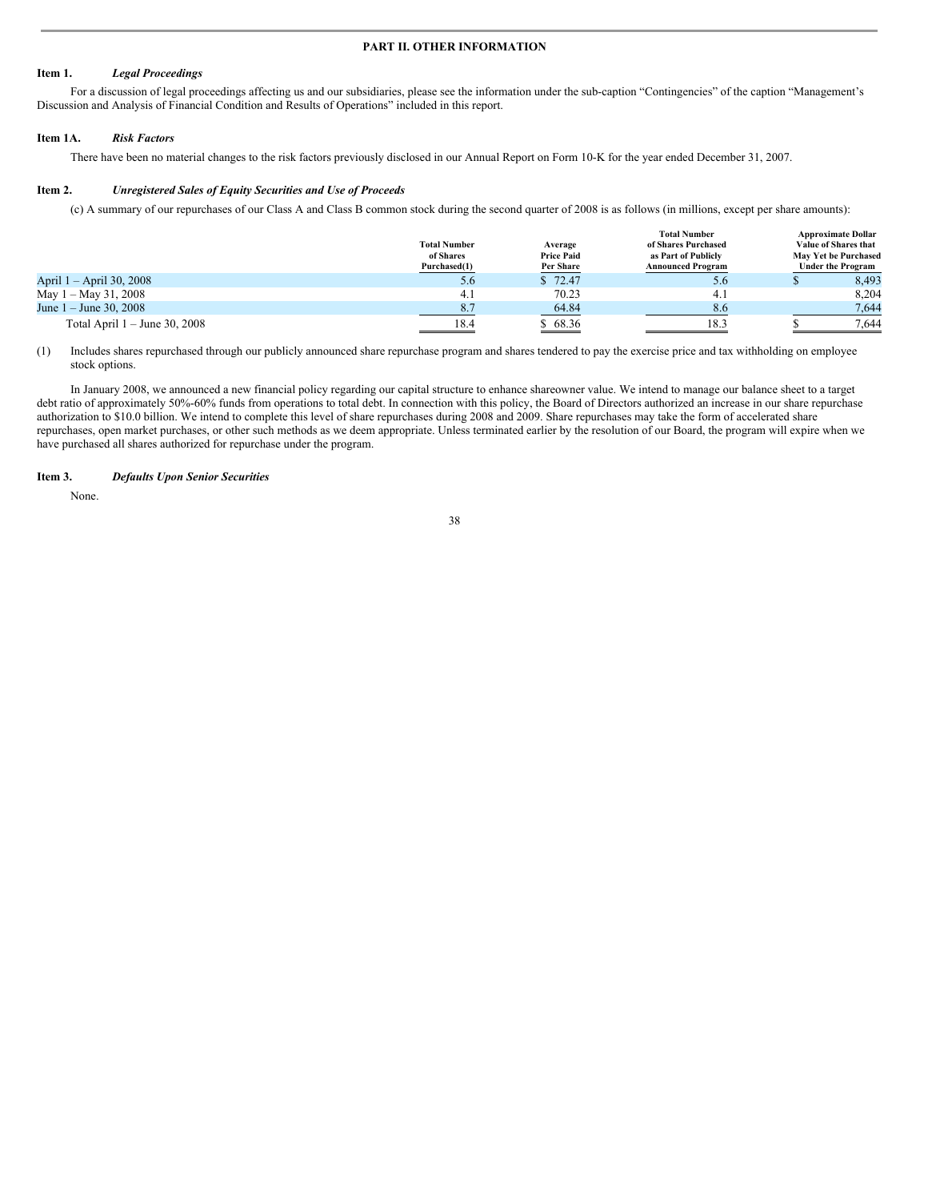## PART II. OTHER INFORMATION

**Item 1.** ***Legal Proceedings***

For a discussion of legal proceedings affecting us and our subsidiaries, please see the information under the sub-caption "Contingencies" of the caption "Management's Discussion and Analysis of Financial Condition and Results of Operations" included in this report.

**Item 1A.** ***Risk Factors***

There have been no material changes to the risk factors previously disclosed in our Annual Report on Form 10-K for the year ended December 31, 2007.

**Item 2.** ***Unregistered Sales of Equity Securities and Use of Proceeds***

(c) A summary of our repurchases of our Class A and Class B common stock during the second quarter of 2008 is as follows (in millions, except per share amounts):

| | Total Number of Shares Purchased(1) | Average Price Paid Per Share | Total Number of Shares Purchased as Part of Publicly Announced Program | Approximate Dollar Value of Shares that May Yet be Purchased Under the Program |
|---|---|---|---|---|
| April 1 – April 30, 2008 | 5.6 | $ 72.47 | 5.6 | $ 8,493 |
| May 1 – May 31, 2008 | 4.1 | 70.23 | 4.1 | 8,204 |
| June 1 – June 30, 2008 | 8.7 | 64.84 | 8.6 | 7,644 |
| Total April 1 – June 30, 2008 | 18.4 | $ 68.36 | 18.3 | $ 7,644 |

(1) Includes shares repurchased through our publicly announced share repurchase program and shares tendered to pay the exercise price and tax withholding on employee stock options.

In January 2008, we announced a new financial policy regarding our capital structure to enhance shareowner value. We intend to manage our balance sheet to a target debt ratio of approximately 50%-60% funds from operations to total debt. In connection with this policy, the Board of Directors authorized an increase in our share repurchase authorization to $10.0 billion. We intend to complete this level of share repurchases during 2008 and 2009. Share repurchases may take the form of accelerated share repurchases, open market purchases, or other such methods as we deem appropriate. Unless terminated earlier by the resolution of our Board, the program will expire when we have purchased all shares authorized for repurchase under the program.

**Item 3.** ***Defaults Upon Senior Securities***

None.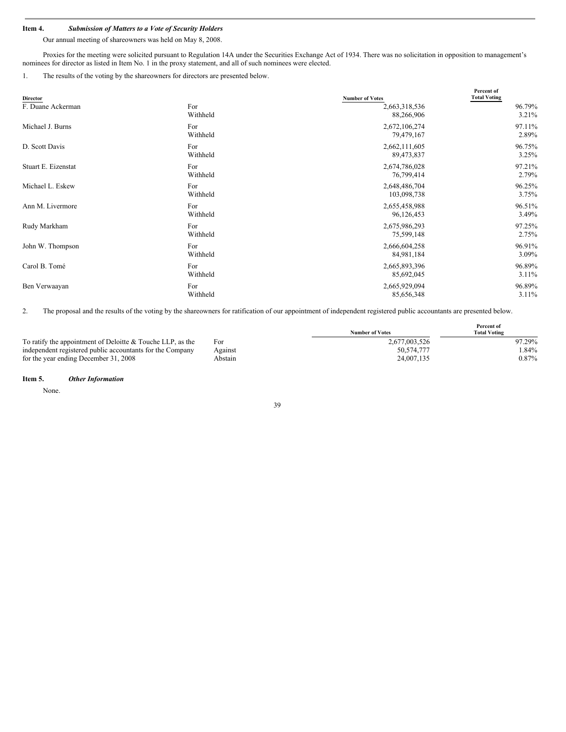**Item 4. *Submission of Matters to a Vote of Security Holders***

Our annual meeting of shareowners was held on May 8, 2008.

Proxies for the meeting were solicited pursuant to Regulation 14A under the Securities Exchange Act of 1934. There was no solicitation in opposition to management's nominees for director as listed in Item No. 1 in the proxy statement, and all of such nominees were elected.

1. The results of the voting by the shareowners for directors are presented below.

| Director | | Number of Votes | Percent of Total Voting |
|---|---|---|---|
| F. Duane Ackerman | For | 2,663,318,536 | 96.79% |
| | Withheld | 88,266,906 | 3.21% |
| Michael J. Burns | For | 2,672,106,274 | 97.11% |
| | Withheld | 79,479,167 | 2.89% |
| D. Scott Davis | For | 2,662,111,605 | 96.75% |
| | Withheld | 89,473,837 | 3.25% |
| Stuart E. Eizenstat | For | 2,674,786,028 | 97.21% |
| | Withheld | 76,799,414 | 2.79% |
| Michael L. Eskew | For | 2,648,486,704 | 96.25% |
| | Withheld | 103,098,738 | 3.75% |
| Ann M. Livermore | For | 2,655,458,988 | 96.51% |
| | Withheld | 96,126,453 | 3.49% |
| Rudy Markham | For | 2,675,986,293 | 97.25% |
| | Withheld | 75,599,148 | 2.75% |
| John W. Thompson | For | 2,666,604,258 | 96.91% |
| | Withheld | 84,981,184 | 3.09% |
| Carol B. Tomé | For | 2,665,893,396 | 96.89% |
| | Withheld | 85,692,045 | 3.11% |
| Ben Verwaayan | For | 2,665,929,094 | 96.89% |
| | Withheld | 85,656,348 | 3.11% |

2. The proposal and the results of the voting by the shareowners for ratification of our appointment of independent registered public accountants are presented below.

| | | Number of Votes | Percent of Total Voting |
|---|---|---|---|
| To ratify the appointment of Deloitte & Touche LLP, as the independent registered public accountants for the Company for the year ending December 31, 2008 | For | 2,677,003,526 | 97.29% |
| | Against | 50,574,777 | 1.84% |
| | Abstain | 24,007,135 | 0.87% |

**Item 5. *Other Information***

None.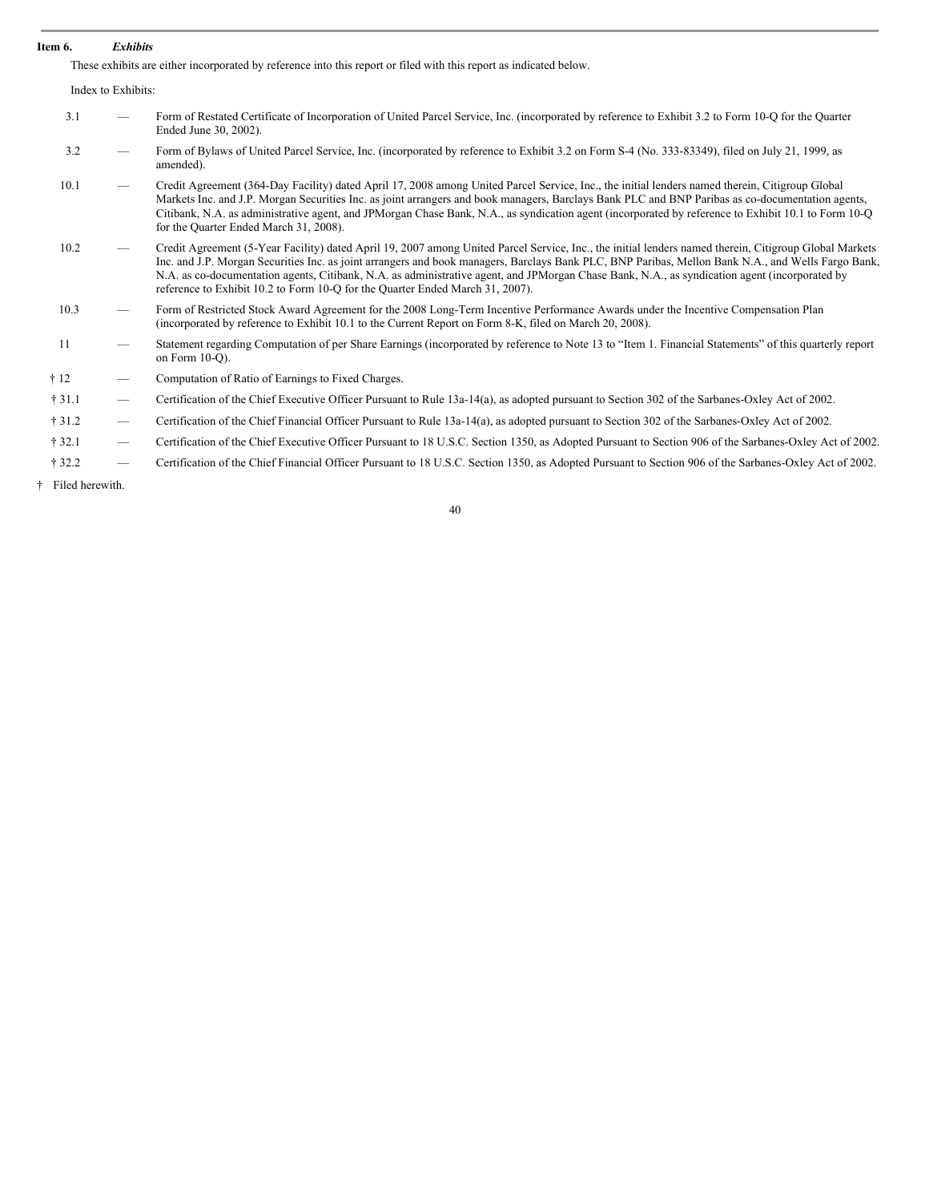**Item 6.** ***Exhibits***

These exhibits are either incorporated by reference into this report or filed with this report as indicated below.

Index to Exhibits:

| | | |
|---|---|---|
| 3.1 | — | Form of Restated Certificate of Incorporation of United Parcel Service, Inc. (incorporated by reference to Exhibit 3.2 to Form 10-Q for the Quarter Ended June 30, 2002). |
| 3.2 | — | Form of Bylaws of United Parcel Service, Inc. (incorporated by reference to Exhibit 3.2 on Form S-4 (No. 333-83349), filed on July 21, 1999, as amended). |
| 10.1 | — | Credit Agreement (364-Day Facility) dated April 17, 2008 among United Parcel Service, Inc., the initial lenders named therein, Citigroup Global Markets Inc. and J.P. Morgan Securities Inc. as joint arrangers and book managers, Barclays Bank PLC and BNP Paribas as co-documentation agents, Citibank, N.A. as administrative agent, and JPMorgan Chase Bank, N.A., as syndication agent (incorporated by reference to Exhibit 10.1 to Form 10-Q for the Quarter Ended March 31, 2008). |
| 10.2 | — | Credit Agreement (5-Year Facility) dated April 19, 2007 among United Parcel Service, Inc., the initial lenders named therein, Citigroup Global Markets Inc. and J.P. Morgan Securities Inc. as joint arrangers and book managers, Barclays Bank PLC, BNP Paribas, Mellon Bank N.A., and Wells Fargo Bank, N.A. as co-documentation agents, Citibank, N.A. as administrative agent, and JPMorgan Chase Bank, N.A., as syndication agent (incorporated by reference to Exhibit 10.2 to Form 10-Q for the Quarter Ended March 31, 2007). |
| 10.3 | — | Form of Restricted Stock Award Agreement for the 2008 Long-Term Incentive Performance Awards under the Incentive Compensation Plan (incorporated by reference to Exhibit 10.1 to the Current Report on Form 8-K, filed on March 20, 2008). |
| 11 | — | Statement regarding Computation of per Share Earnings (incorporated by reference to Note 13 to "Item 1. Financial Statements" of this quarterly report on Form 10-Q). |
| † 12 | — | Computation of Ratio of Earnings to Fixed Charges. |
| † 31.1 | — | Certification of the Chief Executive Officer Pursuant to Rule 13a-14(a), as adopted pursuant to Section 302 of the Sarbanes-Oxley Act of 2002. |
| † 31.2 | — | Certification of the Chief Financial Officer Pursuant to Rule 13a-14(a), as adopted pursuant to Section 302 of the Sarbanes-Oxley Act of 2002. |
| † 32.1 | — | Certification of the Chief Executive Officer Pursuant to 18 U.S.C. Section 1350, as Adopted Pursuant to Section 906 of the Sarbanes-Oxley Act of 2002. |
| † 32.2 | — | Certification of the Chief Financial Officer Pursuant to 18 U.S.C. Section 1350, as Adopted Pursuant to Section 906 of the Sarbanes-Oxley Act of 2002. |

† Filed herewith.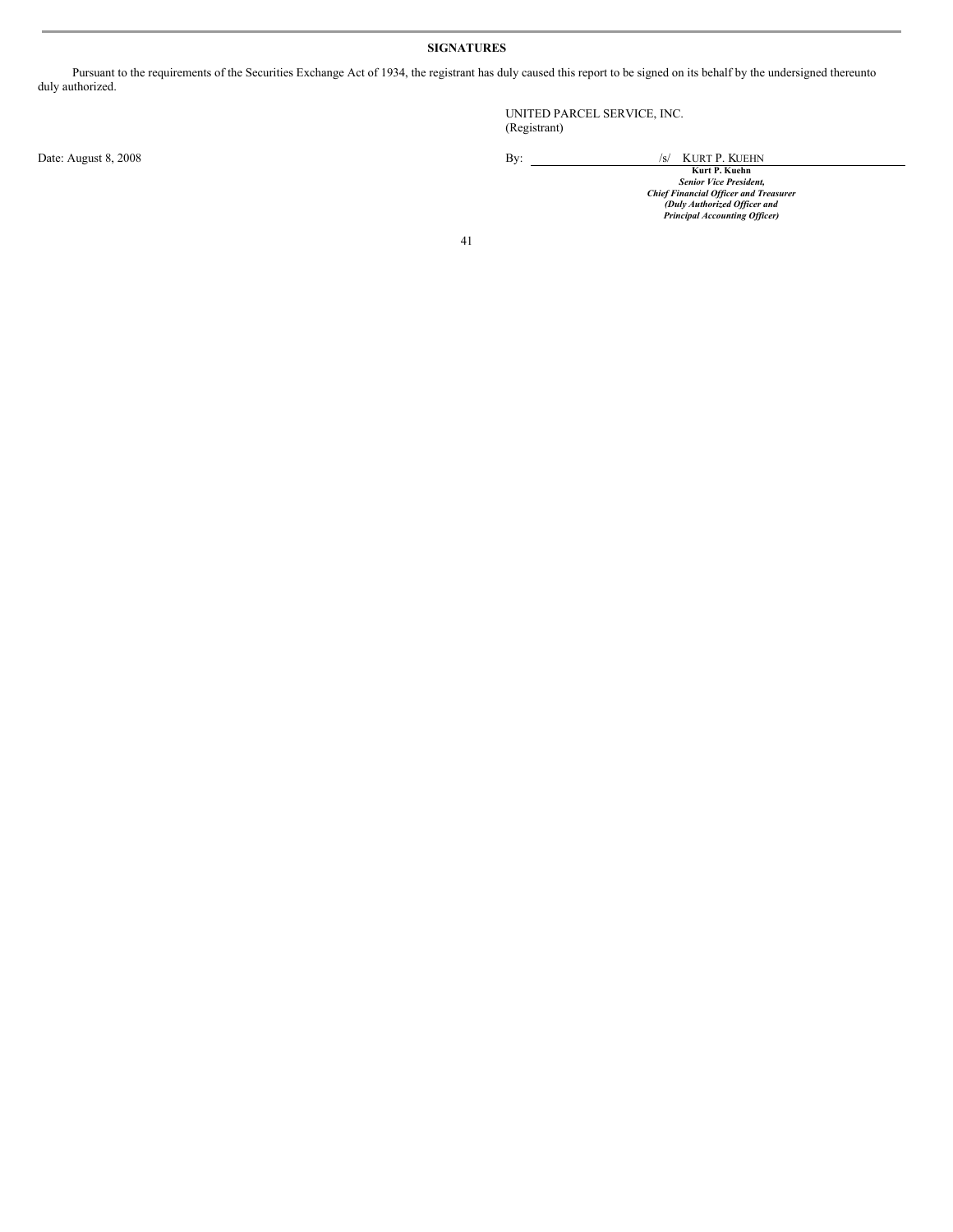## SIGNATURES

Pursuant to the requirements of the Securities Exchange Act of 1934, the registrant has duly caused this report to be signed on its behalf by the undersigned thereunto duly authorized.

UNITED PARCEL SERVICE, INC.
(Registrant)

Date: August 8, 2008

By: /s/ KURT P. KUEHN

**Kurt P. Kuehn**
***Senior Vice President,***
***Chief Financial Officer and Treasurer***
***(Duly Authorized Officer and***
***Principal Accounting Officer)***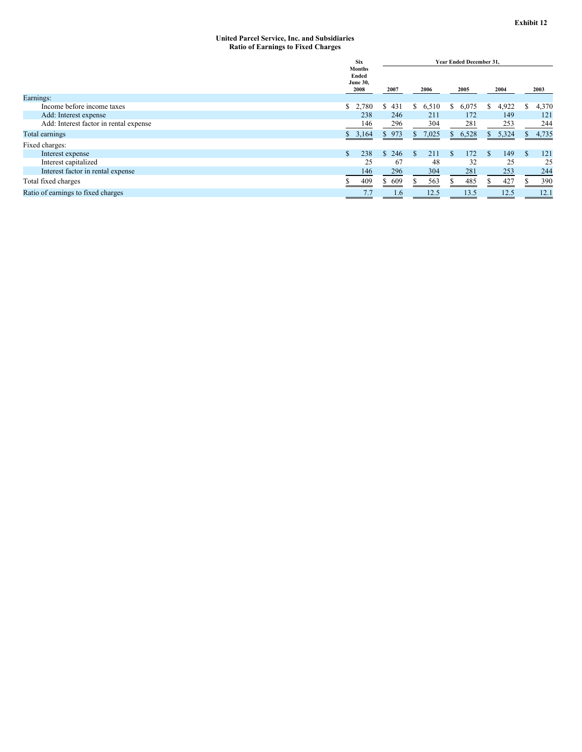**Exhibit 12**

**United Parcel Service, Inc. and Subsidiaries**
**Ratio of Earnings to Fixed Charges**

| | Six Months Ended June 30, 2008 | Year Ended December 31, | | | | |
|---|---|---|---|---|---|---|
| | | 2007 | 2006 | 2005 | 2004 | 2003 |
| Earnings: | | | | | | |
| Income before income taxes | $ 2,780 | $ 431 | $ 6,510 | $ 6,075 | $ 4,922 | $ 4,370 |
| Add: Interest expense | 238 | 246 | 211 | 172 | 149 | 121 |
| Add: Interest factor in rental expense | 146 | 296 | 304 | 281 | 253 | 244 |
| Total earnings | $ 3,164 | $ 973 | $ 7,025 | $ 6,528 | $ 5,324 | $ 4,735 |
| Fixed charges: | | | | | | |
| Interest expense | $ 238 | $ 246 | $ 211 | $ 172 | $ 149 | $ 121 |
| Interest capitalized | 25 | 67 | 48 | 32 | 25 | 25 |
| Interest factor in rental expense | 146 | 296 | 304 | 281 | 253 | 244 |
| Total fixed charges | $ 409 | $ 609 | $ 563 | $ 485 | $ 427 | $ 390 |
| Ratio of earnings to fixed charges | 7.7 | 1.6 | 12.5 | 13.5 | 12.5 | 12.1 |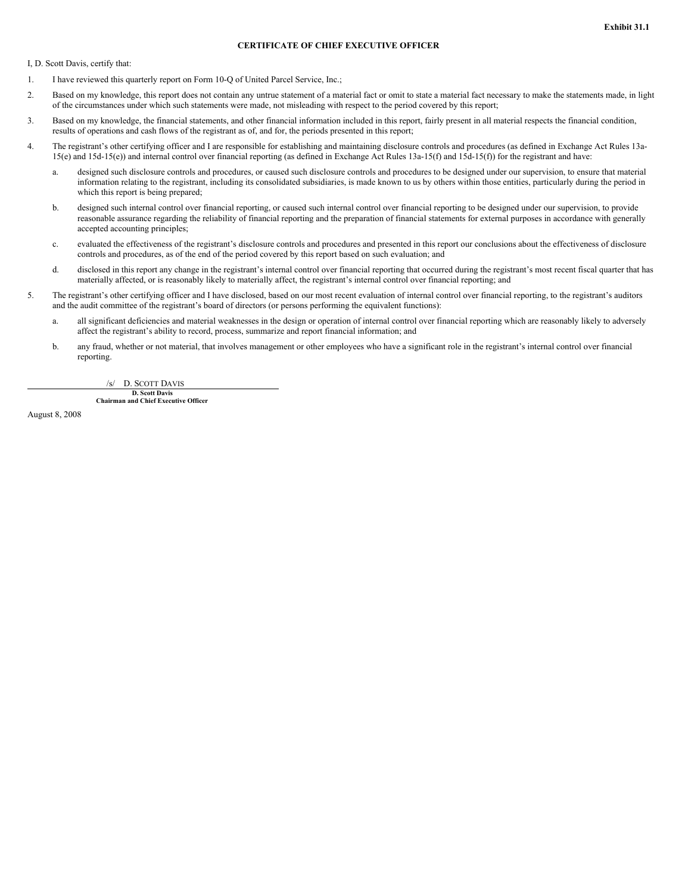**Exhibit 31.1**

**CERTIFICATE OF CHIEF EXECUTIVE OFFICER**

I, D. Scott Davis, certify that:

1. I have reviewed this quarterly report on Form 10-Q of United Parcel Service, Inc.;
2. Based on my knowledge, this report does not contain any untrue statement of a material fact or omit to state a material fact necessary to make the statements made, in light of the circumstances under which such statements were made, not misleading with respect to the period covered by this report;
3. Based on my knowledge, the financial statements, and other financial information included in this report, fairly present in all material respects the financial condition, results of operations and cash flows of the registrant as of, and for, the periods presented in this report;
4. The registrant's other certifying officer and I are responsible for establishing and maintaining disclosure controls and procedures (as defined in Exchange Act Rules 13a-15(e) and 15d-15(e)) and internal control over financial reporting (as defined in Exchange Act Rules 13a-15(f) and 15d-15(f)) for the registrant and have:
   a. designed such disclosure controls and procedures, or caused such disclosure controls and procedures to be designed under our supervision, to ensure that material information relating to the registrant, including its consolidated subsidiaries, is made known to us by others within those entities, particularly during the period in which this report is being prepared;
   b. designed such internal control over financial reporting, or caused such internal control over financial reporting to be designed under our supervision, to provide reasonable assurance regarding the reliability of financial reporting and the preparation of financial statements for external purposes in accordance with generally accepted accounting principles;
   c. evaluated the effectiveness of the registrant's disclosure controls and procedures and presented in this report our conclusions about the effectiveness of disclosure controls and procedures, as of the end of the period covered by this report based on such evaluation; and
   d. disclosed in this report any change in the registrant's internal control over financial reporting that occurred during the registrant's most recent fiscal quarter that has materially affected, or is reasonably likely to materially affect, the registrant's internal control over financial reporting; and
5. The registrant's other certifying officer and I have disclosed, based on our most recent evaluation of internal control over financial reporting, to the registrant's auditors and the audit committee of the registrant's board of directors (or persons performing the equivalent functions):
   a. all significant deficiencies and material weaknesses in the design or operation of internal control over financial reporting which are reasonably likely to adversely affect the registrant's ability to record, process, summarize and report financial information; and
   b. any fraud, whether or not material, that involves management or other employees who have a significant role in the registrant's internal control over financial reporting.

/s/ D. SCOTT DAVIS

**D. Scott Davis**
**Chairman and Chief Executive Officer**

August 8, 2008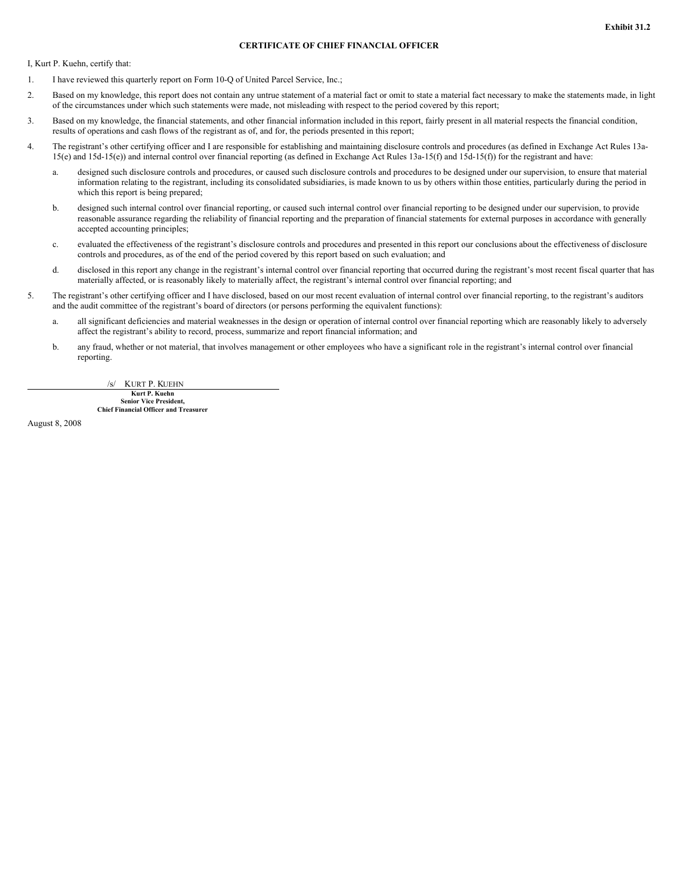**Exhibit 31.2**

**CERTIFICATE OF CHIEF FINANCIAL OFFICER**

I, Kurt P. Kuehn, certify that:

1. I have reviewed this quarterly report on Form 10-Q of United Parcel Service, Inc.;

2. Based on my knowledge, this report does not contain any untrue statement of a material fact or omit to state a material fact necessary to make the statements made, in light of the circumstances under which such statements were made, not misleading with respect to the period covered by this report;

3. Based on my knowledge, the financial statements, and other financial information included in this report, fairly present in all material respects the financial condition, results of operations and cash flows of the registrant as of, and for, the periods presented in this report;

4. The registrant's other certifying officer and I are responsible for establishing and maintaining disclosure controls and procedures (as defined in Exchange Act Rules 13a-15(e) and 15d-15(e)) and internal control over financial reporting (as defined in Exchange Act Rules 13a-15(f) and 15d-15(f)) for the registrant and have:

   a. designed such disclosure controls and procedures, or caused such disclosure controls and procedures to be designed under our supervision, to ensure that material information relating to the registrant, including its consolidated subsidiaries, is made known to us by others within those entities, particularly during the period in which this report is being prepared;

   b. designed such internal control over financial reporting, or caused such internal control over financial reporting to be designed under our supervision, to provide reasonable assurance regarding the reliability of financial reporting and the preparation of financial statements for external purposes in accordance with generally accepted accounting principles;

   c. evaluated the effectiveness of the registrant's disclosure controls and procedures and presented in this report our conclusions about the effectiveness of disclosure controls and procedures, as of the end of the period covered by this report based on such evaluation; and

   d. disclosed in this report any change in the registrant's internal control over financial reporting that occurred during the registrant's most recent fiscal quarter that has materially affected, or is reasonably likely to materially affect, the registrant's internal control over financial reporting; and

5. The registrant's other certifying officer and I have disclosed, based on our most recent evaluation of internal control over financial reporting, to the registrant's auditors and the audit committee of the registrant's board of directors (or persons performing the equivalent functions):

   a. all significant deficiencies and material weaknesses in the design or operation of internal control over financial reporting which are reasonably likely to adversely affect the registrant's ability to record, process, summarize and report financial information; and

   b. any fraud, whether or not material, that involves management or other employees who have a significant role in the registrant's internal control over financial reporting.

/s/ KURT P. KUEHN

**Kurt P. Kuehn**
**Senior Vice President,**
**Chief Financial Officer and Treasurer**

August 8, 2008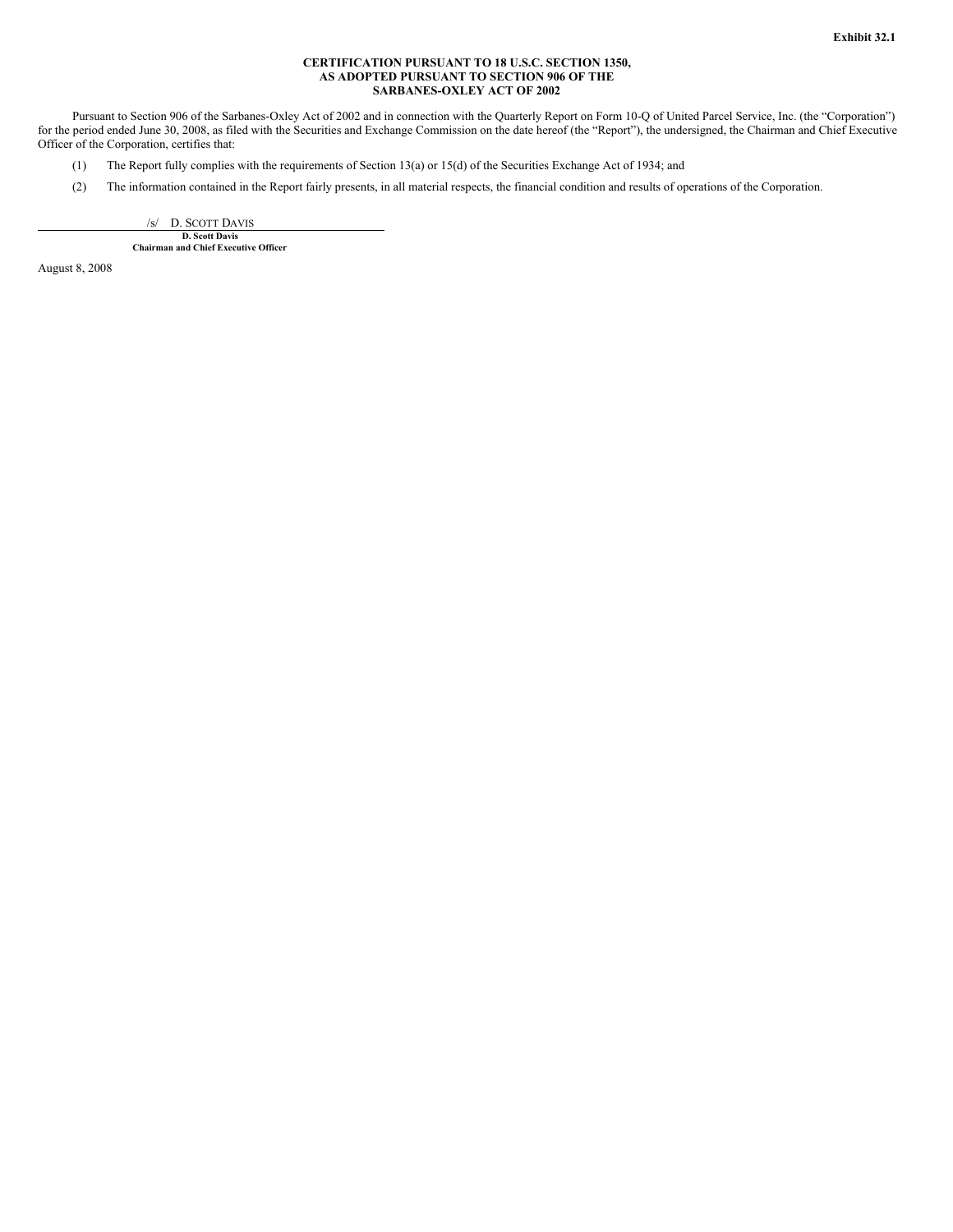**Exhibit 32.1**

**CERTIFICATION PURSUANT TO 18 U.S.C. SECTION 1350,
AS ADOPTED PURSUANT TO SECTION 906 OF THE
SARBANES-OXLEY ACT OF 2002**

Pursuant to Section 906 of the Sarbanes-Oxley Act of 2002 and in connection with the Quarterly Report on Form 10-Q of United Parcel Service, Inc. (the "Corporation") for the period ended June 30, 2008, as filed with the Securities and Exchange Commission on the date hereof (the "Report"), the undersigned, the Chairman and Chief Executive Officer of the Corporation, certifies that:

(1) The Report fully complies with the requirements of Section 13(a) or 15(d) of the Securities Exchange Act of 1934; and

(2) The information contained in the Report fairly presents, in all material respects, the financial condition and results of operations of the Corporation.

/s/ D. SCOTT DAVIS

**D. Scott Davis**
**Chairman and Chief Executive Officer**

August 8, 2008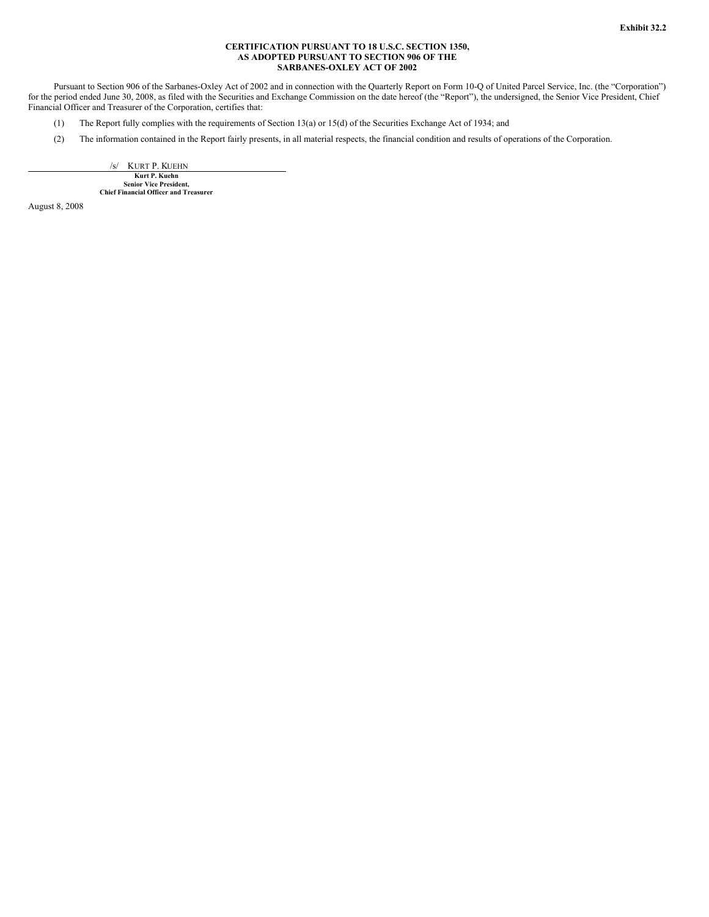**Exhibit 32.2**

**CERTIFICATION PURSUANT TO 18 U.S.C. SECTION 1350,
AS ADOPTED PURSUANT TO SECTION 906 OF THE
SARBANES-OXLEY ACT OF 2002**

Pursuant to Section 906 of the Sarbanes-Oxley Act of 2002 and in connection with the Quarterly Report on Form 10-Q of United Parcel Service, Inc. (the "Corporation") for the period ended June 30, 2008, as filed with the Securities and Exchange Commission on the date hereof (the "Report"), the undersigned, the Senior Vice President, Chief Financial Officer and Treasurer of the Corporation, certifies that:

(1) The Report fully complies with the requirements of Section 13(a) or 15(d) of the Securities Exchange Act of 1934; and

(2) The information contained in the Report fairly presents, in all material respects, the financial condition and results of operations of the Corporation.

/s/ KURT P. KUEHN

**Kurt P. Kuehn**
**Senior Vice President,**
**Chief Financial Officer and Treasurer**

August 8, 2008